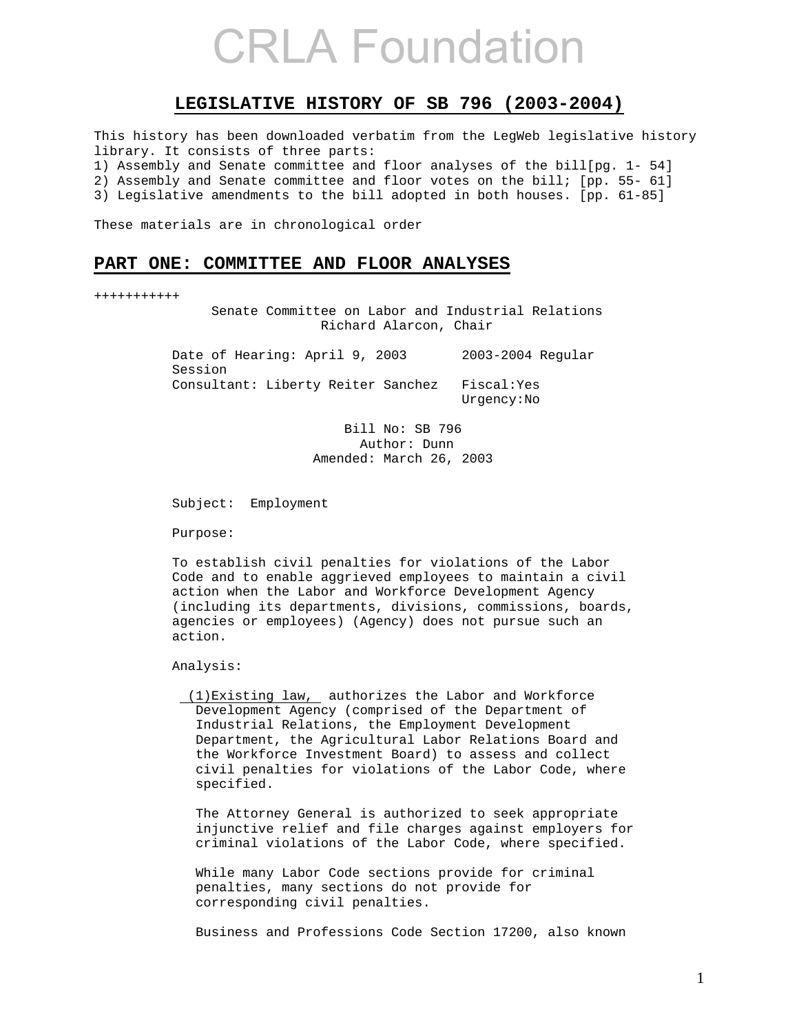# CRLA Foundation

## LEGISLATIVE HISTORY OF SB 796 (2003-2004)

This history has been downloaded verbatim from the LegWeb legislative history library. It consists of three parts:
1) Assembly and Senate committee and floor analyses of the bill[pg. 1- 54]
2) Assembly and Senate committee and floor votes on the bill; [pp. 55- 61]
3) Legislative amendments to the bill adopted in both houses. [pp. 61-85]

These materials are in chronological order

## PART ONE: COMMITTEE AND FLOOR ANALYSES

+++++++++++

Senate Committee on Labor and Industrial Relations
Richard Alarcon, Chair

Date of Hearing: April 9, 2003 2003-2004 Regular Session
Consultant: Liberty Reiter Sanchez Fiscal:Yes
Urgency:No

Bill No: SB 796
Author: Dunn
Amended: March 26, 2003

Subject: Employment

Purpose:

To establish civil penalties for violations of the Labor Code and to enable aggrieved employees to maintain a civil action when the Labor and Workforce Development Agency (including its departments, divisions, commissions, boards, agencies or employees) (Agency) does not pursue such an action.

Analysis:

(1)Existing law, authorizes the Labor and Workforce Development Agency (comprised of the Department of Industrial Relations, the Employment Development Department, the Agricultural Labor Relations Board and the Workforce Investment Board) to assess and collect civil penalties for violations of the Labor Code, where specified.

The Attorney General is authorized to seek appropriate injunctive relief and file charges against employers for criminal violations of the Labor Code, where specified.

While many Labor Code sections provide for criminal penalties, many sections do not provide for corresponding civil penalties.

Business and Professions Code Section 17200, also known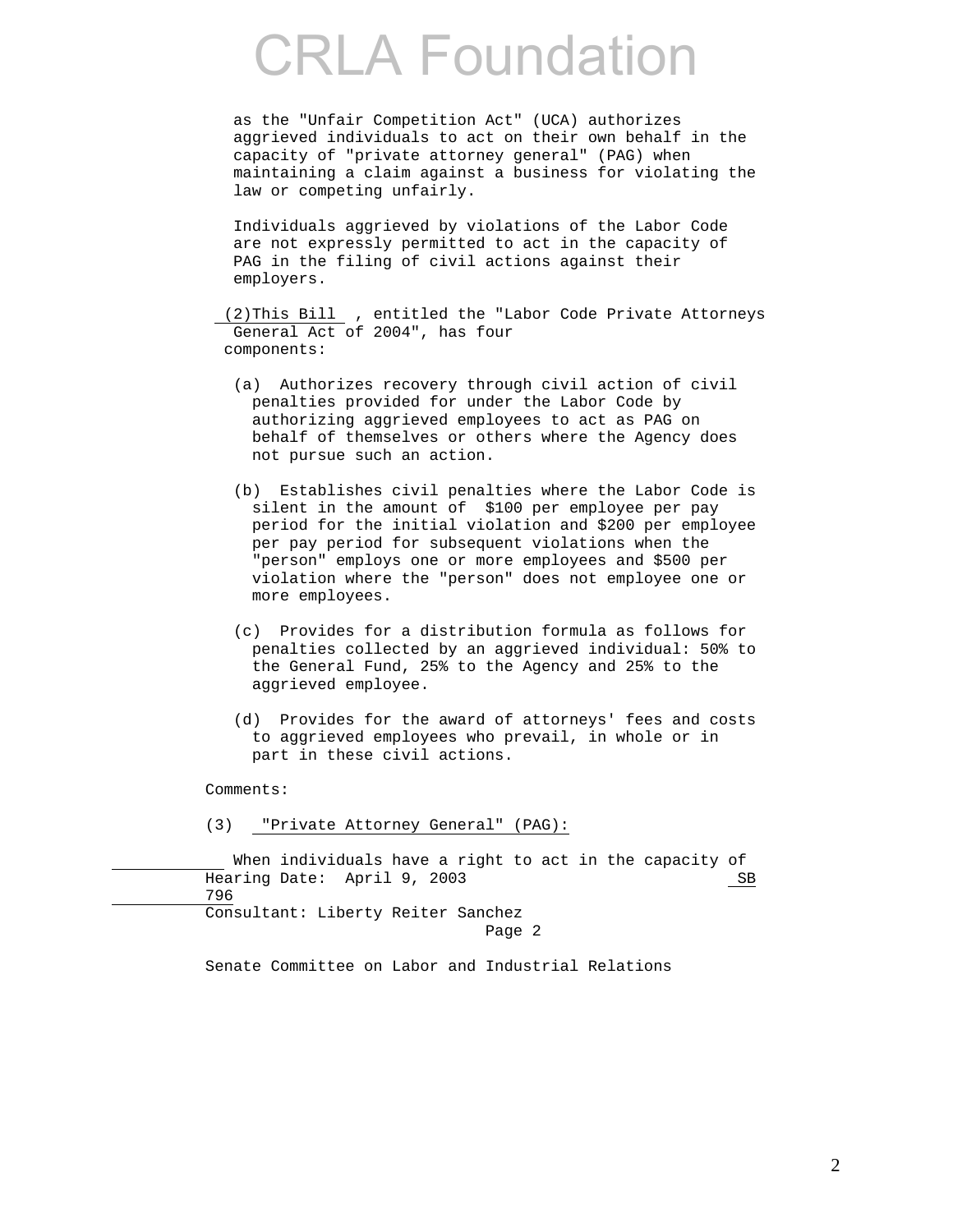as the "Unfair Competition Act" (UCA) authorizes aggrieved individuals to act on their own behalf in the capacity of "private attorney general" (PAG) when maintaining a claim against a business for violating the law or competing unfairly.

Individuals aggrieved by violations of the Labor Code are not expressly permitted to act in the capacity of PAG in the filing of civil actions against their employers.

(2) This Bill, entitled the "Labor Code Private Attorneys General Act of 2004", has four components:

(a) Authorizes recovery through civil action of civil penalties provided for under the Labor Code by authorizing aggrieved employees to act as PAG on behalf of themselves or others where the Agency does not pursue such an action.

(b) Establishes civil penalties where the Labor Code is silent in the amount of $100 per employee per pay period for the initial violation and $200 per employee per pay period for subsequent violations when the "person" employs one or more employees and $500 per violation where the "person" does not employee one or more employees.

(c) Provides for a distribution formula as follows for penalties collected by an aggrieved individual: 50% to the General Fund, 25% to the Agency and 25% to the aggrieved employee.

(d) Provides for the award of attorneys' fees and costs to aggrieved employees who prevail, in whole or in part in these civil actions.

Comments:

(3) "Private Attorney General" (PAG):

When individuals have a right to act in the capacity of

Hearing Date: April 9, 2003 SB 796

Consultant: Liberty Reiter Sanchez

Page 2

Senate Committee on Labor and Industrial Relations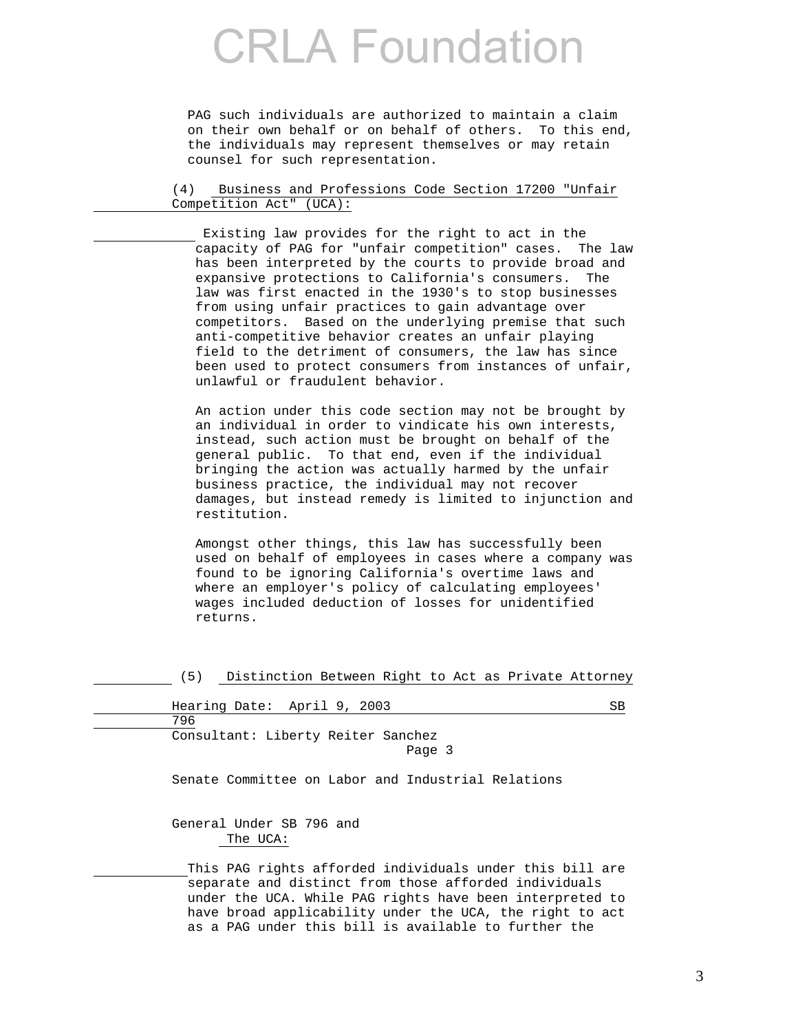PAG such individuals are authorized to maintain a claim on their own behalf or on behalf of others. To this end, the individuals may represent themselves or may retain counsel for such representation.

(4) Business and Professions Code Section 17200 "Unfair Competition Act" (UCA):

Existing law provides for the right to act in the capacity of PAG for "unfair competition" cases. The law has been interpreted by the courts to provide broad and expansive protections to California's consumers. The law was first enacted in the 1930's to stop businesses from using unfair practices to gain advantage over competitors. Based on the underlying premise that such anti-competitive behavior creates an unfair playing field to the detriment of consumers, the law has since been used to protect consumers from instances of unfair, unlawful or fraudulent behavior.

An action under this code section may not be brought by an individual in order to vindicate his own interests, instead, such action must be brought on behalf of the general public. To that end, even if the individual bringing the action was actually harmed by the unfair business practice, the individual may not recover damages, but instead remedy is limited to injunction and restitution.

Amongst other things, this law has successfully been used on behalf of employees in cases where a company was found to be ignoring California's overtime laws and where an employer's policy of calculating employees' wages included deduction of losses for unidentified returns.

(5) Distinction Between Right to Act as Private Attorney

Hearing Date: April 9, 2003 SB 796
Consultant: Liberty Reiter Sanchez
Page 3

Senate Committee on Labor and Industrial Relations

General Under SB 796 and The UCA:

This PAG rights afforded individuals under this bill are separate and distinct from those afforded individuals under the UCA. While PAG rights have been interpreted to have broad applicability under the UCA, the right to act as a PAG under this bill is available to further the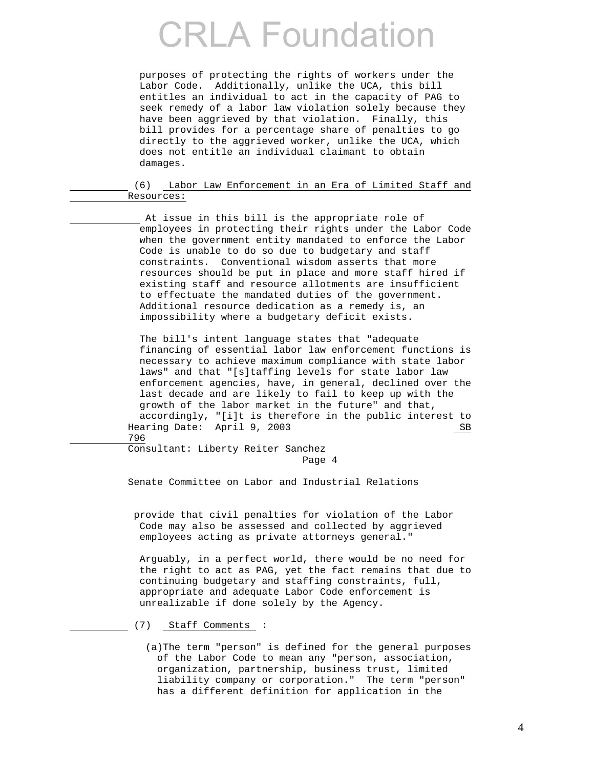purposes of protecting the rights of workers under the Labor Code. Additionally, unlike the UCA, this bill entitles an individual to act in the capacity of PAG to seek remedy of a labor law violation solely because they have been aggrieved by that violation. Finally, this bill provides for a percentage share of penalties to go directly to the aggrieved worker, unlike the UCA, which does not entitle an individual claimant to obtain damages.

(6) Labor Law Enforcement in an Era of Limited Staff and Resources:

At issue in this bill is the appropriate role of employees in protecting their rights under the Labor Code when the government entity mandated to enforce the Labor Code is unable to do so due to budgetary and staff constraints. Conventional wisdom asserts that more resources should be put in place and more staff hired if existing staff and resource allotments are insufficient to effectuate the mandated duties of the government. Additional resource dedication as a remedy is, an impossibility where a budgetary deficit exists.

The bill's intent language states that "adequate financing of essential labor law enforcement functions is necessary to achieve maximum compliance with state labor laws" and that "[s]taffing levels for state labor law enforcement agencies, have, in general, declined over the last decade and are likely to fail to keep up with the growth of the labor market in the future" and that, accordingly, "[i]t is therefore in the public interest to provide that civil penalties for violation of the Labor Code may also be assessed and collected by aggrieved employees acting as private attorneys general."

Arguably, in a perfect world, there would be no need for the right to act as PAG, yet the fact remains that due to continuing budgetary and staffing constraints, full, appropriate and adequate Labor Code enforcement is unrealizable if done solely by the Agency.

(7) Staff Comments :

(a) The term "person" is defined for the general purposes of the Labor Code to mean any "person, association, organization, partnership, business trust, limited liability company or corporation." The term "person" has a different definition for application in the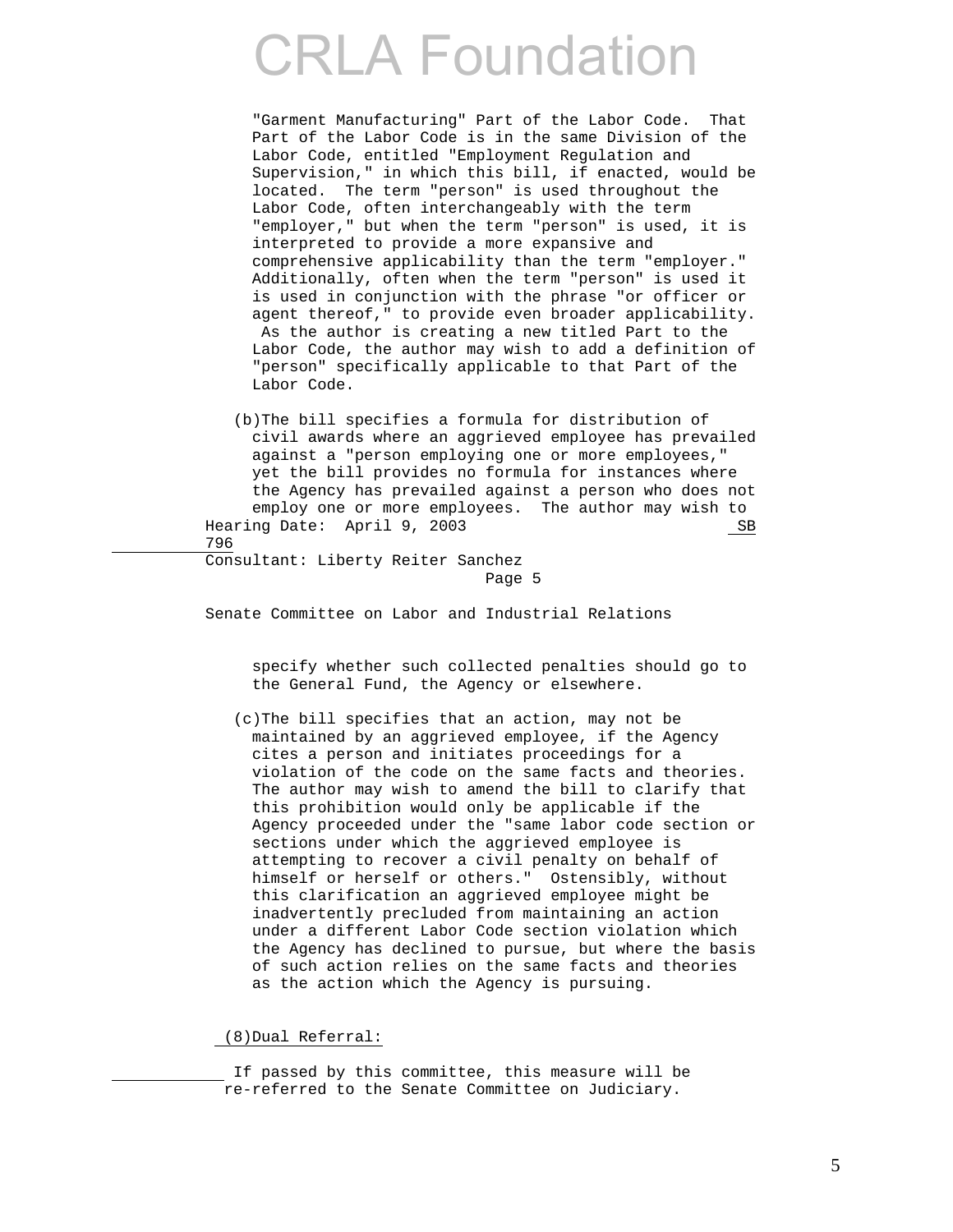"Garment Manufacturing" Part of the Labor Code. That Part of the Labor Code is in the same Division of the Labor Code, entitled "Employment Regulation and Supervision," in which this bill, if enacted, would be located. The term "person" is used throughout the Labor Code, often interchangeably with the term "employer," but when the term "person" is used, it is interpreted to provide a more expansive and comprehensive applicability than the term "employer." Additionally, often when the term "person" is used it is used in conjunction with the phrase "or officer or agent thereof," to provide even broader applicability. As the author is creating a new titled Part to the Labor Code, the author may wish to add a definition of "person" specifically applicable to that Part of the Labor Code.

(b) The bill specifies a formula for distribution of civil awards where an aggrieved employee has prevailed against a "person employing one or more employees," yet the bill provides no formula for instances where the Agency has prevailed against a person who does not employ one or more employees. The author may wish to specify whether such collected penalties should go to the General Fund, the Agency or elsewhere.

(c) The bill specifies that an action, may not be maintained by an aggrieved employee, if the Agency cites a person and initiates proceedings for a violation of the code on the same facts and theories. The author may wish to amend the bill to clarify that this prohibition would only be applicable if the Agency proceeded under the "same labor code section or sections under which the aggrieved employee is attempting to recover a civil penalty on behalf of himself or herself or others." Ostensibly, without this clarification an aggrieved employee might be inadvertently precluded from maintaining an action under a different Labor Code section violation which the Agency has declined to pursue, but where the basis of such action relies on the same facts and theories as the action which the Agency is pursuing.

(8) Dual Referral:

If passed by this committee, this measure will be re-referred to the Senate Committee on Judiciary.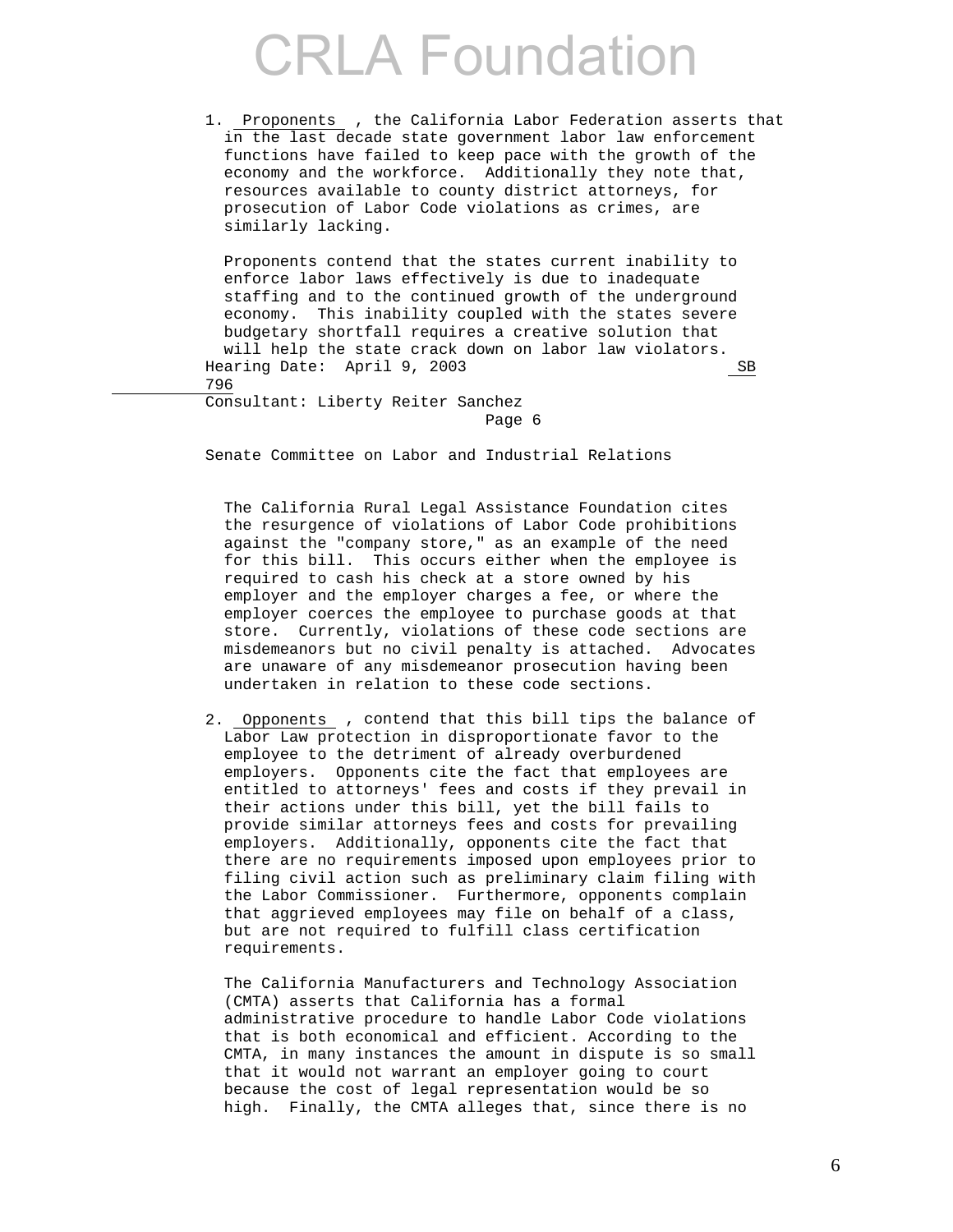1. Proponents , the California Labor Federation asserts that in the last decade state government labor law enforcement functions have failed to keep pace with the growth of the economy and the workforce. Additionally they note that, resources available to county district attorneys, for prosecution of Labor Code violations as crimes, are similarly lacking.

   Proponents contend that the states current inability to enforce labor laws effectively is due to inadequate staffing and to the continued growth of the underground economy. This inability coupled with the states severe budgetary shortfall requires a creative solution that will help the state crack down on labor law violators.

Hearing Date: April 9, 2003 SB 796
Consultant: Liberty Reiter Sanchez
Page 6

Senate Committee on Labor and Industrial Relations

   The California Rural Legal Assistance Foundation cites the resurgence of violations of Labor Code prohibitions against the "company store," as an example of the need for this bill. This occurs either when the employee is required to cash his check at a store owned by his employer and the employer charges a fee, or where the employer coerces the employee to purchase goods at that store. Currently, violations of these code sections are misdemeanors but no civil penalty is attached. Advocates are unaware of any misdemeanor prosecution having been undertaken in relation to these code sections.

2. Opponents , contend that this bill tips the balance of Labor Law protection in disproportionate favor to the employee to the detriment of already overburdened employers. Opponents cite the fact that employees are entitled to attorneys' fees and costs if they prevail in their actions under this bill, yet the bill fails to provide similar attorneys fees and costs for prevailing employers. Additionally, opponents cite the fact that there are no requirements imposed upon employees prior to filing civil action such as preliminary claim filing with the Labor Commissioner. Furthermore, opponents complain that aggrieved employees may file on behalf of a class, but are not required to fulfill class certification requirements.

   The California Manufacturers and Technology Association (CMTA) asserts that California has a formal administrative procedure to handle Labor Code violations that is both economical and efficient. According to the CMTA, in many instances the amount in dispute is so small that it would not warrant an employer going to court because the cost of legal representation would be so high. Finally, the CMTA alleges that, since there is no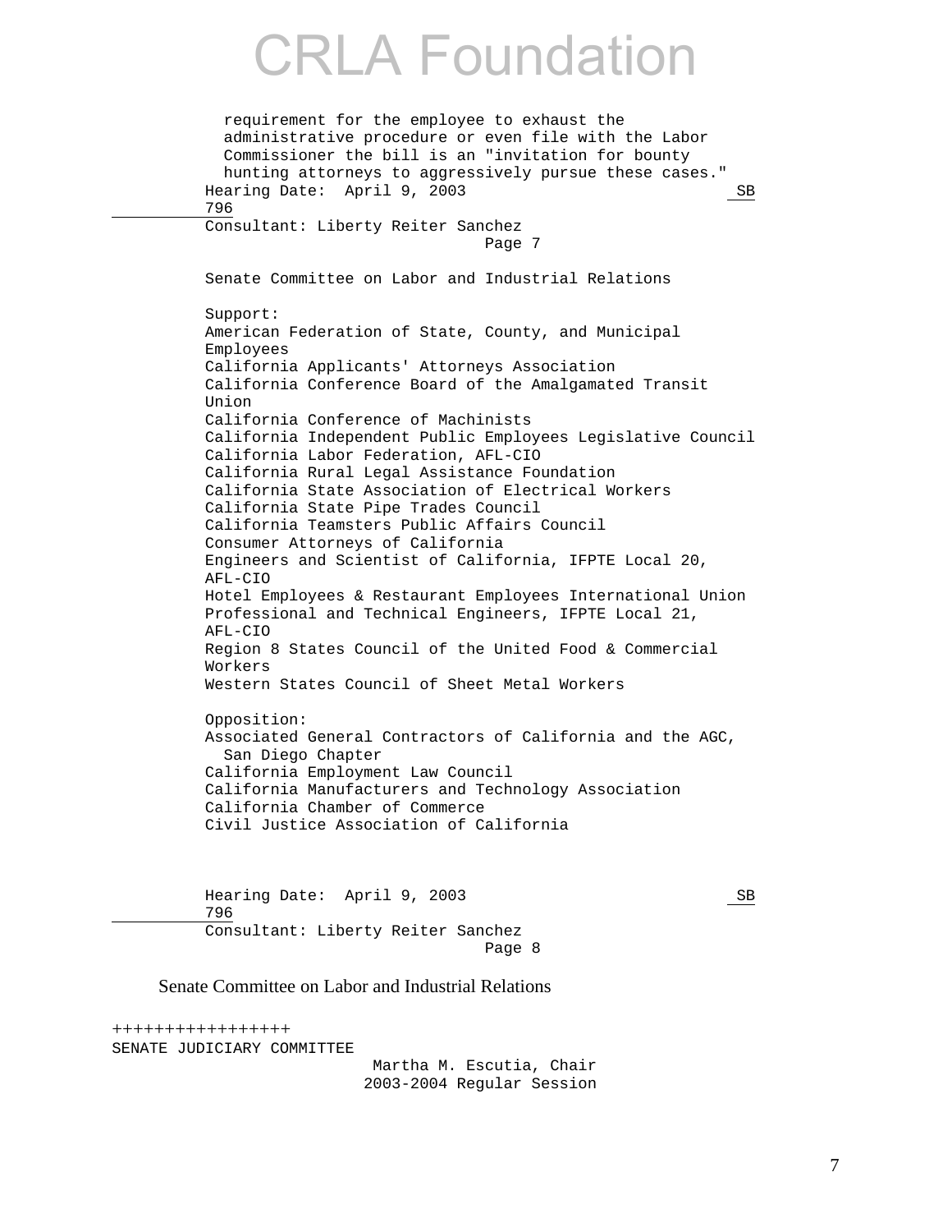requirement for the employee to exhaust the administrative procedure or even file with the Labor Commissioner the bill is an "invitation for bounty hunting attorneys to aggressively pursue these cases."

Hearing Date: April 9, 2003 SB 796
Consultant: Liberty Reiter Sanchez
Page 7

Senate Committee on Labor and Industrial Relations

Support:
American Federation of State, County, and Municipal Employees
California Applicants' Attorneys Association
California Conference Board of the Amalgamated Transit Union
California Conference of Machinists
California Independent Public Employees Legislative Council
California Labor Federation, AFL-CIO
California Rural Legal Assistance Foundation
California State Association of Electrical Workers
California State Pipe Trades Council
California Teamsters Public Affairs Council
Consumer Attorneys of California
Engineers and Scientist of California, IFPTE Local 20, AFL-CIO
Hotel Employees & Restaurant Employees International Union
Professional and Technical Engineers, IFPTE Local 21, AFL-CIO
Region 8 States Council of the United Food & Commercial Workers
Western States Council of Sheet Metal Workers

Opposition:
Associated General Contractors of California and the AGC, San Diego Chapter
California Employment Law Council
California Manufacturers and Technology Association
California Chamber of Commerce
Civil Justice Association of California

Hearing Date: April 9, 2003 SB 796
Consultant: Liberty Reiter Sanchez
Page 8

Senate Committee on Labor and Industrial Relations

+++++++++++++++++

SENATE JUDICIARY COMMITTEE
Martha M. Escutia, Chair
2003-2004 Regular Session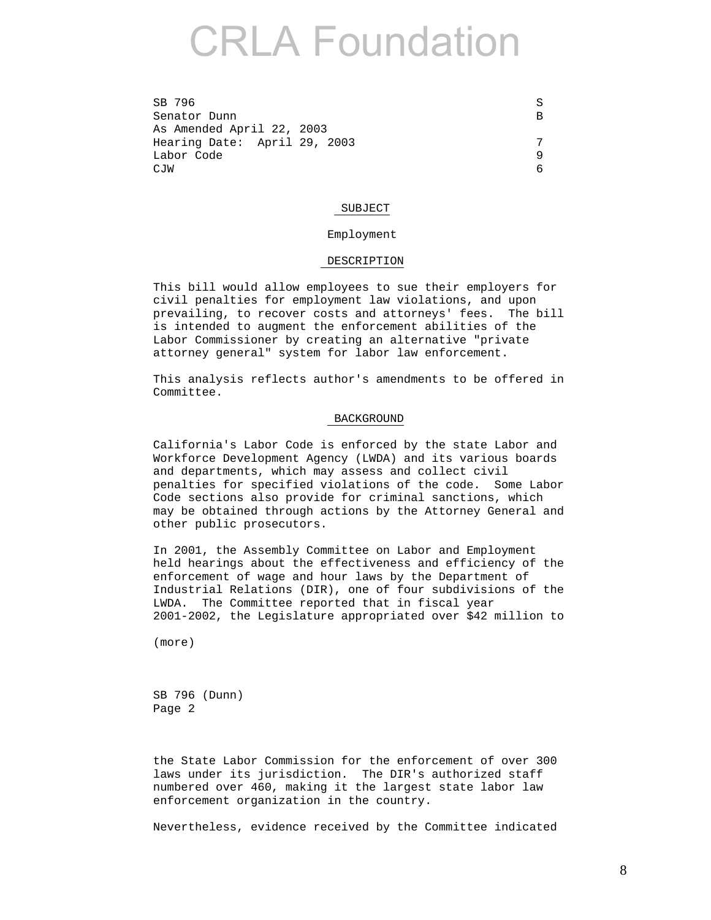SB 796
Senator Dunn
As Amended April 22, 2003
Hearing Date: April 29, 2003
Labor Code
CJW

SB 796

## SUBJECT

Employment

## DESCRIPTION

This bill would allow employees to sue their employers for civil penalties for employment law violations, and upon prevailing, to recover costs and attorneys' fees. The bill is intended to augment the enforcement abilities of the Labor Commissioner by creating an alternative "private attorney general" system for labor law enforcement.

This analysis reflects author's amendments to be offered in Committee.

## BACKGROUND

California's Labor Code is enforced by the state Labor and Workforce Development Agency (LWDA) and its various boards and departments, which may assess and collect civil penalties for specified violations of the code. Some Labor Code sections also provide for criminal sanctions, which may be obtained through actions by the Attorney General and other public prosecutors.

In 2001, the Assembly Committee on Labor and Employment held hearings about the effectiveness and efficiency of the enforcement of wage and hour laws by the Department of Industrial Relations (DIR), one of four subdivisions of the LWDA. The Committee reported that in fiscal year 2001-2002, the Legislature appropriated over $42 million to the State Labor Commission for the enforcement of over 300 laws under its jurisdiction. The DIR's authorized staff numbered over 460, making it the largest state labor law enforcement organization in the country.

Nevertheless, evidence received by the Committee indicated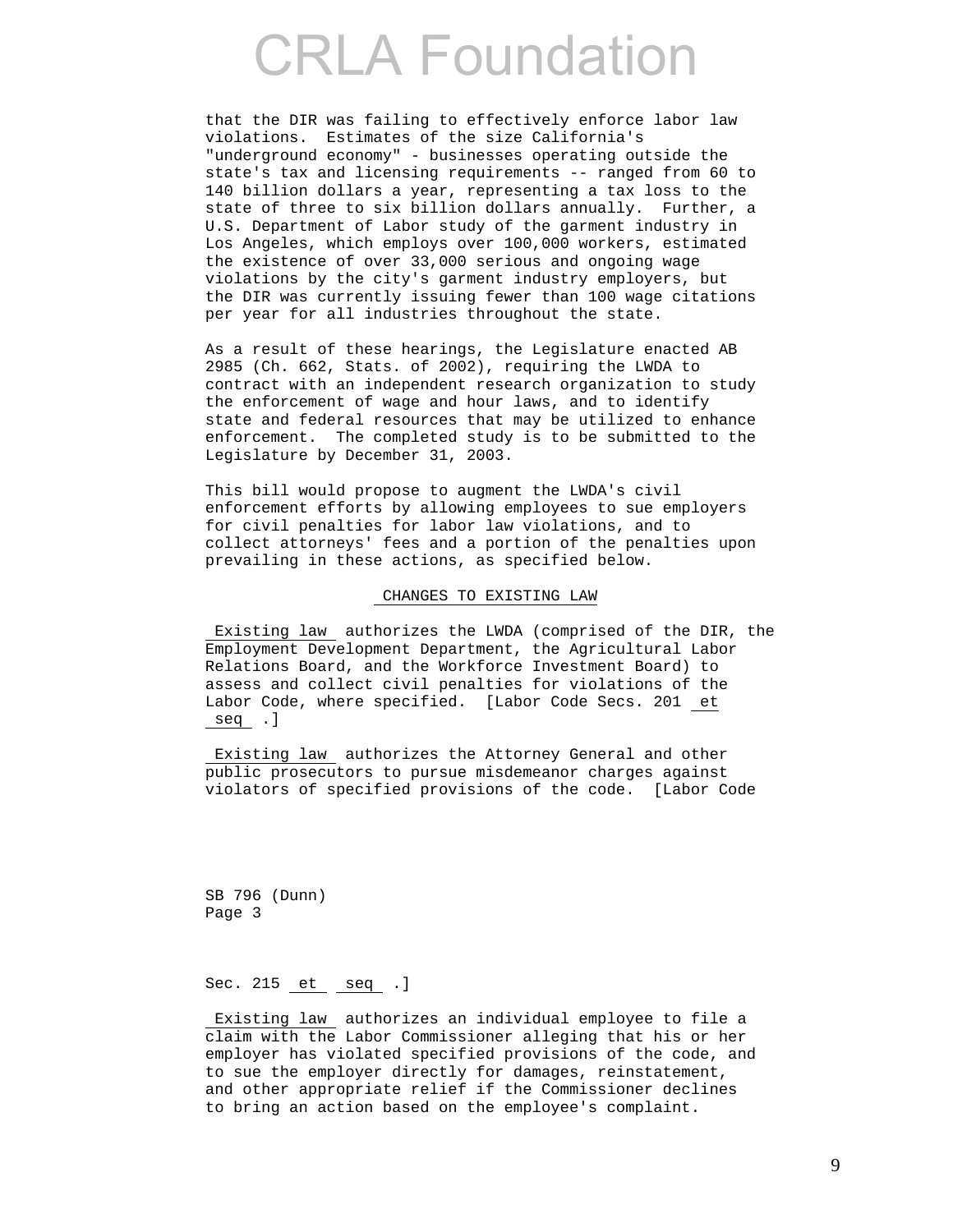that the DIR was failing to effectively enforce labor law violations. Estimates of the size California's "underground economy" - businesses operating outside the state's tax and licensing requirements -- ranged from 60 to 140 billion dollars a year, representing a tax loss to the state of three to six billion dollars annually. Further, a U.S. Department of Labor study of the garment industry in Los Angeles, which employs over 100,000 workers, estimated the existence of over 33,000 serious and ongoing wage violations by the city's garment industry employers, but the DIR was currently issuing fewer than 100 wage citations per year for all industries throughout the state.

As a result of these hearings, the Legislature enacted AB 2985 (Ch. 662, Stats. of 2002), requiring the LWDA to contract with an independent research organization to study the enforcement of wage and hour laws, and to identify state and federal resources that may be utilized to enhance enforcement. The completed study is to be submitted to the Legislature by December 31, 2003.

This bill would propose to augment the LWDA's civil enforcement efforts by allowing employees to sue employers for civil penalties for labor law violations, and to collect attorneys' fees and a portion of the penalties upon prevailing in these actions, as specified below.

CHANGES TO EXISTING LAW

Existing law authorizes the LWDA (comprised of the DIR, the Employment Development Department, the Agricultural Labor Relations Board, and the Workforce Investment Board) to assess and collect civil penalties for violations of the Labor Code, where specified. [Labor Code Secs. 201 et seq .]

Existing law authorizes the Attorney General and other public prosecutors to pursue misdemeanor charges against violators of specified provisions of the code. [Labor Code Sec. 215 et seq .]

Existing law authorizes an individual employee to file a claim with the Labor Commissioner alleging that his or her employer has violated specified provisions of the code, and to sue the employer directly for damages, reinstatement, and other appropriate relief if the Commissioner declines to bring an action based on the employee's complaint.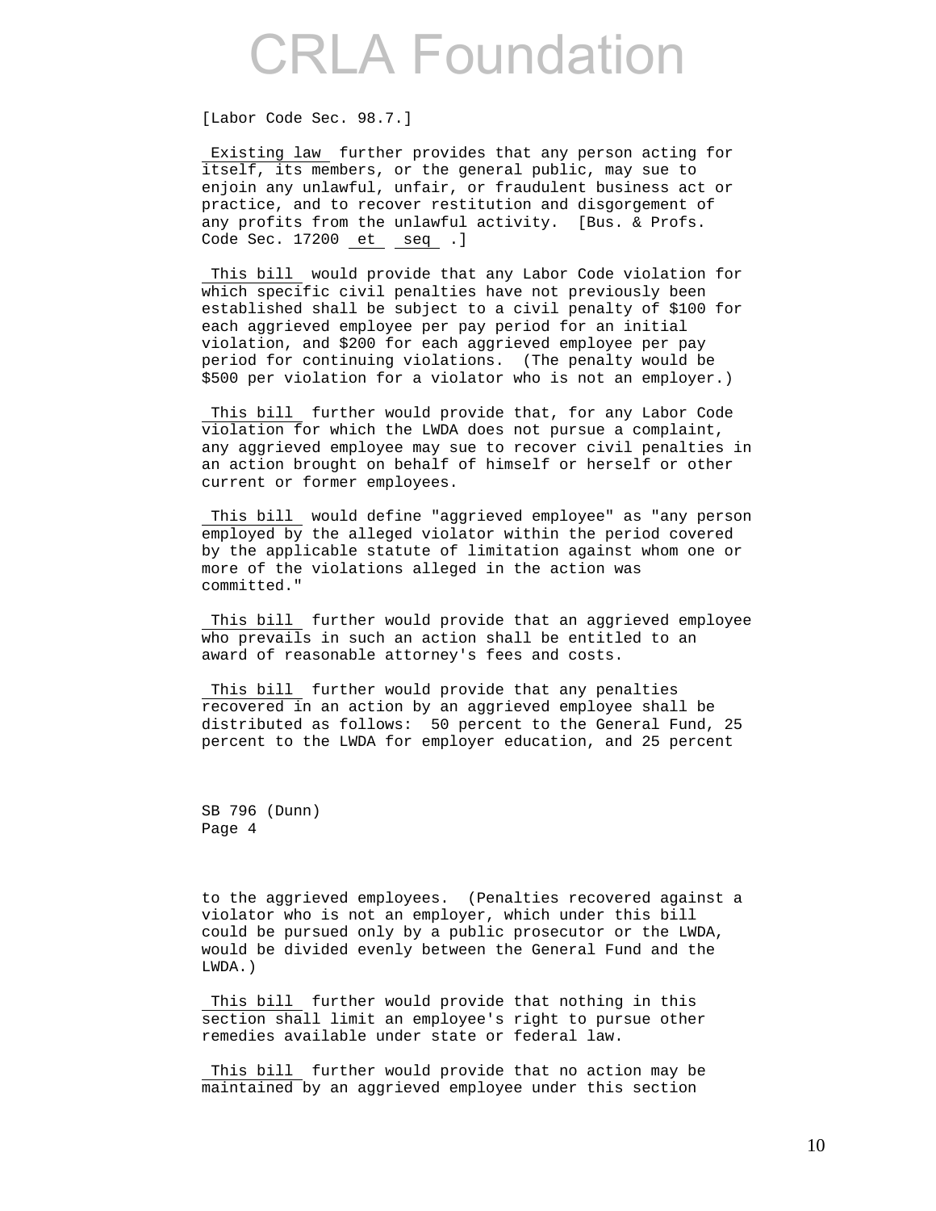[Labor Code Sec. 98.7.]

Existing law further provides that any person acting for itself, its members, or the general public, may sue to enjoin any unlawful, unfair, or fraudulent business act or practice, and to recover restitution and disgorgement of any profits from the unlawful activity. [Bus. & Profs. Code Sec. 17200 et seq .]

This bill would provide that any Labor Code violation for which specific civil penalties have not previously been established shall be subject to a civil penalty of $100 for each aggrieved employee per pay period for an initial violation, and $200 for each aggrieved employee per pay period for continuing violations. (The penalty would be $500 per violation for a violator who is not an employer.)

This bill further would provide that, for any Labor Code violation for which the LWDA does not pursue a complaint, any aggrieved employee may sue to recover civil penalties in an action brought on behalf of himself or herself or other current or former employees.

This bill would define "aggrieved employee" as "any person employed by the alleged violator within the period covered by the applicable statute of limitation against whom one or more of the violations alleged in the action was committed."

This bill further would provide that an aggrieved employee who prevails in such an action shall be entitled to an award of reasonable attorney's fees and costs.

This bill further would provide that any penalties recovered in an action by an aggrieved employee shall be distributed as follows: 50 percent to the General Fund, 25 percent to the LWDA for employer education, and 25 percent to the aggrieved employees. (Penalties recovered against a violator who is not an employer, which under this bill could be pursued only by a public prosecutor or the LWDA, would be divided evenly between the General Fund and the LWDA.)

This bill further would provide that nothing in this section shall limit an employee's right to pursue other remedies available under state or federal law.

This bill further would provide that no action may be maintained by an aggrieved employee under this section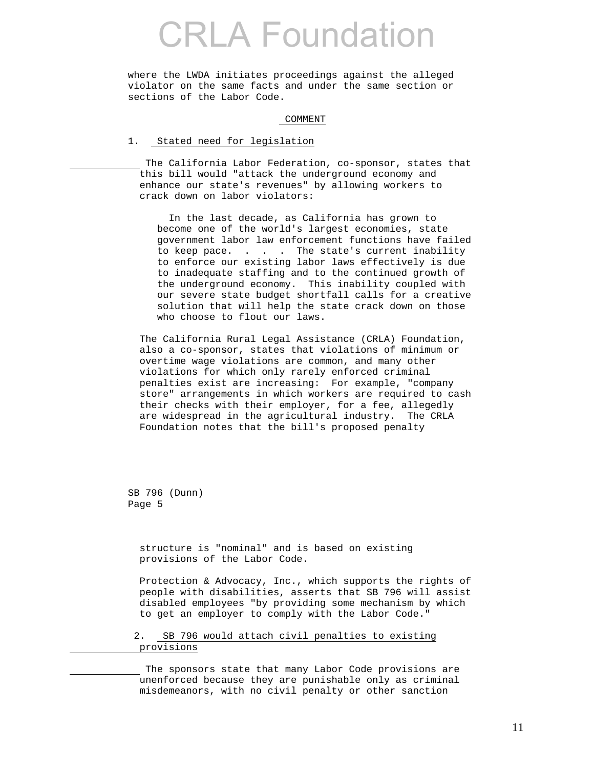where the LWDA initiates proceedings against the alleged violator on the same facts and under the same section or sections of the Labor Code.

## COMMENT

### 1. Stated need for legislation

The California Labor Federation, co-sponsor, states that this bill would "attack the underground economy and enhance our state's revenues" by allowing workers to crack down on labor violators:

> In the last decade, as California has grown to become one of the world's largest economies, state government labor law enforcement functions have failed to keep pace. . . . The state's current inability to enforce our existing labor laws effectively is due to inadequate staffing and to the continued growth of the underground economy. This inability coupled with our severe state budget shortfall calls for a creative solution that will help the state crack down on those who choose to flout our laws.

The California Rural Legal Assistance (CRLA) Foundation, also a co-sponsor, states that violations of minimum or overtime wage violations are common, and many other violations for which only rarely enforced criminal penalties exist are increasing: For example, "company store" arrangements in which workers are required to cash their checks with their employer, for a fee, allegedly are widespread in the agricultural industry. The CRLA Foundation notes that the bill's proposed penalty structure is "nominal" and is based on existing provisions of the Labor Code.

Protection & Advocacy, Inc., which supports the rights of people with disabilities, asserts that SB 796 will assist disabled employees "by providing some mechanism by which to get an employer to comply with the Labor Code."

### 2. SB 796 would attach civil penalties to existing provisions

The sponsors state that many Labor Code provisions are unenforced because they are punishable only as criminal misdemeanors, with no civil penalty or other sanction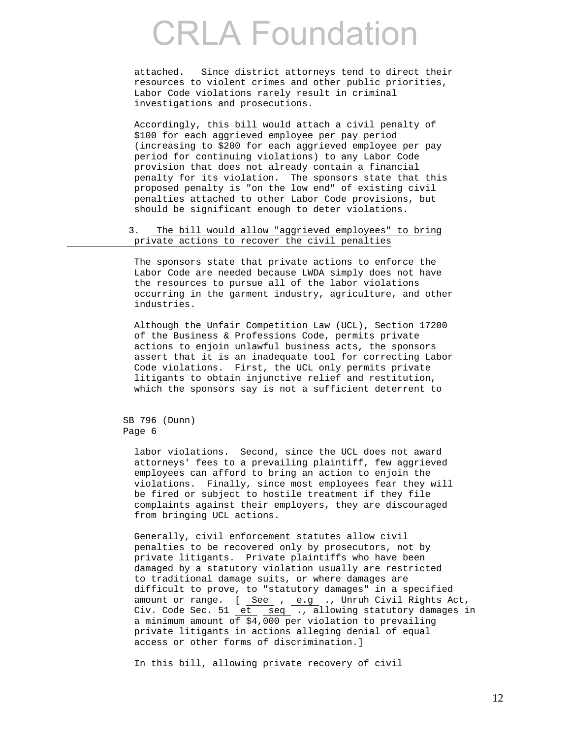attached. Since district attorneys tend to direct their resources to violent crimes and other public priorities, Labor Code violations rarely result in criminal investigations and prosecutions.

Accordingly, this bill would attach a civil penalty of $100 for each aggrieved employee per pay period (increasing to $200 for each aggrieved employee per pay period for continuing violations) to any Labor Code provision that does not already contain a financial penalty for its violation. The sponsors state that this proposed penalty is "on the low end" of existing civil penalties attached to other Labor Code provisions, but should be significant enough to deter violations.

3. The bill would allow "aggrieved employees" to bring private actions to recover the civil penalties

The sponsors state that private actions to enforce the Labor Code are needed because LWDA simply does not have the resources to pursue all of the labor violations occurring in the garment industry, agriculture, and other industries.

Although the Unfair Competition Law (UCL), Section 17200 of the Business & Professions Code, permits private actions to enjoin unlawful business acts, the sponsors assert that it is an inadequate tool for correcting Labor Code violations. First, the UCL only permits private litigants to obtain injunctive relief and restitution, which the sponsors say is not a sufficient deterrent to

SB 796 (Dunn)
Page 6

labor violations. Second, since the UCL does not award attorneys' fees to a prevailing plaintiff, few aggrieved employees can afford to bring an action to enjoin the violations. Finally, since most employees fear they will be fired or subject to hostile treatment if they file complaints against their employers, they are discouraged from bringing UCL actions.

Generally, civil enforcement statutes allow civil penalties to be recovered only by prosecutors, not by private litigants. Private plaintiffs who have been damaged by a statutory violation usually are restricted to traditional damage suits, or where damages are difficult to prove, to "statutory damages" in a specified amount or range. [ *See* , *e.g* ., Unruh Civil Rights Act, Civ. Code Sec. 51 *et seq* ., allowing statutory damages in a minimum amount of $4,000 per violation to prevailing private litigants in actions alleging denial of equal access or other forms of discrimination.]

In this bill, allowing private recovery of civil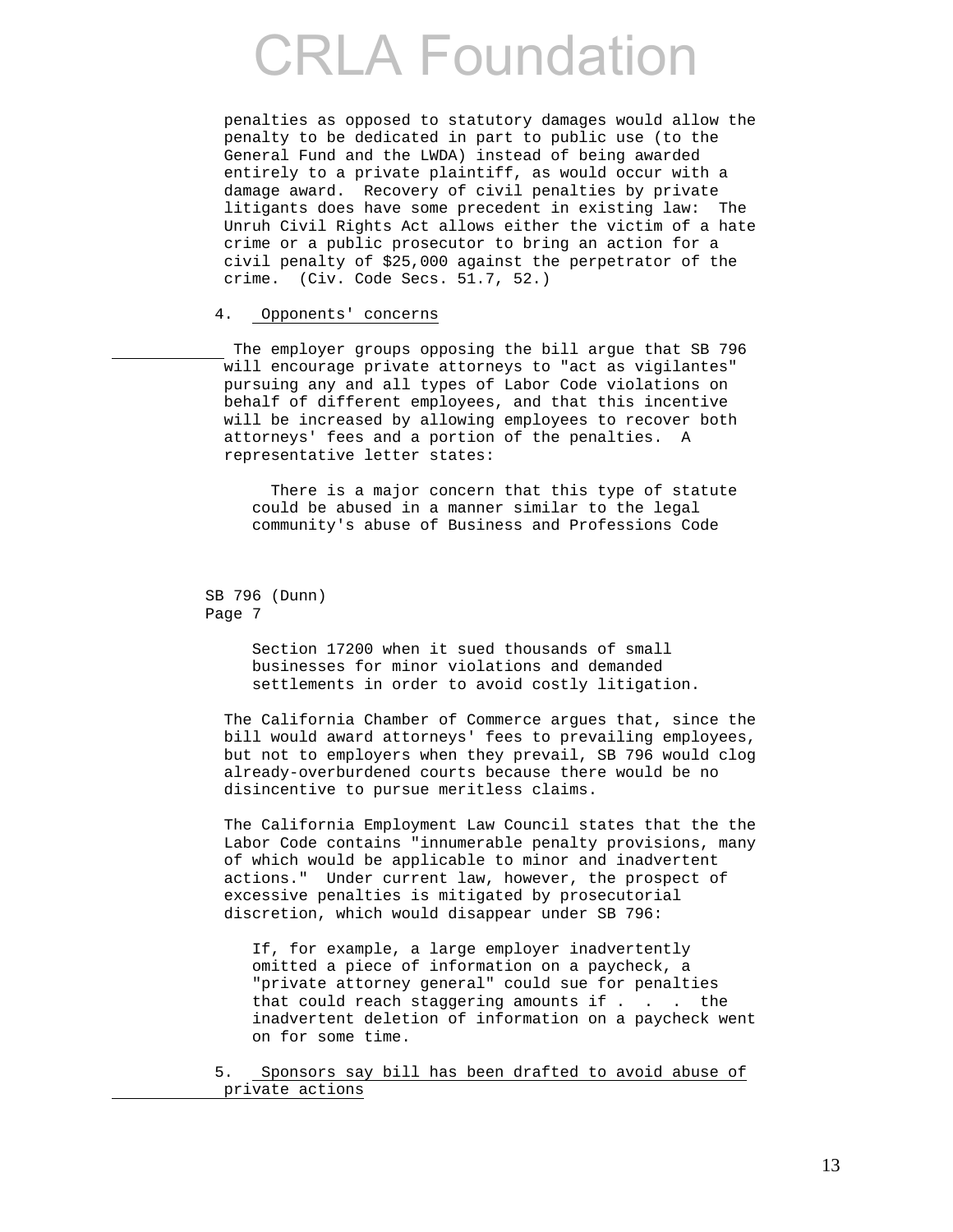penalties as opposed to statutory damages would allow the penalty to be dedicated in part to public use (to the General Fund and the LWDA) instead of being awarded entirely to a private plaintiff, as would occur with a damage award. Recovery of civil penalties by private litigants does have some precedent in existing law: The Unruh Civil Rights Act allows either the victim of a hate crime or a public prosecutor to bring an action for a civil penalty of $25,000 against the perpetrator of the crime. (Civ. Code Secs. 51.7, 52.)

4. Opponents' concerns

The employer groups opposing the bill argue that SB 796 will encourage private attorneys to "act as vigilantes" pursuing any and all types of Labor Code violations on behalf of different employees, and that this incentive will be increased by allowing employees to recover both attorneys' fees and a portion of the penalties. A representative letter states:

> There is a major concern that this type of statute could be abused in a manner similar to the legal community's abuse of Business and Professions Code Section 17200 when it sued thousands of small businesses for minor violations and demanded settlements in order to avoid costly litigation.

The California Chamber of Commerce argues that, since the bill would award attorneys' fees to prevailing employees, but not to employers when they prevail, SB 796 would clog already-overburdened courts because there would be no disincentive to pursue meritless claims.

The California Employment Law Council states that the the Labor Code contains "innumerable penalty provisions, many of which would be applicable to minor and inadvertent actions." Under current law, however, the prospect of excessive penalties is mitigated by prosecutorial discretion, which would disappear under SB 796:

> If, for example, a large employer inadvertently omitted a piece of information on a paycheck, a "private attorney general" could sue for penalties that could reach staggering amounts if . . . the inadvertent deletion of information on a paycheck went on for some time.

5. Sponsors say bill has been drafted to avoid abuse of private actions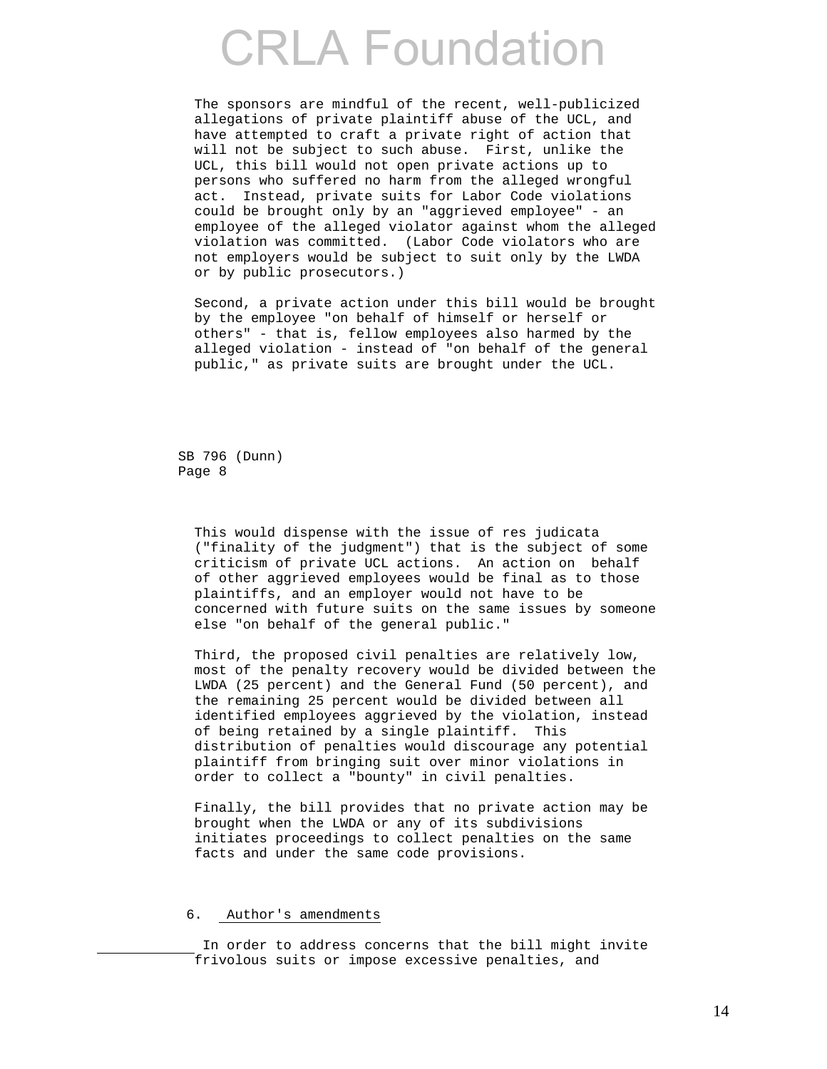The sponsors are mindful of the recent, well-publicized allegations of private plaintiff abuse of the UCL, and have attempted to craft a private right of action that will not be subject to such abuse. First, unlike the UCL, this bill would not open private actions up to persons who suffered no harm from the alleged wrongful act. Instead, private suits for Labor Code violations could be brought only by an "aggrieved employee" - an employee of the alleged violator against whom the alleged violation was committed. (Labor Code violators who are not employers would be subject to suit only by the LWDA or by public prosecutors.)

Second, a private action under this bill would be brought by the employee "on behalf of himself or herself or others" - that is, fellow employees also harmed by the alleged violation - instead of "on behalf of the general public," as private suits are brought under the UCL.

This would dispense with the issue of res judicata ("finality of the judgment") that is the subject of some criticism of private UCL actions. An action on behalf of other aggrieved employees would be final as to those plaintiffs, and an employer would not have to be concerned with future suits on the same issues by someone else "on behalf of the general public."

Third, the proposed civil penalties are relatively low, most of the penalty recovery would be divided between the LWDA (25 percent) and the General Fund (50 percent), and the remaining 25 percent would be divided between all identified employees aggrieved by the violation, instead of being retained by a single plaintiff. This distribution of penalties would discourage any potential plaintiff from bringing suit over minor violations in order to collect a "bounty" in civil penalties.

Finally, the bill provides that no private action may be brought when the LWDA or any of its subdivisions initiates proceedings to collect penalties on the same facts and under the same code provisions.

6. Author's amendments

In order to address concerns that the bill might invite frivolous suits or impose excessive penalties, and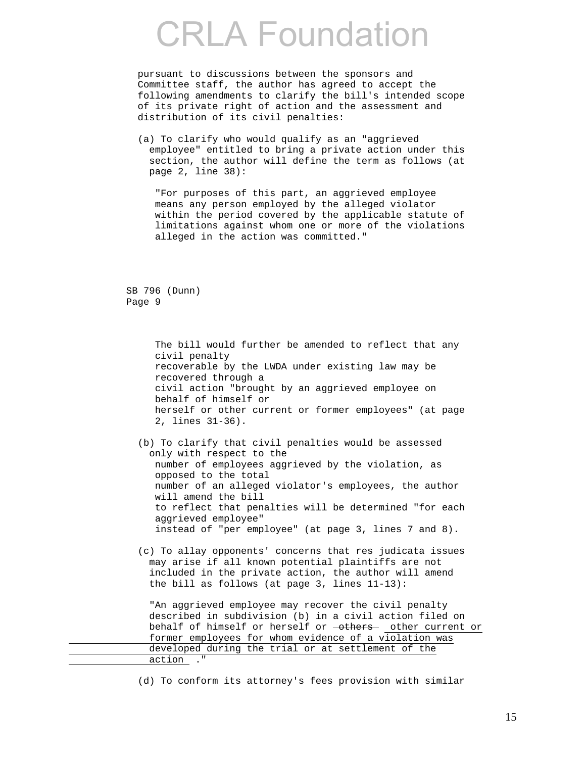pursuant to discussions between the sponsors and Committee staff, the author has agreed to accept the following amendments to clarify the bill's intended scope of its private right of action and the assessment and distribution of its civil penalties:

(a) To clarify who would qualify as an "aggrieved employee" entitled to bring a private action under this section, the author will define the term as follows (at page 2, line 38):

"For purposes of this part, an aggrieved employee means any person employed by the alleged violator within the period covered by the applicable statute of limitations against whom one or more of the violations alleged in the action was committed."

SB 796 (Dunn)
Page 9

The bill would further be amended to reflect that any civil penalty recoverable by the LWDA under existing law may be recovered through a civil action "brought by an aggrieved employee on behalf of himself or herself or other current or former employees" (at page 2, lines 31-36).

(b) To clarify that civil penalties would be assessed only with respect to the number of employees aggrieved by the violation, as opposed to the total number of an alleged violator's employees, the author will amend the bill to reflect that penalties will be determined "for each aggrieved employee" instead of "per employee" (at page 3, lines 7 and 8).

(c) To allay opponents' concerns that res judicata issues may arise if all known potential plaintiffs are not included in the private action, the author will amend the bill as follows (at page 3, lines 11-13):

"An aggrieved employee may recover the civil penalty described in subdivision (b) in a civil action filed on behalf of himself or herself or ~~others~~ other current or former employees for whom evidence of a violation was developed during the trial or at settlement of the action ."

(d) To conform its attorney's fees provision with similar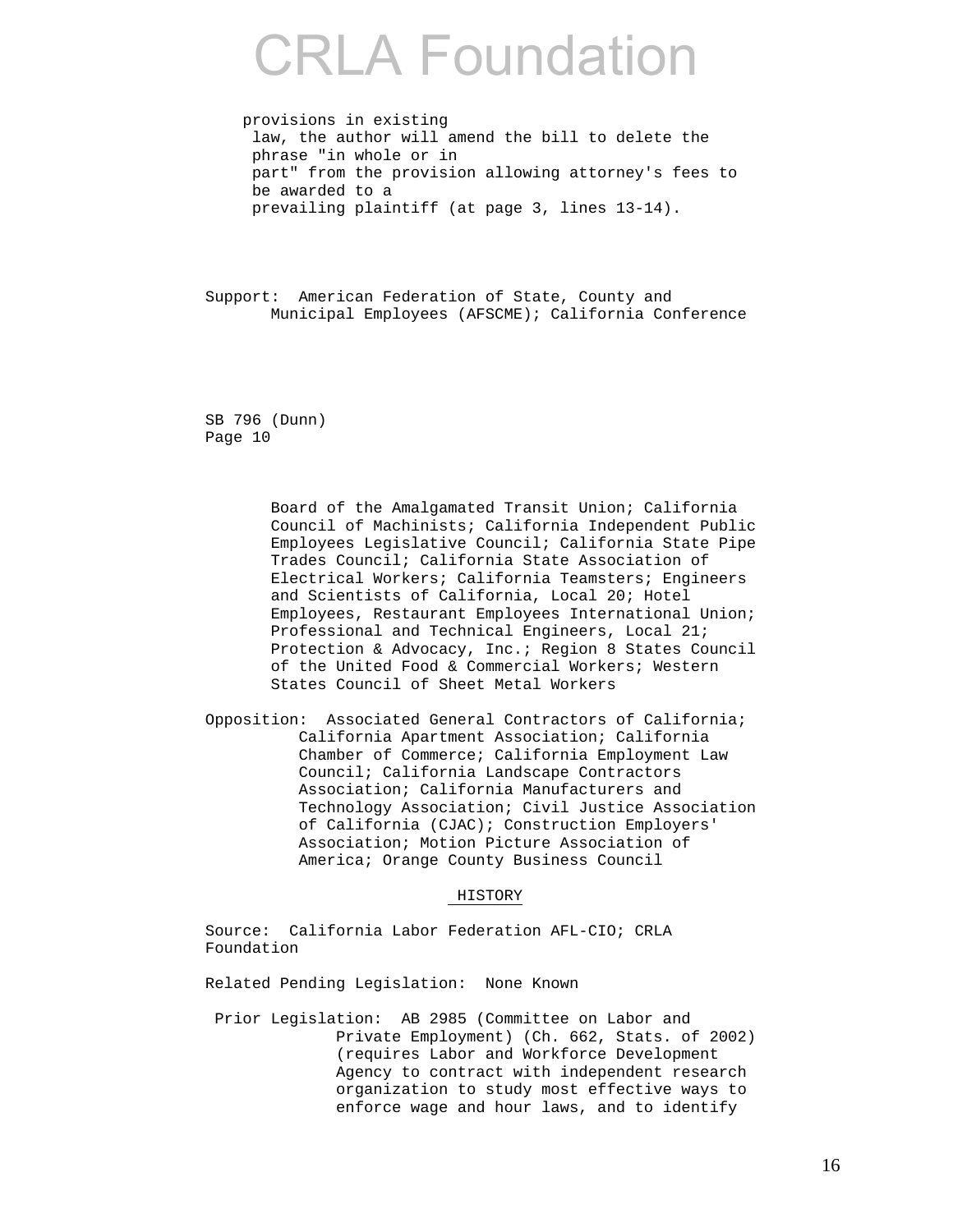provisions in existing law, the author will amend the bill to delete the phrase "in whole or in part" from the provision allowing attorney's fees to be awarded to a prevailing plaintiff (at page 3, lines 13-14).

Support: American Federation of State, County and Municipal Employees (AFSCME); California Conference

SB 796 (Dunn)
Page 10

Board of the Amalgamated Transit Union; California Council of Machinists; California Independent Public Employees Legislative Council; California State Pipe Trades Council; California State Association of Electrical Workers; California Teamsters; Engineers and Scientists of California, Local 20; Hotel Employees, Restaurant Employees International Union; Professional and Technical Engineers, Local 21; Protection & Advocacy, Inc.; Region 8 States Council of the United Food & Commercial Workers; Western States Council of Sheet Metal Workers

Opposition: Associated General Contractors of California; California Apartment Association; California Chamber of Commerce; California Employment Law Council; California Landscape Contractors Association; California Manufacturers and Technology Association; Civil Justice Association of California (CJAC); Construction Employers' Association; Motion Picture Association of America; Orange County Business Council

HISTORY

Source: California Labor Federation AFL-CIO; CRLA Foundation

Related Pending Legislation: None Known

Prior Legislation: AB 2985 (Committee on Labor and Private Employment) (Ch. 662, Stats. of 2002) (requires Labor and Workforce Development Agency to contract with independent research organization to study most effective ways to enforce wage and hour laws, and to identify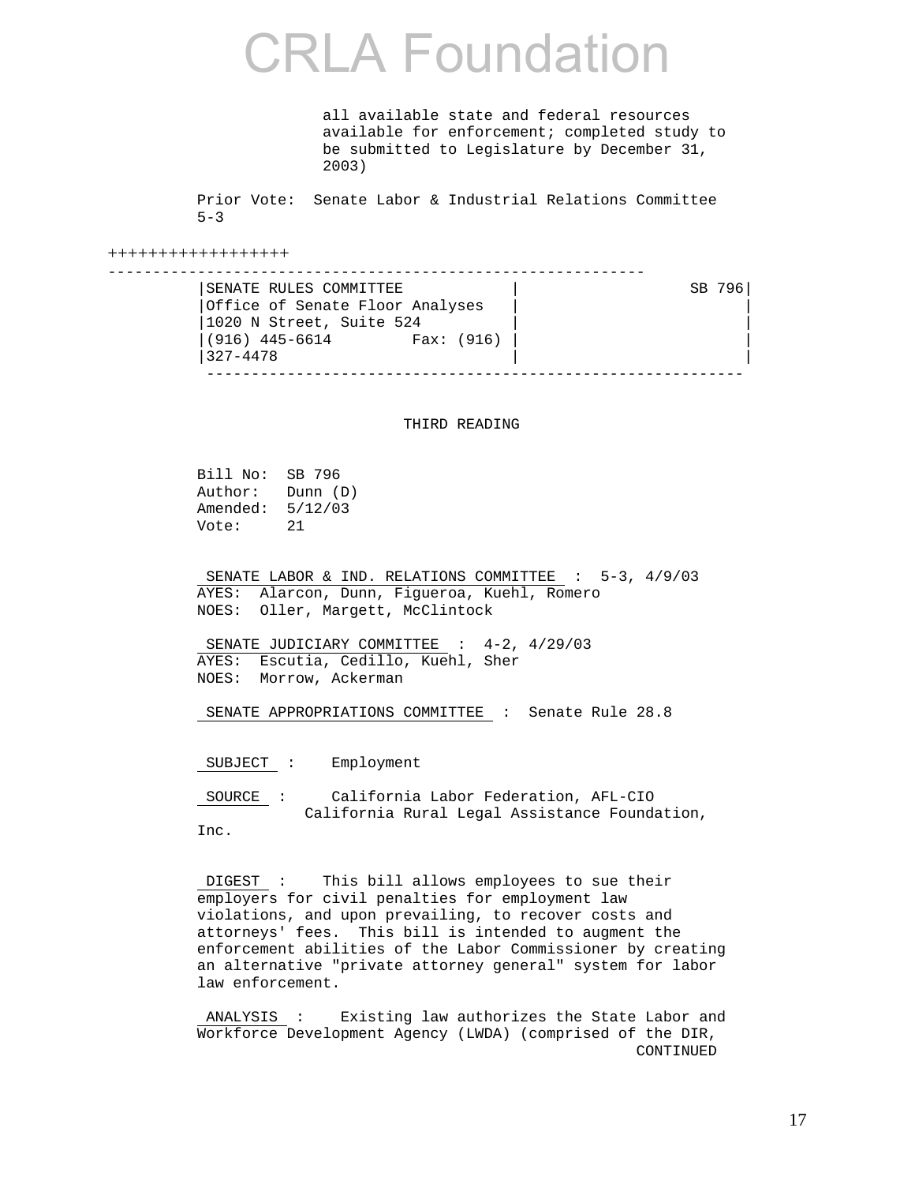all available state and federal resources available for enforcement; completed study to be submitted to Legislature by December 31, 2003)

Prior Vote: Senate Labor & Industrial Relations Committee 5-3

++++++++++++++++++

| SENATE RULES COMMITTEE | SB 796 |
|---|---|
| Office of Senate Floor Analyses | |
| 1020 N Street, Suite 524 | |
| (916) 445-6614 Fax: (916) 327-4478 | |

THIRD READING

Bill No: SB 796
Author: Dunn (D)
Amended: 5/12/03
Vote: 21

SENATE LABOR & IND. RELATIONS COMMITTEE : 5-3, 4/9/03
AYES: Alarcon, Dunn, Figueroa, Kuehl, Romero
NOES: Oller, Margett, McClintock

SENATE JUDICIARY COMMITTEE : 4-2, 4/29/03
AYES: Escutia, Cedillo, Kuehl, Sher
NOES: Morrow, Ackerman

SENATE APPROPRIATIONS COMMITTEE : Senate Rule 28.8

SUBJECT : Employment

SOURCE : California Labor Federation, AFL-CIO
California Rural Legal Assistance Foundation, Inc.

DIGEST : This bill allows employees to sue their employers for civil penalties for employment law violations, and upon prevailing, to recover costs and attorneys' fees. This bill is intended to augment the enforcement abilities of the Labor Commissioner by creating an alternative "private attorney general" system for labor law enforcement.

ANALYSIS : Existing law authorizes the State Labor and Workforce Development Agency (LWDA) (comprised of the DIR,

CONTINUED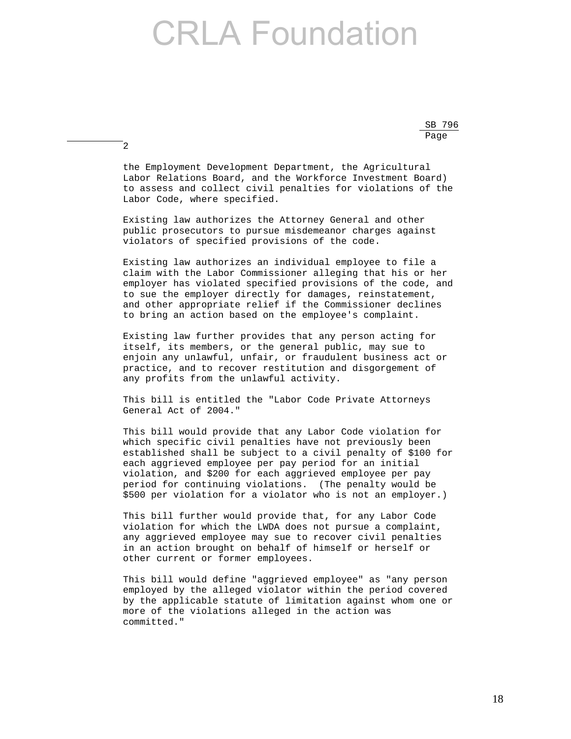the Employment Development Department, the Agricultural Labor Relations Board, and the Workforce Investment Board) to assess and collect civil penalties for violations of the Labor Code, where specified.

Existing law authorizes the Attorney General and other public prosecutors to pursue misdemeanor charges against violators of specified provisions of the code.

Existing law authorizes an individual employee to file a claim with the Labor Commissioner alleging that his or her employer has violated specified provisions of the code, and to sue the employer directly for damages, reinstatement, and other appropriate relief if the Commissioner declines to bring an action based on the employee's complaint.

Existing law further provides that any person acting for itself, its members, or the general public, may sue to enjoin any unlawful, unfair, or fraudulent business act or practice, and to recover restitution and disgorgement of any profits from the unlawful activity.

This bill is entitled the "Labor Code Private Attorneys General Act of 2004."

This bill would provide that any Labor Code violation for which specific civil penalties have not previously been established shall be subject to a civil penalty of $100 for each aggrieved employee per pay period for an initial violation, and $200 for each aggrieved employee per pay period for continuing violations. (The penalty would be $500 per violation for a violator who is not an employer.)

This bill further would provide that, for any Labor Code violation for which the LWDA does not pursue a complaint, any aggrieved employee may sue to recover civil penalties in an action brought on behalf of himself or herself or other current or former employees.

This bill would define "aggrieved employee" as "any person employed by the alleged violator within the period covered by the applicable statute of limitation against whom one or more of the violations alleged in the action was committed."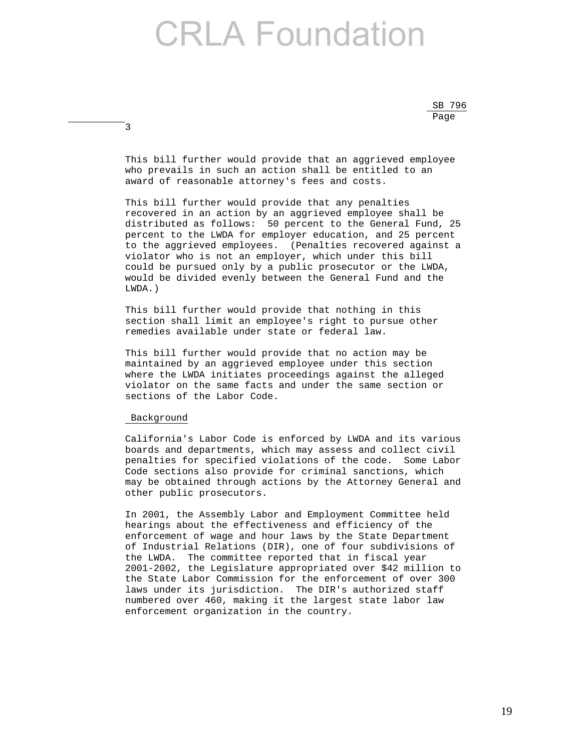This bill further would provide that an aggrieved employee who prevails in such an action shall be entitled to an award of reasonable attorney's fees and costs.

This bill further would provide that any penalties recovered in an action by an aggrieved employee shall be distributed as follows: 50 percent to the General Fund, 25 percent to the LWDA for employer education, and 25 percent to the aggrieved employees. (Penalties recovered against a violator who is not an employer, which under this bill could be pursued only by a public prosecutor or the LWDA, would be divided evenly between the General Fund and the LWDA.)

This bill further would provide that nothing in this section shall limit an employee's right to pursue other remedies available under state or federal law.

This bill further would provide that no action may be maintained by an aggrieved employee under this section where the LWDA initiates proceedings against the alleged violator on the same facts and under the same section or sections of the Labor Code.

Background

California's Labor Code is enforced by LWDA and its various boards and departments, which may assess and collect civil penalties for specified violations of the code. Some Labor Code sections also provide for criminal sanctions, which may be obtained through actions by the Attorney General and other public prosecutors.

In 2001, the Assembly Labor and Employment Committee held hearings about the effectiveness and efficiency of the enforcement of wage and hour laws by the State Department of Industrial Relations (DIR), one of four subdivisions of the LWDA. The committee reported that in fiscal year 2001-2002, the Legislature appropriated over $42 million to the State Labor Commission for the enforcement of over 300 laws under its jurisdiction. The DIR's authorized staff numbered over 460, making it the largest state labor law enforcement organization in the country.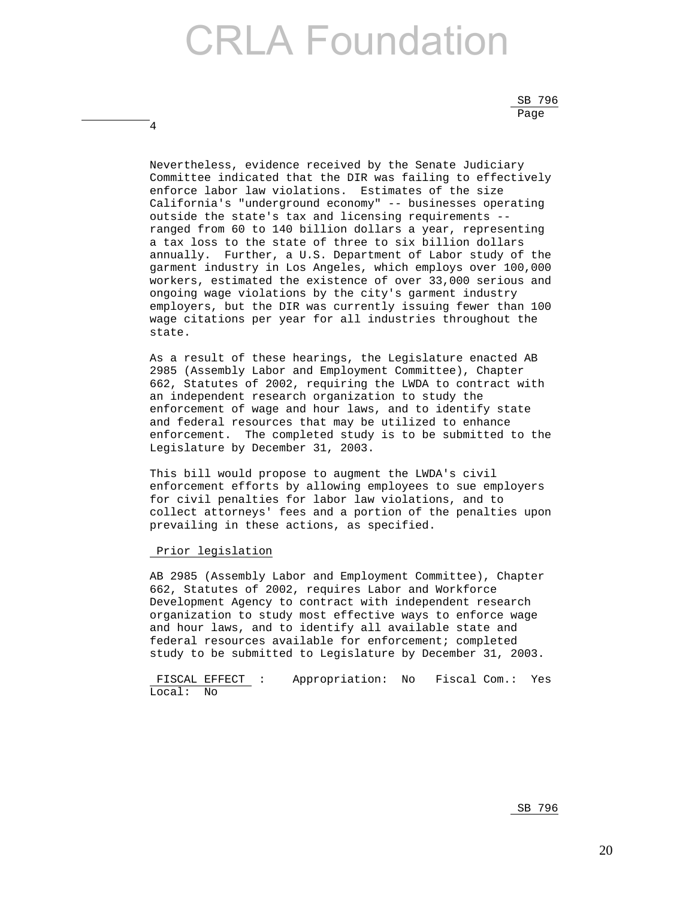Nevertheless, evidence received by the Senate Judiciary Committee indicated that the DIR was failing to effectively enforce labor law violations. Estimates of the size California's "underground economy" -- businesses operating outside the state's tax and licensing requirements -- ranged from 60 to 140 billion dollars a year, representing a tax loss to the state of three to six billion dollars annually. Further, a U.S. Department of Labor study of the garment industry in Los Angeles, which employs over 100,000 workers, estimated the existence of over 33,000 serious and ongoing wage violations by the city's garment industry employers, but the DIR was currently issuing fewer than 100 wage citations per year for all industries throughout the state.

As a result of these hearings, the Legislature enacted AB 2985 (Assembly Labor and Employment Committee), Chapter 662, Statutes of 2002, requiring the LWDA to contract with an independent research organization to study the enforcement of wage and hour laws, and to identify state and federal resources that may be utilized to enhance enforcement. The completed study is to be submitted to the Legislature by December 31, 2003.

This bill would propose to augment the LWDA's civil enforcement efforts by allowing employees to sue employers for civil penalties for labor law violations, and to collect attorneys' fees and a portion of the penalties upon prevailing in these actions, as specified.

Prior legislation

AB 2985 (Assembly Labor and Employment Committee), Chapter 662, Statutes of 2002, requires Labor and Workforce Development Agency to contract with independent research organization to study most effective ways to enforce wage and hour laws, and to identify all available state and federal resources available for enforcement; completed study to be submitted to Legislature by December 31, 2003.

FISCAL EFFECT : Appropriation: No Fiscal Com.: Yes Local: No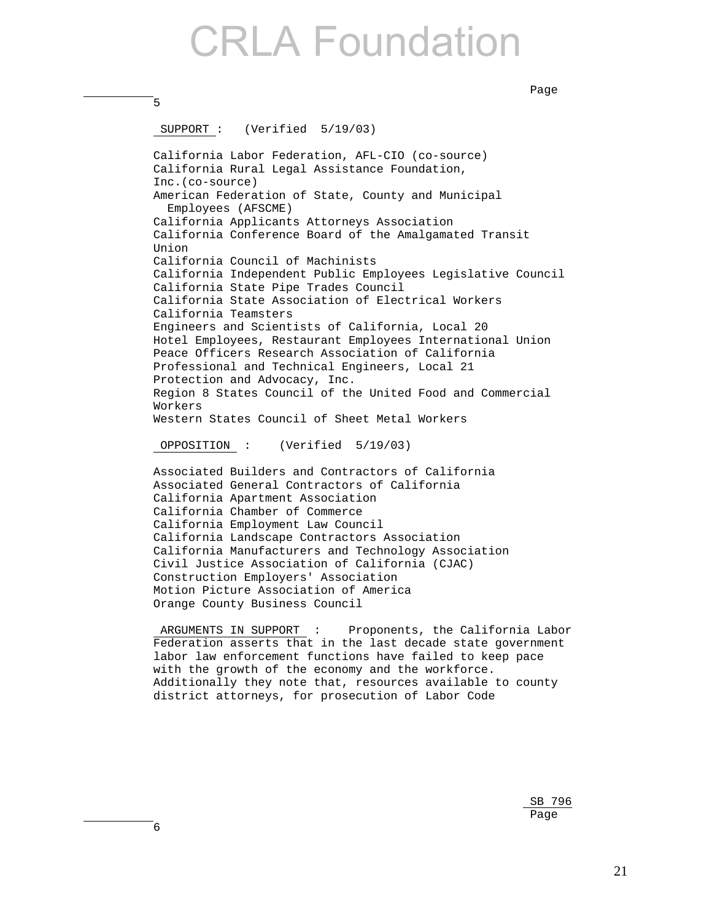**SUPPORT** : (Verified 5/19/03)

California Labor Federation, AFL-CIO (co-source)
California Rural Legal Assistance Foundation, Inc.(co-source)
American Federation of State, County and Municipal Employees (AFSCME)
California Applicants Attorneys Association
California Conference Board of the Amalgamated Transit Union
California Council of Machinists
California Independent Public Employees Legislative Council
California State Pipe Trades Council
California State Association of Electrical Workers
California Teamsters
Engineers and Scientists of California, Local 20
Hotel Employees, Restaurant Employees International Union
Peace Officers Research Association of California
Professional and Technical Engineers, Local 21
Protection and Advocacy, Inc.
Region 8 States Council of the United Food and Commercial Workers
Western States Council of Sheet Metal Workers

**OPPOSITION** : (Verified 5/19/03)

Associated Builders and Contractors of California
Associated General Contractors of California
California Apartment Association
California Chamber of Commerce
California Employment Law Council
California Landscape Contractors Association
California Manufacturers and Technology Association
Civil Justice Association of California (CJAC)
Construction Employers' Association
Motion Picture Association of America
Orange County Business Council

**ARGUMENTS IN SUPPORT** : Proponents, the California Labor Federation asserts that in the last decade state government labor law enforcement functions have failed to keep pace with the growth of the economy and the workforce. Additionally they note that, resources available to county district attorneys, for prosecution of Labor Code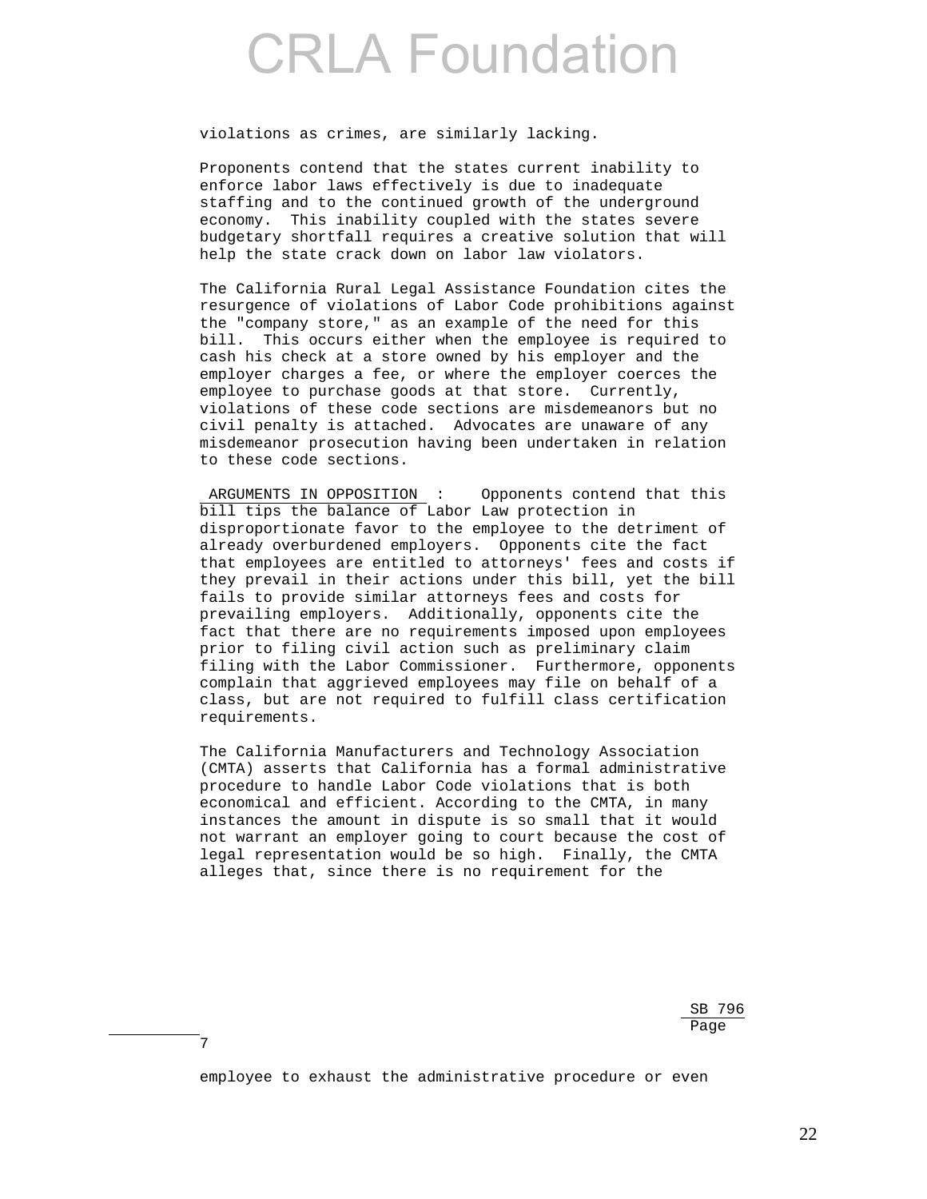violations as crimes, are similarly lacking.

Proponents contend that the states current inability to enforce labor laws effectively is due to inadequate staffing and to the continued growth of the underground economy. This inability coupled with the states severe budgetary shortfall requires a creative solution that will help the state crack down on labor law violators.

The California Rural Legal Assistance Foundation cites the resurgence of violations of Labor Code prohibitions against the "company store," as an example of the need for this bill. This occurs either when the employee is required to cash his check at a store owned by his employer and the employer charges a fee, or where the employer coerces the employee to purchase goods at that store. Currently, violations of these code sections are misdemeanors but no civil penalty is attached. Advocates are unaware of any misdemeanor prosecution having been undertaken in relation to these code sections.

ARGUMENTS IN OPPOSITION : Opponents contend that this bill tips the balance of Labor Law protection in disproportionate favor to the employee to the detriment of already overburdened employers. Opponents cite the fact that employees are entitled to attorneys' fees and costs if they prevail in their actions under this bill, yet the bill fails to provide similar attorneys fees and costs for prevailing employers. Additionally, opponents cite the fact that there are no requirements imposed upon employees prior to filing civil action such as preliminary claim filing with the Labor Commissioner. Furthermore, opponents complain that aggrieved employees may file on behalf of a class, but are not required to fulfill class certification requirements.

The California Manufacturers and Technology Association (CMTA) asserts that California has a formal administrative procedure to handle Labor Code violations that is both economical and efficient. According to the CMTA, in many instances the amount in dispute is so small that it would not warrant an employer going to court because the cost of legal representation would be so high. Finally, the CMTA alleges that, since there is no requirement for the

SB 796
Page 7

employee to exhaust the administrative procedure or even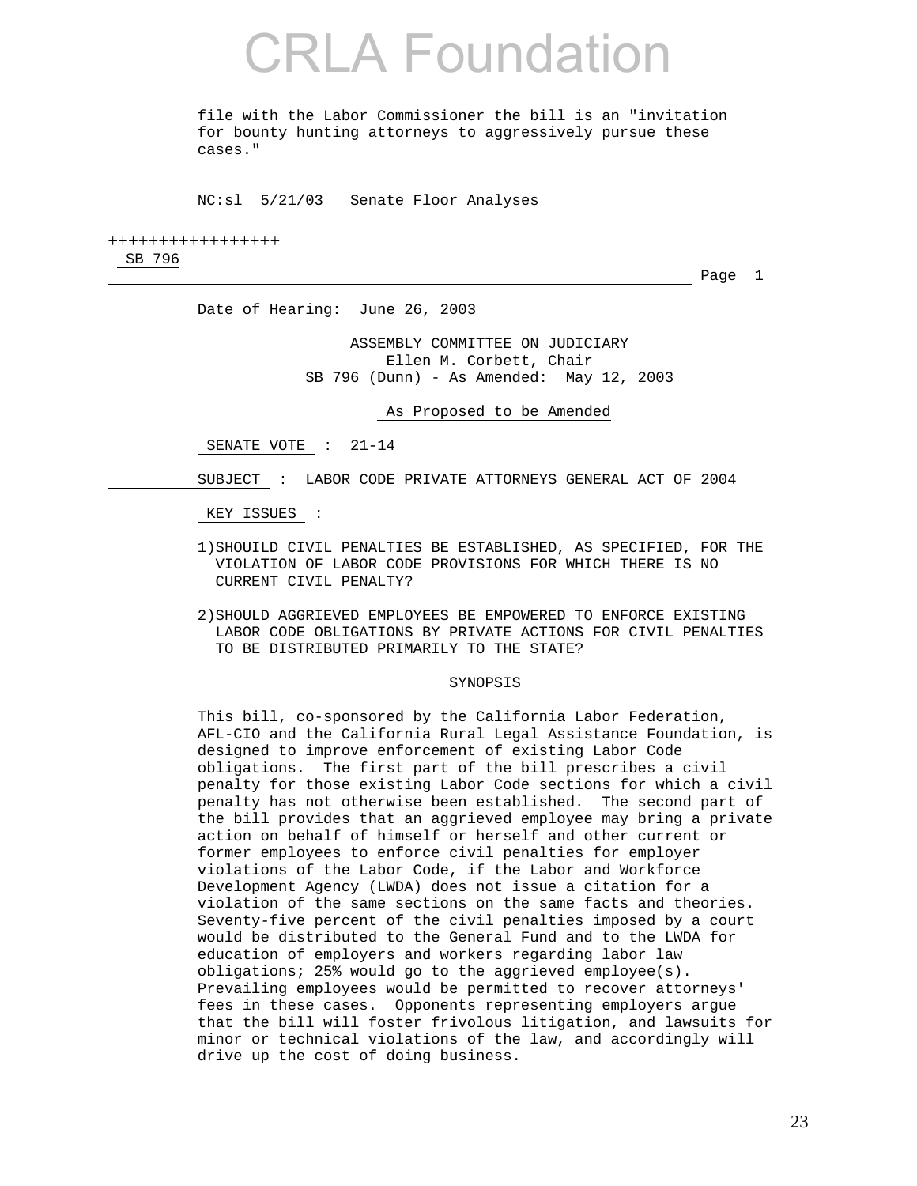file with the Labor Commissioner the bill is an "invitation for bounty hunting attorneys to aggressively pursue these cases."

NC:sl 5/21/03 Senate Floor Analyses

+++++++++++++++++

SB 796

Page 1

Date of Hearing: June 26, 2003

ASSEMBLY COMMITTEE ON JUDICIARY
Ellen M. Corbett, Chair
SB 796 (Dunn) - As Amended: May 12, 2003

As Proposed to be Amended

SENATE VOTE : 21-14

SUBJECT : LABOR CODE PRIVATE ATTORNEYS GENERAL ACT OF 2004

KEY ISSUES :

1) SHOUILD CIVIL PENALTIES BE ESTABLISHED, AS SPECIFIED, FOR THE VIOLATION OF LABOR CODE PROVISIONS FOR WHICH THERE IS NO CURRENT CIVIL PENALTY?

2) SHOULD AGGRIEVED EMPLOYEES BE EMPOWERED TO ENFORCE EXISTING LABOR CODE OBLIGATIONS BY PRIVATE ACTIONS FOR CIVIL PENALTIES TO BE DISTRIBUTED PRIMARILY TO THE STATE?

SYNOPSIS

This bill, co-sponsored by the California Labor Federation, AFL-CIO and the California Rural Legal Assistance Foundation, is designed to improve enforcement of existing Labor Code obligations. The first part of the bill prescribes a civil penalty for those existing Labor Code sections for which a civil penalty has not otherwise been established. The second part of the bill provides that an aggrieved employee may bring a private action on behalf of himself or herself and other current or former employees to enforce civil penalties for employer violations of the Labor Code, if the Labor and Workforce Development Agency (LWDA) does not issue a citation for a violation of the same sections on the same facts and theories. Seventy-five percent of the civil penalties imposed by a court would be distributed to the General Fund and to the LWDA for education of employers and workers regarding labor law obligations; 25% would go to the aggrieved employee(s). Prevailing employees would be permitted to recover attorneys' fees in these cases. Opponents representing employers argue that the bill will foster frivolous litigation, and lawsuits for minor or technical violations of the law, and accordingly will drive up the cost of doing business.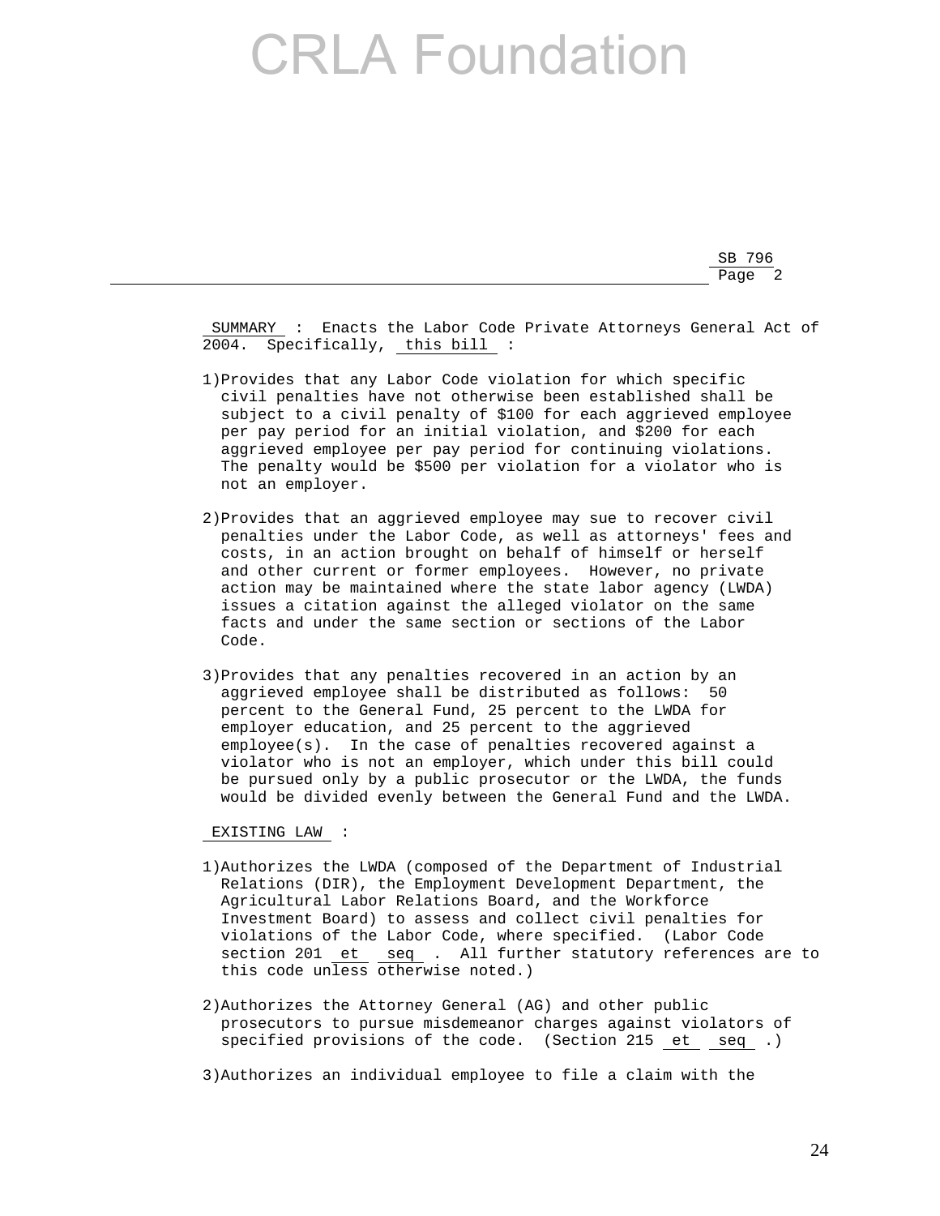SB 796
Page 2

**SUMMARY** : Enacts the Labor Code Private Attorneys General Act of 2004. Specifically, *this bill* :

1)Provides that any Labor Code violation for which specific civil penalties have not otherwise been established shall be subject to a civil penalty of $100 for each aggrieved employee per pay period for an initial violation, and $200 for each aggrieved employee per pay period for continuing violations. The penalty would be $500 per violation for a violator who is not an employer.

2)Provides that an aggrieved employee may sue to recover civil penalties under the Labor Code, as well as attorneys' fees and costs, in an action brought on behalf of himself or herself and other current or former employees. However, no private action may be maintained where the state labor agency (LWDA) issues a citation against the alleged violator on the same facts and under the same section or sections of the Labor Code.

3)Provides that any penalties recovered in an action by an aggrieved employee shall be distributed as follows: 50 percent to the General Fund, 25 percent to the LWDA for employer education, and 25 percent to the aggrieved employee(s). In the case of penalties recovered against a violator who is not an employer, which under this bill could be pursued only by a public prosecutor or the LWDA, the funds would be divided evenly between the General Fund and the LWDA.

**EXISTING LAW** :

1)Authorizes the LWDA (composed of the Department of Industrial Relations (DIR), the Employment Development Department, the Agricultural Labor Relations Board, and the Workforce Investment Board) to assess and collect civil penalties for violations of the Labor Code, where specified. (Labor Code section 201 *et seq* . All further statutory references are to this code unless otherwise noted.)

2)Authorizes the Attorney General (AG) and other public prosecutors to pursue misdemeanor charges against violators of specified provisions of the code. (Section 215 *et seq* .)

3)Authorizes an individual employee to file a claim with the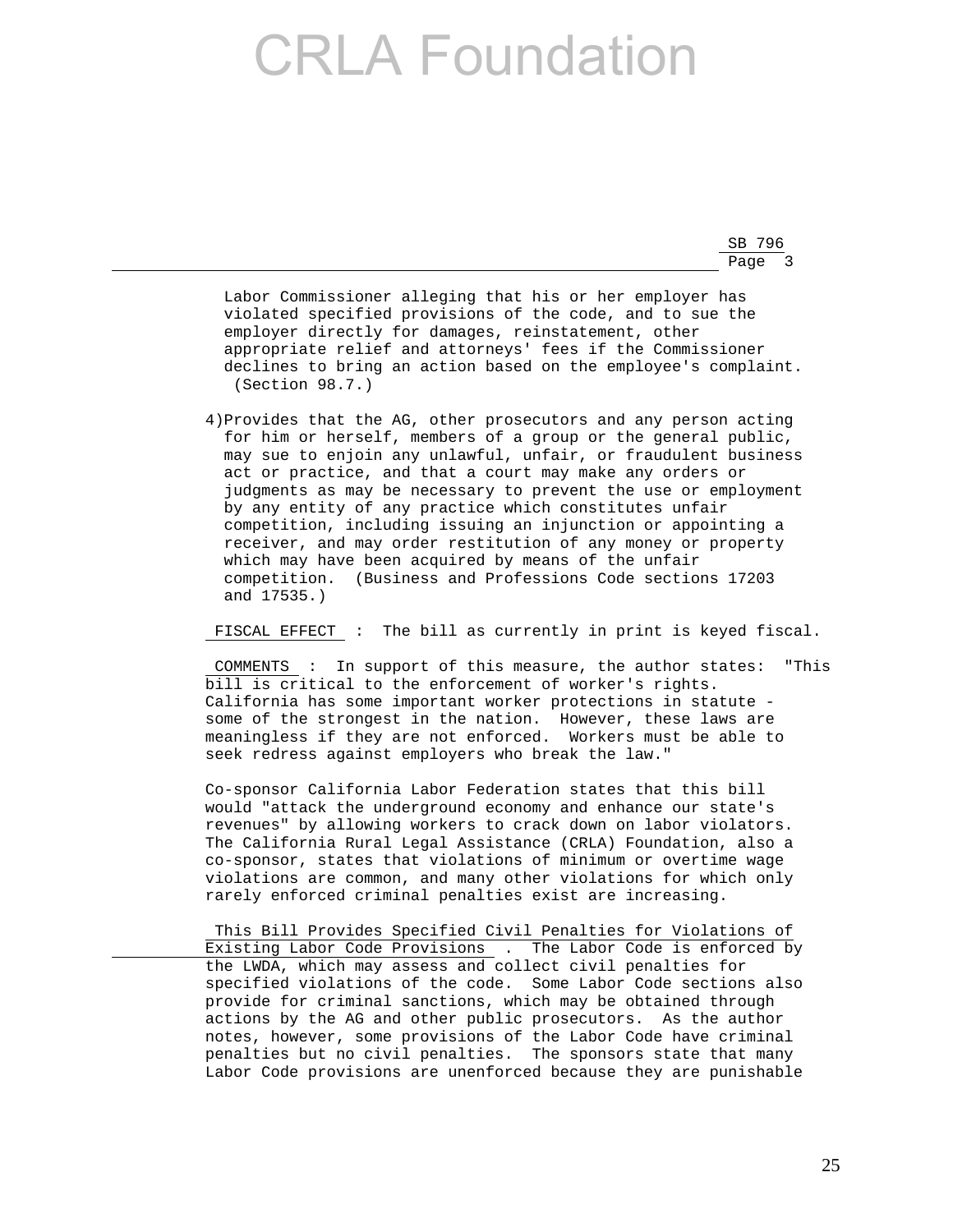Labor Commissioner alleging that his or her employer has violated specified provisions of the code, and to sue the employer directly for damages, reinstatement, other appropriate relief and attorneys' fees if the Commissioner declines to bring an action based on the employee's complaint. (Section 98.7.)

4) Provides that the AG, other prosecutors and any person acting for him or herself, members of a group or the general public, may sue to enjoin any unlawful, unfair, or fraudulent business act or practice, and that a court may make any orders or judgments as may be necessary to prevent the use or employment by any entity of any practice which constitutes unfair competition, including issuing an injunction or appointing a receiver, and may order restitution of any money or property which may have been acquired by means of the unfair competition. (Business and Professions Code sections 17203 and 17535.)

FISCAL EFFECT : The bill as currently in print is keyed fiscal.

COMMENTS : In support of this measure, the author states: "This bill is critical to the enforcement of worker's rights. California has some important worker protections in statute - some of the strongest in the nation. However, these laws are meaningless if they are not enforced. Workers must be able to seek redress against employers who break the law."

Co-sponsor California Labor Federation states that this bill would "attack the underground economy and enhance our state's revenues" by allowing workers to crack down on labor violators. The California Rural Legal Assistance (CRLA) Foundation, also a co-sponsor, states that violations of minimum or overtime wage violations are common, and many other violations for which only rarely enforced criminal penalties exist are increasing.

This Bill Provides Specified Civil Penalties for Violations of Existing Labor Code Provisions . The Labor Code is enforced by the LWDA, which may assess and collect civil penalties for specified violations of the code. Some Labor Code sections also provide for criminal sanctions, which may be obtained through actions by the AG and other public prosecutors. As the author notes, however, some provisions of the Labor Code have criminal penalties but no civil penalties. The sponsors state that many Labor Code provisions are unenforced because they are punishable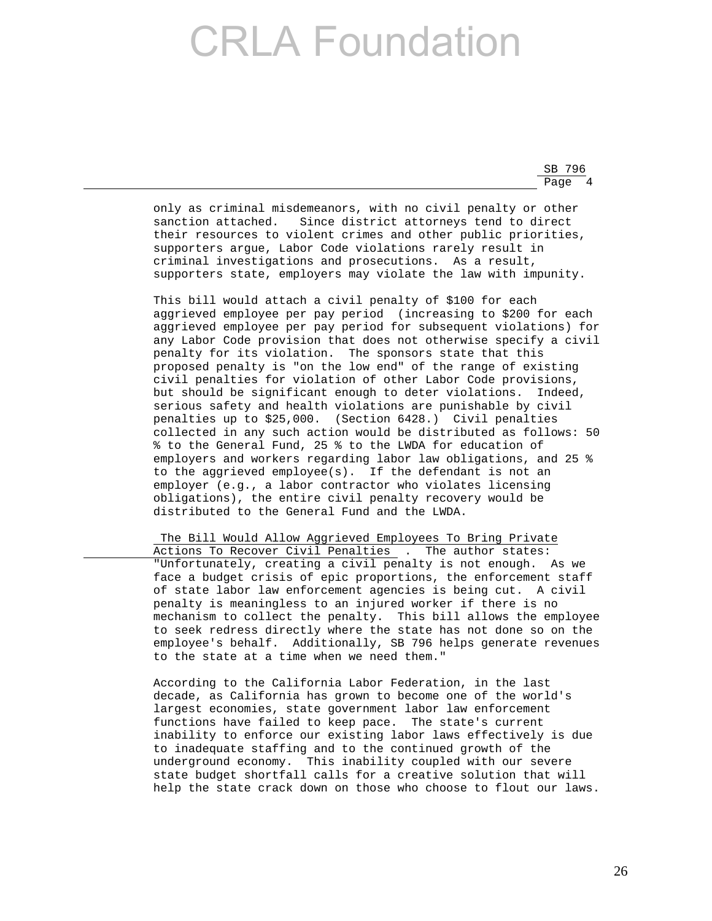only as criminal misdemeanors, with no civil penalty or other sanction attached. Since district attorneys tend to direct their resources to violent crimes and other public priorities, supporters argue, Labor Code violations rarely result in criminal investigations and prosecutions. As a result, supporters state, employers may violate the law with impunity.

This bill would attach a civil penalty of $100 for each aggrieved employee per pay period (increasing to $200 for each aggrieved employee per pay period for subsequent violations) for any Labor Code provision that does not otherwise specify a civil penalty for its violation. The sponsors state that this proposed penalty is "on the low end" of the range of existing civil penalties for violation of other Labor Code provisions, but should be significant enough to deter violations. Indeed, serious safety and health violations are punishable by civil penalties up to $25,000. (Section 6428.) Civil penalties collected in any such action would be distributed as follows: 50 % to the General Fund, 25 % to the LWDA for education of employers and workers regarding labor law obligations, and 25 % to the aggrieved employee(s). If the defendant is not an employer (e.g., a labor contractor who violates licensing obligations), the entire civil penalty recovery would be distributed to the General Fund and the LWDA.

<u>The Bill Would Allow Aggrieved Employees To Bring Private Actions To Recover Civil Penalties</u>. The author states: "Unfortunately, creating a civil penalty is not enough. As we face a budget crisis of epic proportions, the enforcement staff of state labor law enforcement agencies is being cut. A civil penalty is meaningless to an injured worker if there is no mechanism to collect the penalty. This bill allows the employee to seek redress directly where the state has not done so on the employee's behalf. Additionally, SB 796 helps generate revenues to the state at a time when we need them."

According to the California Labor Federation, in the last decade, as California has grown to become one of the world's largest economies, state government labor law enforcement functions have failed to keep pace. The state's current inability to enforce our existing labor laws effectively is due to inadequate staffing and to the continued growth of the underground economy. This inability coupled with our severe state budget shortfall calls for a creative solution that will help the state crack down on those who choose to flout our laws.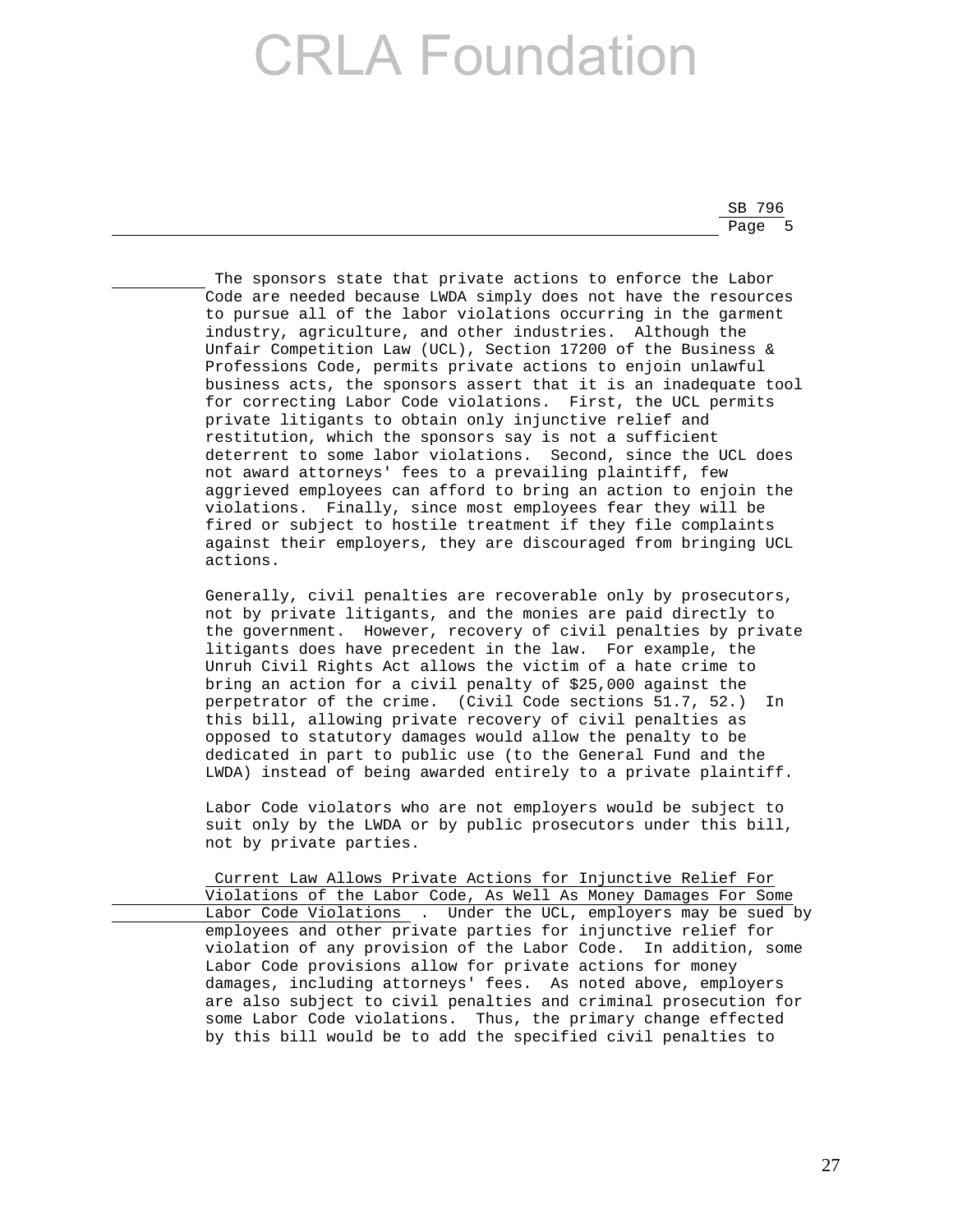The sponsors state that private actions to enforce the Labor Code are needed because LWDA simply does not have the resources to pursue all of the labor violations occurring in the garment industry, agriculture, and other industries. Although the Unfair Competition Law (UCL), Section 17200 of the Business & Professions Code, permits private actions to enjoin unlawful business acts, the sponsors assert that it is an inadequate tool for correcting Labor Code violations. First, the UCL permits private litigants to obtain only injunctive relief and restitution, which the sponsors say is not a sufficient deterrent to some labor violations. Second, since the UCL does not award attorneys' fees to a prevailing plaintiff, few aggrieved employees can afford to bring an action to enjoin the violations. Finally, since most employees fear they will be fired or subject to hostile treatment if they file complaints against their employers, they are discouraged from bringing UCL actions.

Generally, civil penalties are recoverable only by prosecutors, not by private litigants, and the monies are paid directly to the government. However, recovery of civil penalties by private litigants does have precedent in the law. For example, the Unruh Civil Rights Act allows the victim of a hate crime to bring an action for a civil penalty of $25,000 against the perpetrator of the crime. (Civil Code sections 51.7, 52.) In this bill, allowing private recovery of civil penalties as opposed to statutory damages would allow the penalty to be dedicated in part to public use (to the General Fund and the LWDA) instead of being awarded entirely to a private plaintiff.

Labor Code violators who are not employers would be subject to suit only by the LWDA or by public prosecutors under this bill, not by private parties.

Current Law Allows Private Actions for Injunctive Relief For Violations of the Labor Code, As Well As Money Damages For Some Labor Code Violations . Under the UCL, employers may be sued by employees and other private parties for injunctive relief for violation of any provision of the Labor Code. In addition, some Labor Code provisions allow for private actions for money damages, including attorneys' fees. As noted above, employers are also subject to civil penalties and criminal prosecution for some Labor Code violations. Thus, the primary change effected by this bill would be to add the specified civil penalties to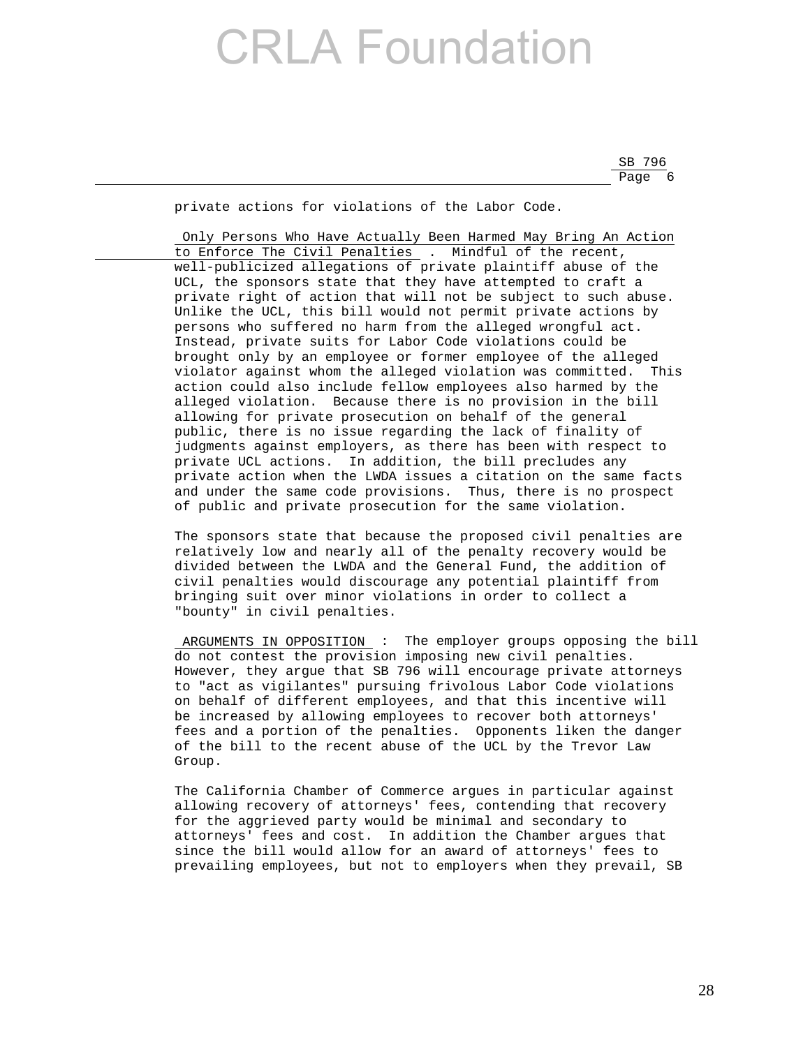private actions for violations of the Labor Code.

Only Persons Who Have Actually Been Harmed May Bring An Action to Enforce The Civil Penalties . Mindful of the recent, well-publicized allegations of private plaintiff abuse of the UCL, the sponsors state that they have attempted to craft a private right of action that will not be subject to such abuse. Unlike the UCL, this bill would not permit private actions by persons who suffered no harm from the alleged wrongful act. Instead, private suits for Labor Code violations could be brought only by an employee or former employee of the alleged violator against whom the alleged violation was committed. This action could also include fellow employees also harmed by the alleged violation. Because there is no provision in the bill allowing for private prosecution on behalf of the general public, there is no issue regarding the lack of finality of judgments against employers, as there has been with respect to private UCL actions. In addition, the bill precludes any private action when the LWDA issues a citation on the same facts and under the same code provisions. Thus, there is no prospect of public and private prosecution for the same violation.

The sponsors state that because the proposed civil penalties are relatively low and nearly all of the penalty recovery would be divided between the LWDA and the General Fund, the addition of civil penalties would discourage any potential plaintiff from bringing suit over minor violations in order to collect a "bounty" in civil penalties.

ARGUMENTS IN OPPOSITION : The employer groups opposing the bill do not contest the provision imposing new civil penalties. However, they argue that SB 796 will encourage private attorneys to "act as vigilantes" pursuing frivolous Labor Code violations on behalf of different employees, and that this incentive will be increased by allowing employees to recover both attorneys' fees and a portion of the penalties. Opponents liken the danger of the bill to the recent abuse of the UCL by the Trevor Law Group.

The California Chamber of Commerce argues in particular against allowing recovery of attorneys' fees, contending that recovery for the aggrieved party would be minimal and secondary to attorneys' fees and cost. In addition the Chamber argues that since the bill would allow for an award of attorneys' fees to prevailing employees, but not to employers when they prevail, SB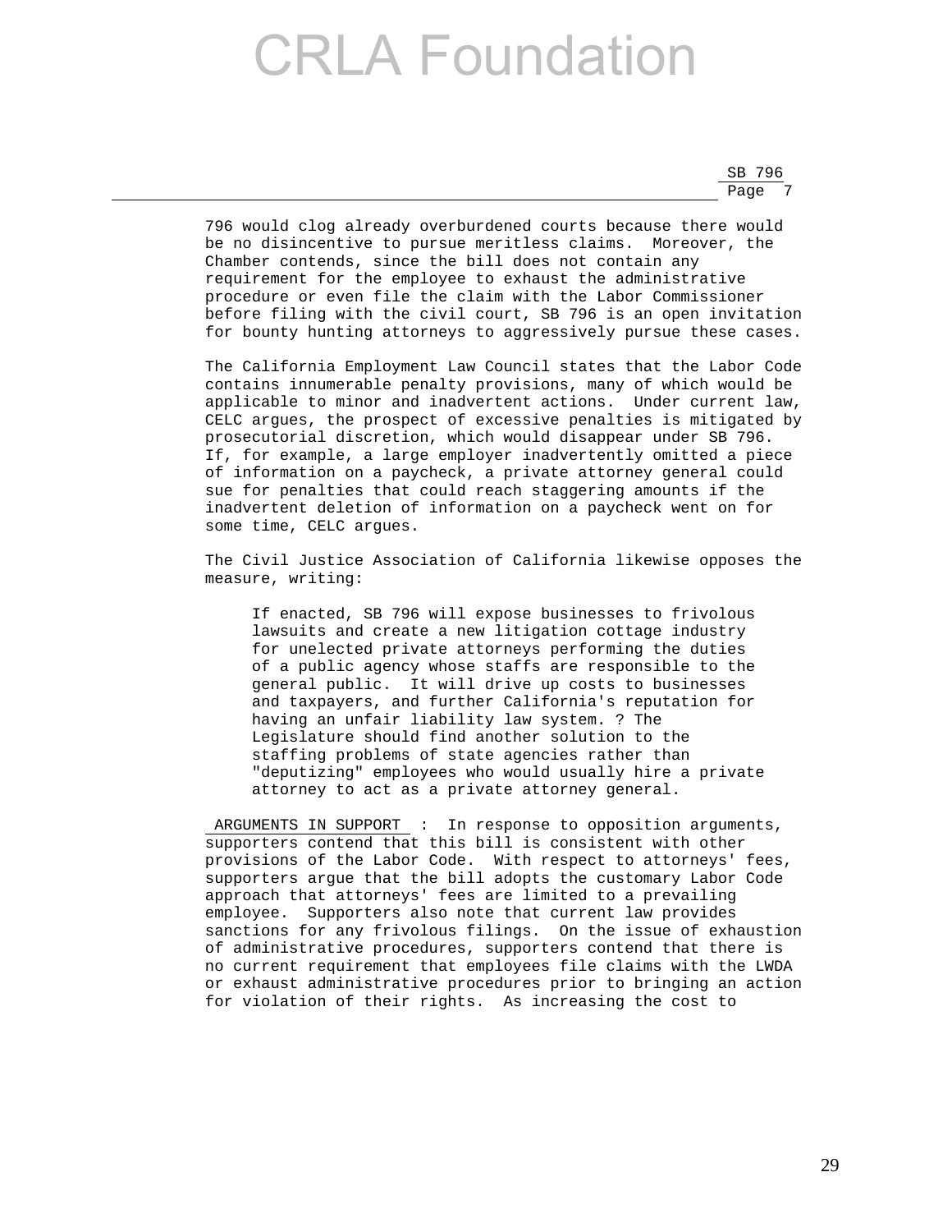796 would clog already overburdened courts because there would be no disincentive to pursue meritless claims. Moreover, the Chamber contends, since the bill does not contain any requirement for the employee to exhaust the administrative procedure or even file the claim with the Labor Commissioner before filing with the civil court, SB 796 is an open invitation for bounty hunting attorneys to aggressively pursue these cases.

The California Employment Law Council states that the Labor Code contains innumerable penalty provisions, many of which would be applicable to minor and inadvertent actions. Under current law, CELC argues, the prospect of excessive penalties is mitigated by prosecutorial discretion, which would disappear under SB 796. If, for example, a large employer inadvertently omitted a piece of information on a paycheck, a private attorney general could sue for penalties that could reach staggering amounts if the inadvertent deletion of information on a paycheck went on for some time, CELC argues.

The Civil Justice Association of California likewise opposes the measure, writing:

> If enacted, SB 796 will expose businesses to frivolous lawsuits and create a new litigation cottage industry for unelected private attorneys performing the duties of a public agency whose staffs are responsible to the general public. It will drive up costs to businesses and taxpayers, and further California's reputation for having an unfair liability law system. ? The Legislature should find another solution to the staffing problems of state agencies rather than "deputizing" employees who would usually hire a private attorney to act as a private attorney general.

ARGUMENTS IN SUPPORT : In response to opposition arguments, supporters contend that this bill is consistent with other provisions of the Labor Code. With respect to attorneys' fees, supporters argue that the bill adopts the customary Labor Code approach that attorneys' fees are limited to a prevailing employee. Supporters also note that current law provides sanctions for any frivolous filings. On the issue of exhaustion of administrative procedures, supporters contend that there is no current requirement that employees file claims with the LWDA or exhaust administrative procedures prior to bringing an action for violation of their rights. As increasing the cost to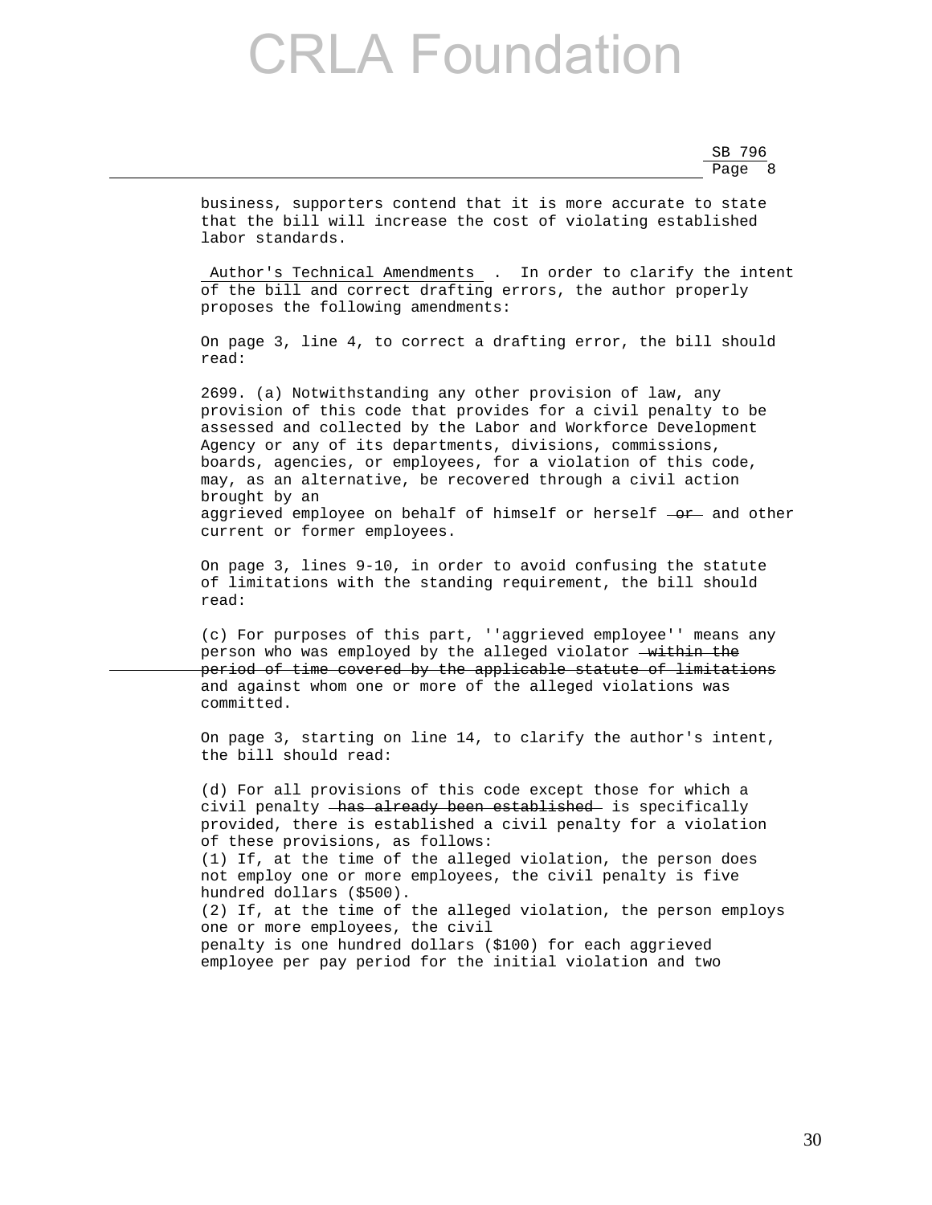business, supporters contend that it is more accurate to state that the bill will increase the cost of violating established labor standards.

Author's Technical Amendments . In order to clarify the intent of the bill and correct drafting errors, the author properly proposes the following amendments:

On page 3, line 4, to correct a drafting error, the bill should read:

2699. (a) Notwithstanding any other provision of law, any provision of this code that provides for a civil penalty to be assessed and collected by the Labor and Workforce Development Agency or any of its departments, divisions, commissions, boards, agencies, or employees, for a violation of this code, may, as an alternative, be recovered through a civil action brought by an aggrieved employee on behalf of himself or herself ~~or~~ and other current or former employees.

On page 3, lines 9-10, in order to avoid confusing the statute of limitations with the standing requirement, the bill should read:

(c) For purposes of this part, ''aggrieved employee'' means any person who was employed by the alleged violator ~~within the period of time covered by the applicable statute of limitations~~ and against whom one or more of the alleged violations was committed.

On page 3, starting on line 14, to clarify the author's intent, the bill should read:

(d) For all provisions of this code except those for which a civil penalty ~~has already been established~~ is specifically provided, there is established a civil penalty for a violation of these provisions, as follows:
(1) If, at the time of the alleged violation, the person does not employ one or more employees, the civil penalty is five hundred dollars ($500).
(2) If, at the time of the alleged violation, the person employs one or more employees, the civil penalty is one hundred dollars ($100) for each aggrieved employee per pay period for the initial violation and two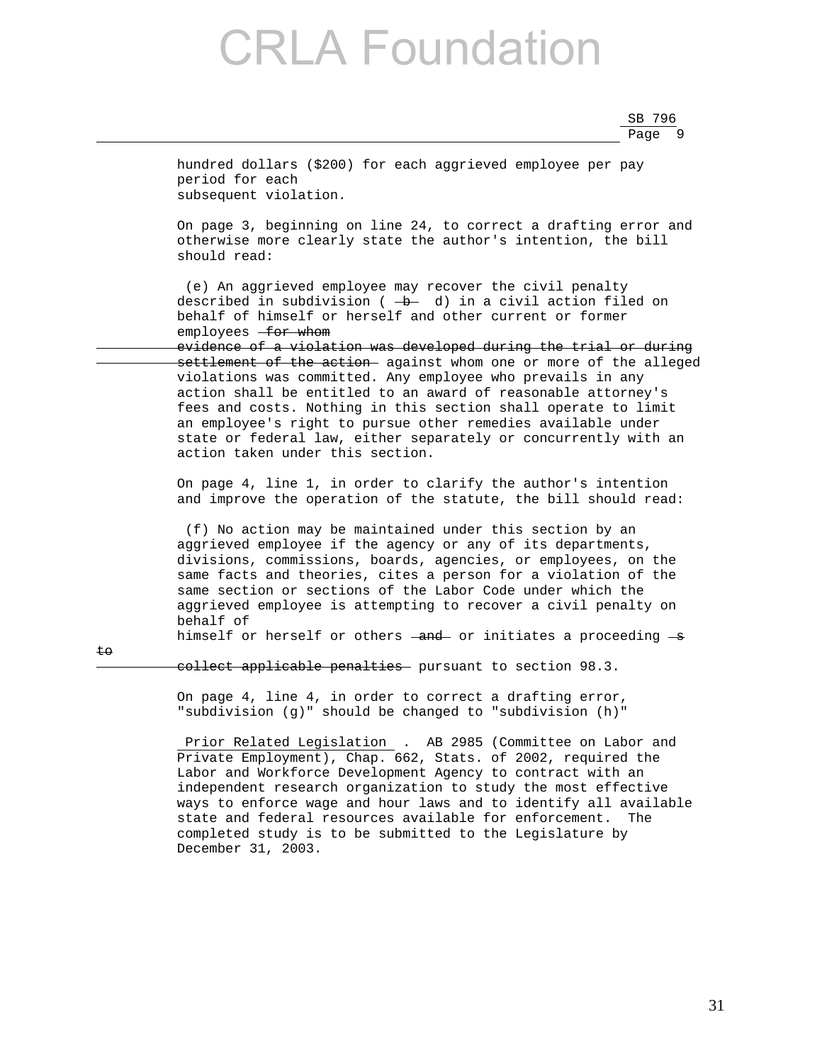hundred dollars ($200) for each aggrieved employee per pay period for each subsequent violation.

On page 3, beginning on line 24, to correct a drafting error and otherwise more clearly state the author's intention, the bill should read:

(e) An aggrieved employee may recover the civil penalty described in subdivision ( ~~b~~ d) in a civil action filed on behalf of himself or herself and other current or former employees ~~for whom evidence of a violation was developed during the trial or during settlement of the action~~ against whom one or more of the alleged violations was committed. Any employee who prevails in any action shall be entitled to an award of reasonable attorney's fees and costs. Nothing in this section shall operate to limit an employee's right to pursue other remedies available under state or federal law, either separately or concurrently with an action taken under this section.

On page 4, line 1, in order to clarify the author's intention and improve the operation of the statute, the bill should read:

(f) No action may be maintained under this section by an aggrieved employee if the agency or any of its departments, divisions, commissions, boards, agencies, or employees, on the same facts and theories, cites a person for a violation of the same section or sections of the Labor Code under which the aggrieved employee is attempting to recover a civil penalty on behalf of himself or herself or others ~~and~~ or initiates a proceeding ~~s to collect applicable penalties~~ pursuant to section 98.3.

On page 4, line 4, in order to correct a drafting error, "subdivision (g)" should be changed to "subdivision (h)"

Prior Related Legislation . AB 2985 (Committee on Labor and Private Employment), Chap. 662, Stats. of 2002, required the Labor and Workforce Development Agency to contract with an independent research organization to study the most effective ways to enforce wage and hour laws and to identify all available state and federal resources available for enforcement. The completed study is to be submitted to the Legislature by December 31, 2003.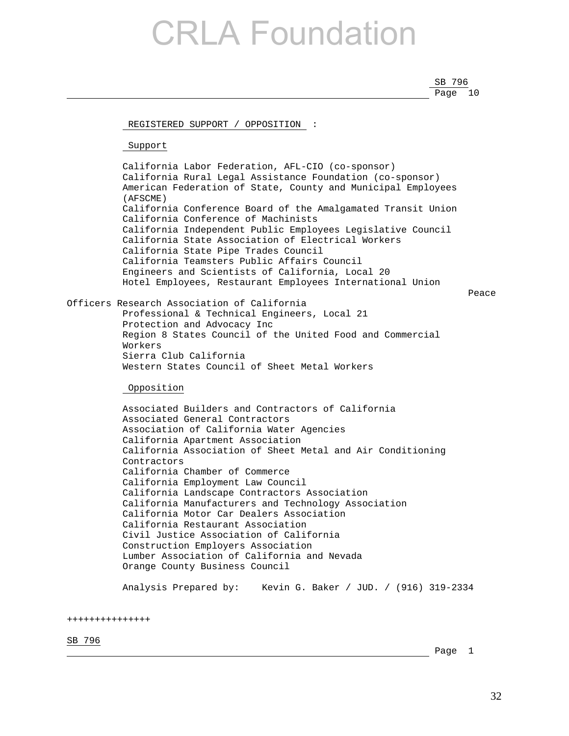**REGISTERED SUPPORT / OPPOSITION** :

**Support**

California Labor Federation, AFL-CIO (co-sponsor)
California Rural Legal Assistance Foundation (co-sponsor)
American Federation of State, County and Municipal Employees (AFSCME)
California Conference Board of the Amalgamated Transit Union
California Conference of Machinists
California Independent Public Employees Legislative Council
California State Association of Electrical Workers
California State Pipe Trades Council
California Teamsters Public Affairs Council
Engineers and Scientists of California, Local 20
Hotel Employees, Restaurant Employees International Union
Peace Officers Research Association of California
Professional & Technical Engineers, Local 21
Protection and Advocacy Inc
Region 8 States Council of the United Food and Commercial Workers
Sierra Club California
Western States Council of Sheet Metal Workers

**Opposition**

Associated Builders and Contractors of California
Associated General Contractors
Association of California Water Agencies
California Apartment Association
California Association of Sheet Metal and Air Conditioning Contractors
California Chamber of Commerce
California Employment Law Council
California Landscape Contractors Association
California Manufacturers and Technology Association
California Motor Car Dealers Association
California Restaurant Association
Civil Justice Association of California
Construction Employers Association
Lumber Association of California and Nevada
Orange County Business Council

Analysis Prepared by: Kevin G. Baker / JUD. / (916) 319-2334

+++++++++++++++

SB 796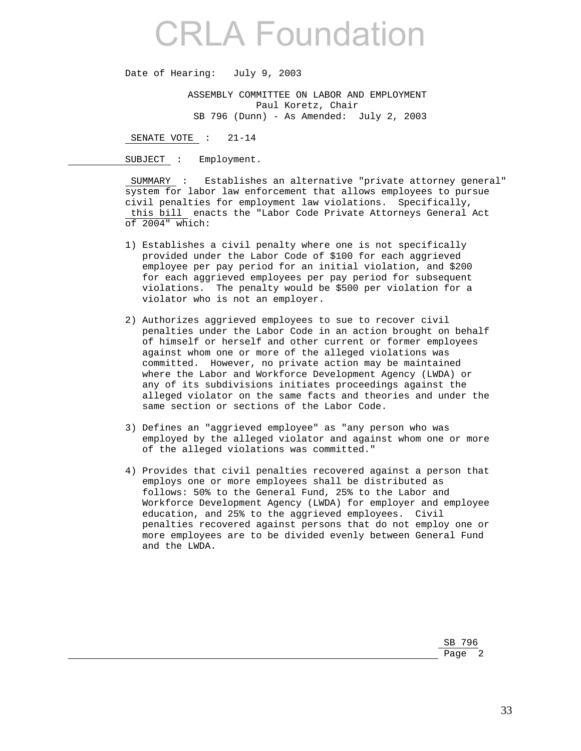# CRLA Foundation

Date of Hearing: July 9, 2003

ASSEMBLY COMMITTEE ON LABOR AND EMPLOYMENT
Paul Koretz, Chair
SB 796 (Dunn) - As Amended: July 2, 2003

SENATE VOTE : 21-14

SUBJECT : Employment.

SUMMARY : Establishes an alternative "private attorney general" system for labor law enforcement that allows employees to pursue civil penalties for employment law violations. Specifically, this bill enacts the "Labor Code Private Attorneys General Act of 2004" which:

1) Establishes a civil penalty where one is not specifically provided under the Labor Code of $100 for each aggrieved employee per pay period for an initial violation, and $200 for each aggrieved employees per pay period for subsequent violations. The penalty would be $500 per violation for a violator who is not an employer.

2) Authorizes aggrieved employees to sue to recover civil penalties under the Labor Code in an action brought on behalf of himself or herself and other current or former employees against whom one or more of the alleged violations was committed. However, no private action may be maintained where the Labor and Workforce Development Agency (LWDA) or any of its subdivisions initiates proceedings against the alleged violator on the same facts and theories and under the same section or sections of the Labor Code.

3) Defines an "aggrieved employee" as "any person who was employed by the alleged violator and against whom one or more of the alleged violations was committed."

4) Provides that civil penalties recovered against a person that employs one or more employees shall be distributed as follows: 50% to the General Fund, 25% to the Labor and Workforce Development Agency (LWDA) for employer and employee education, and 25% to the aggrieved employees. Civil penalties recovered against persons that do not employ one or more employees are to be divided evenly between General Fund and the LWDA.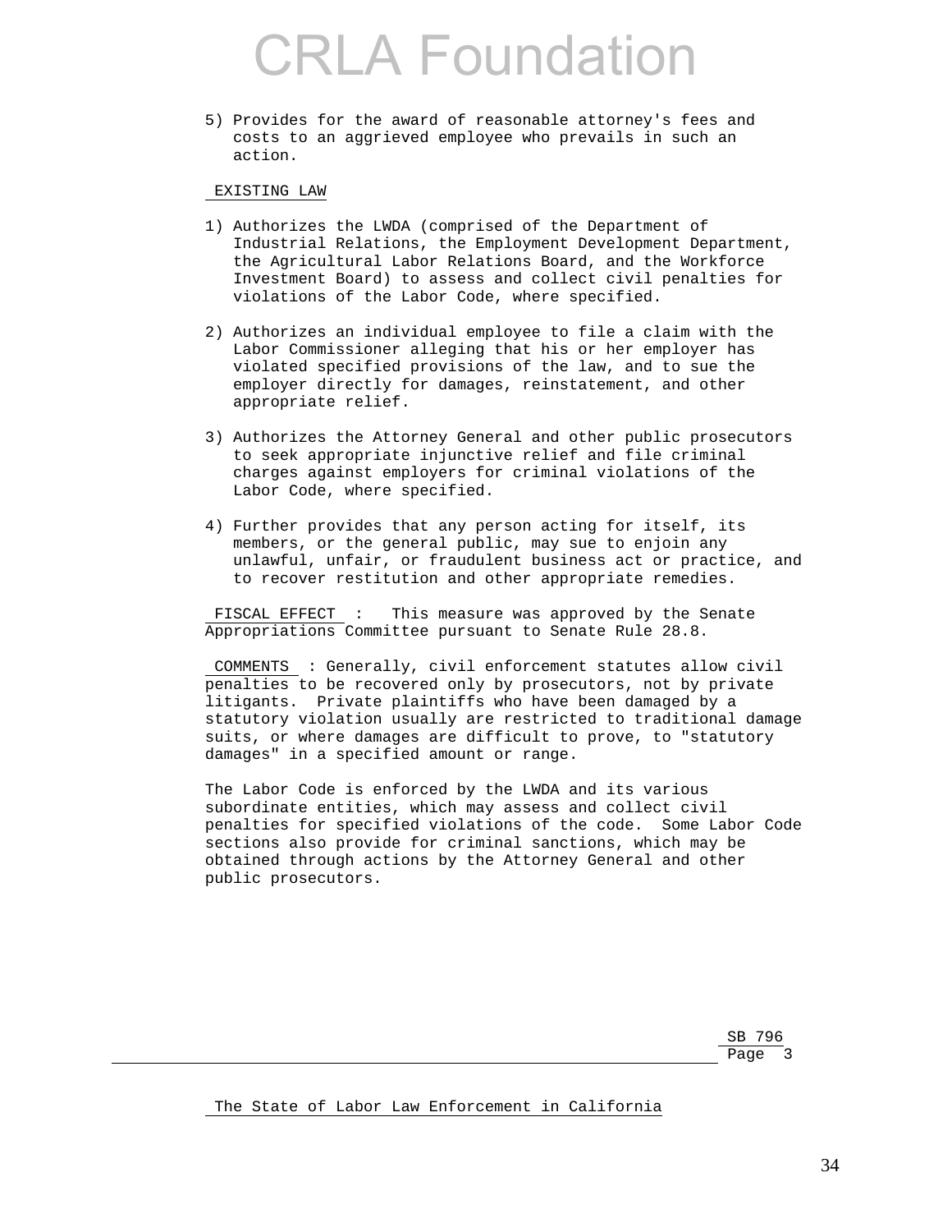5) Provides for the award of reasonable attorney's fees and costs to an aggrieved employee who prevails in such an action.

EXISTING LAW

1) Authorizes the LWDA (comprised of the Department of Industrial Relations, the Employment Development Department, the Agricultural Labor Relations Board, and the Workforce Investment Board) to assess and collect civil penalties for violations of the Labor Code, where specified.

2) Authorizes an individual employee to file a claim with the Labor Commissioner alleging that his or her employer has violated specified provisions of the law, and to sue the employer directly for damages, reinstatement, and other appropriate relief.

3) Authorizes the Attorney General and other public prosecutors to seek appropriate injunctive relief and file criminal charges against employers for criminal violations of the Labor Code, where specified.

4) Further provides that any person acting for itself, its members, or the general public, may sue to enjoin any unlawful, unfair, or fraudulent business act or practice, and to recover restitution and other appropriate remedies.

FISCAL EFFECT : This measure was approved by the Senate Appropriations Committee pursuant to Senate Rule 28.8.

COMMENTS : Generally, civil enforcement statutes allow civil penalties to be recovered only by prosecutors, not by private litigants. Private plaintiffs who have been damaged by a statutory violation usually are restricted to traditional damage suits, or where damages are difficult to prove, to "statutory damages" in a specified amount or range.

The Labor Code is enforced by the LWDA and its various subordinate entities, which may assess and collect civil penalties for specified violations of the code. Some Labor Code sections also provide for criminal sanctions, which may be obtained through actions by the Attorney General and other public prosecutors.

The State of Labor Law Enforcement in California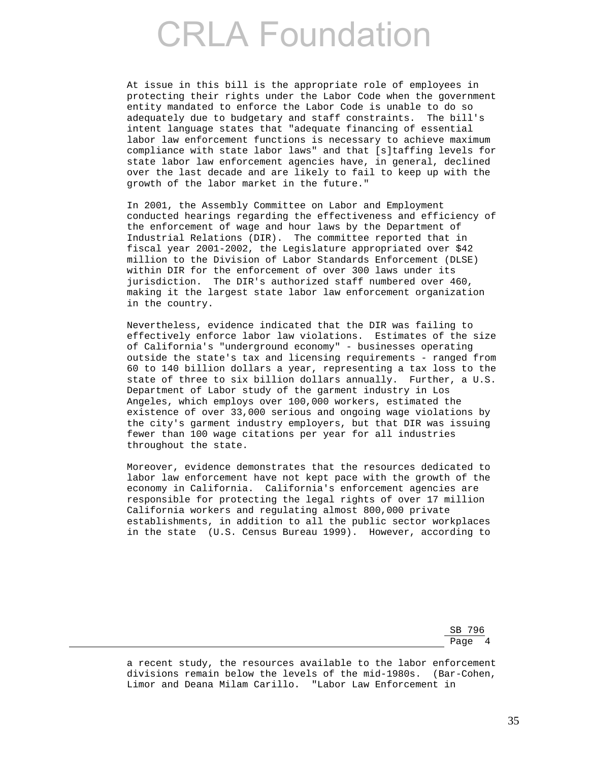At issue in this bill is the appropriate role of employees in protecting their rights under the Labor Code when the government entity mandated to enforce the Labor Code is unable to do so adequately due to budgetary and staff constraints. The bill's intent language states that "adequate financing of essential labor law enforcement functions is necessary to achieve maximum compliance with state labor laws" and that [s]taffing levels for state labor law enforcement agencies have, in general, declined over the last decade and are likely to fail to keep up with the growth of the labor market in the future."

In 2001, the Assembly Committee on Labor and Employment conducted hearings regarding the effectiveness and efficiency of the enforcement of wage and hour laws by the Department of Industrial Relations (DIR). The committee reported that in fiscal year 2001-2002, the Legislature appropriated over $42 million to the Division of Labor Standards Enforcement (DLSE) within DIR for the enforcement of over 300 laws under its jurisdiction. The DIR's authorized staff numbered over 460, making it the largest state labor law enforcement organization in the country.

Nevertheless, evidence indicated that the DIR was failing to effectively enforce labor law violations. Estimates of the size of California's "underground economy" - businesses operating outside the state's tax and licensing requirements - ranged from 60 to 140 billion dollars a year, representing a tax loss to the state of three to six billion dollars annually. Further, a U.S. Department of Labor study of the garment industry in Los Angeles, which employs over 100,000 workers, estimated the existence of over 33,000 serious and ongoing wage violations by the city's garment industry employers, but that DIR was issuing fewer than 100 wage citations per year for all industries throughout the state.

Moreover, evidence demonstrates that the resources dedicated to labor law enforcement have not kept pace with the growth of the economy in California. California's enforcement agencies are responsible for protecting the legal rights of over 17 million California workers and regulating almost 800,000 private establishments, in addition to all the public sector workplaces in the state (U.S. Census Bureau 1999). However, according to a recent study, the resources available to the labor enforcement divisions remain below the levels of the mid-1980s. (Bar-Cohen, Limor and Deana Milam Carillo. "Labor Law Enforcement in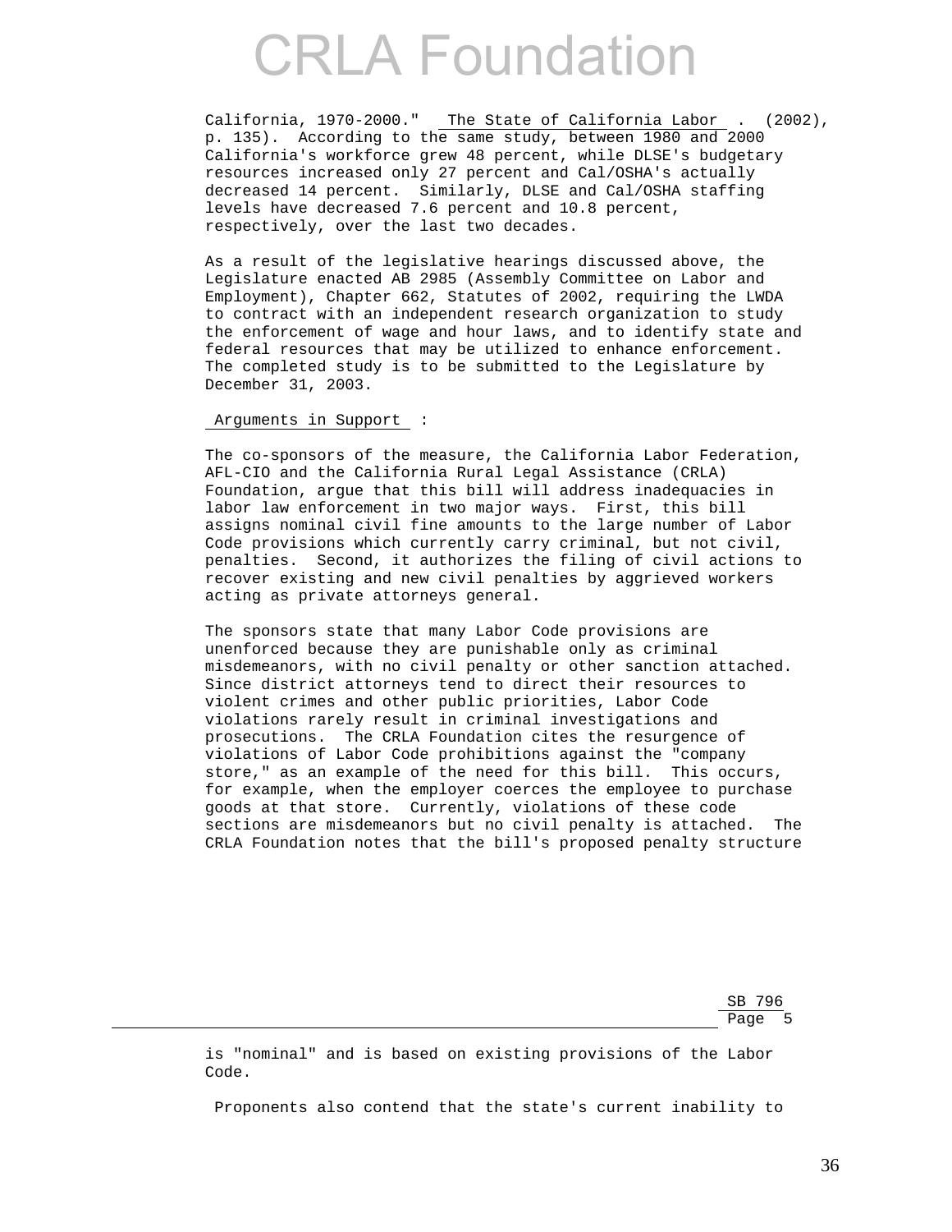California, 1970-2000." The State of California Labor . (2002), p. 135). According to the same study, between 1980 and 2000 California's workforce grew 48 percent, while DLSE's budgetary resources increased only 27 percent and Cal/OSHA's actually decreased 14 percent. Similarly, DLSE and Cal/OSHA staffing levels have decreased 7.6 percent and 10.8 percent, respectively, over the last two decades.

As a result of the legislative hearings discussed above, the Legislature enacted AB 2985 (Assembly Committee on Labor and Employment), Chapter 662, Statutes of 2002, requiring the LWDA to contract with an independent research organization to study the enforcement of wage and hour laws, and to identify state and federal resources that may be utilized to enhance enforcement. The completed study is to be submitted to the Legislature by December 31, 2003.

Arguments in Support :

The co-sponsors of the measure, the California Labor Federation, AFL-CIO and the California Rural Legal Assistance (CRLA) Foundation, argue that this bill will address inadequacies in labor law enforcement in two major ways. First, this bill assigns nominal civil fine amounts to the large number of Labor Code provisions which currently carry criminal, but not civil, penalties. Second, it authorizes the filing of civil actions to recover existing and new civil penalties by aggrieved workers acting as private attorneys general.

The sponsors state that many Labor Code provisions are unenforced because they are punishable only as criminal misdemeanors, with no civil penalty or other sanction attached. Since district attorneys tend to direct their resources to violent crimes and other public priorities, Labor Code violations rarely result in criminal investigations and prosecutions. The CRLA Foundation cites the resurgence of violations of Labor Code prohibitions against the "company store," as an example of the need for this bill. This occurs, for example, when the employer coerces the employee to purchase goods at that store. Currently, violations of these code sections are misdemeanors but no civil penalty is attached. The CRLA Foundation notes that the bill's proposed penalty structure

is "nominal" and is based on existing provisions of the Labor Code.

Proponents also contend that the state's current inability to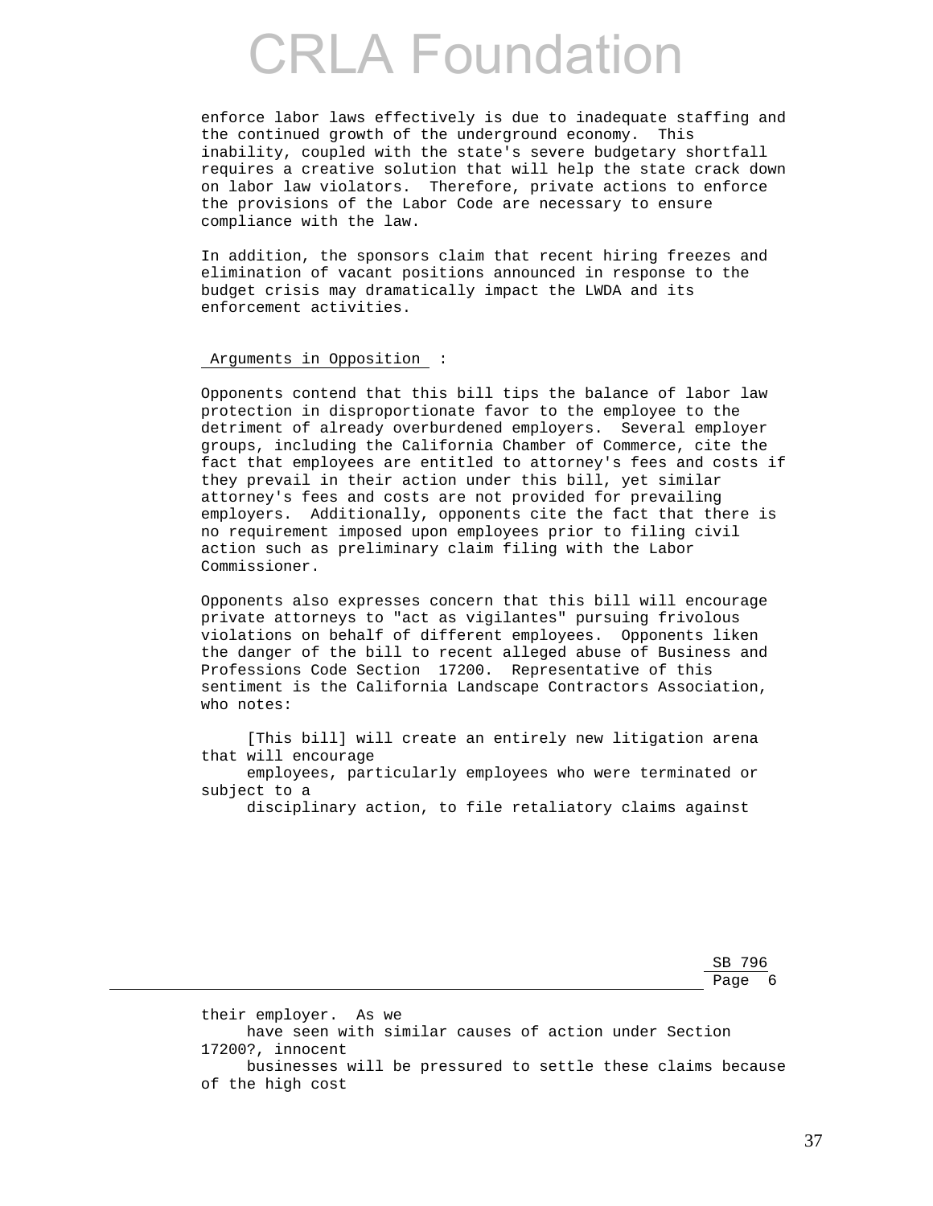enforce labor laws effectively is due to inadequate staffing and the continued growth of the underground economy. This inability, coupled with the state's severe budgetary shortfall requires a creative solution that will help the state crack down on labor law violators. Therefore, private actions to enforce the provisions of the Labor Code are necessary to ensure compliance with the law.

In addition, the sponsors claim that recent hiring freezes and elimination of vacant positions announced in response to the budget crisis may dramatically impact the LWDA and its enforcement activities.

Arguments in Opposition :

Opponents contend that this bill tips the balance of labor law protection in disproportionate favor to the employee to the detriment of already overburdened employers. Several employer groups, including the California Chamber of Commerce, cite the fact that employees are entitled to attorney's fees and costs if they prevail in their action under this bill, yet similar attorney's fees and costs are not provided for prevailing employers. Additionally, opponents cite the fact that there is no requirement imposed upon employees prior to filing civil action such as preliminary claim filing with the Labor Commissioner.

Opponents also expresses concern that this bill will encourage private attorneys to "act as vigilantes" pursuing frivolous violations on behalf of different employees. Opponents liken the danger of the bill to recent alleged abuse of Business and Professions Code Section 17200. Representative of this sentiment is the California Landscape Contractors Association, who notes:

> [This bill] will create an entirely new litigation arena that will encourage employees, particularly employees who were terminated or subject to a disciplinary action, to file retaliatory claims against their employer. As we have seen with similar causes of action under Section 17200?, innocent businesses will be pressured to settle these claims because of the high cost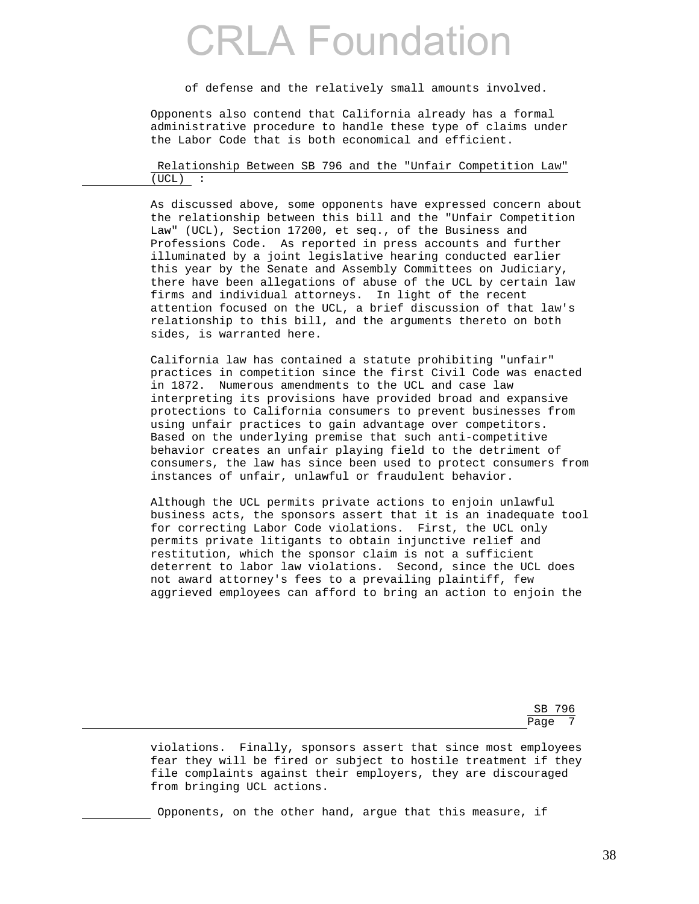of defense and the relatively small amounts involved.

Opponents also contend that California already has a formal administrative procedure to handle these type of claims under the Labor Code that is both economical and efficient.

Relationship Between SB 796 and the "Unfair Competition Law" (UCL) :

As discussed above, some opponents have expressed concern about the relationship between this bill and the "Unfair Competition Law" (UCL), Section 17200, et seq., of the Business and Professions Code. As reported in press accounts and further illuminated by a joint legislative hearing conducted earlier this year by the Senate and Assembly Committees on Judiciary, there have been allegations of abuse of the UCL by certain law firms and individual attorneys. In light of the recent attention focused on the UCL, a brief discussion of that law's relationship to this bill, and the arguments thereto on both sides, is warranted here.

California law has contained a statute prohibiting "unfair" practices in competition since the first Civil Code was enacted in 1872. Numerous amendments to the UCL and case law interpreting its provisions have provided broad and expansive protections to California consumers to prevent businesses from using unfair practices to gain advantage over competitors. Based on the underlying premise that such anti-competitive behavior creates an unfair playing field to the detriment of consumers, the law has since been used to protect consumers from instances of unfair, unlawful or fraudulent behavior.

Although the UCL permits private actions to enjoin unlawful business acts, the sponsors assert that it is an inadequate tool for correcting Labor Code violations. First, the UCL only permits private litigants to obtain injunctive relief and restitution, which the sponsor claim is not a sufficient deterrent to labor law violations. Second, since the UCL does not award attorney's fees to a prevailing plaintiff, few aggrieved employees can afford to bring an action to enjoin the violations. Finally, sponsors assert that since most employees fear they will be fired or subject to hostile treatment if they file complaints against their employers, they are discouraged from bringing UCL actions.

Opponents, on the other hand, argue that this measure, if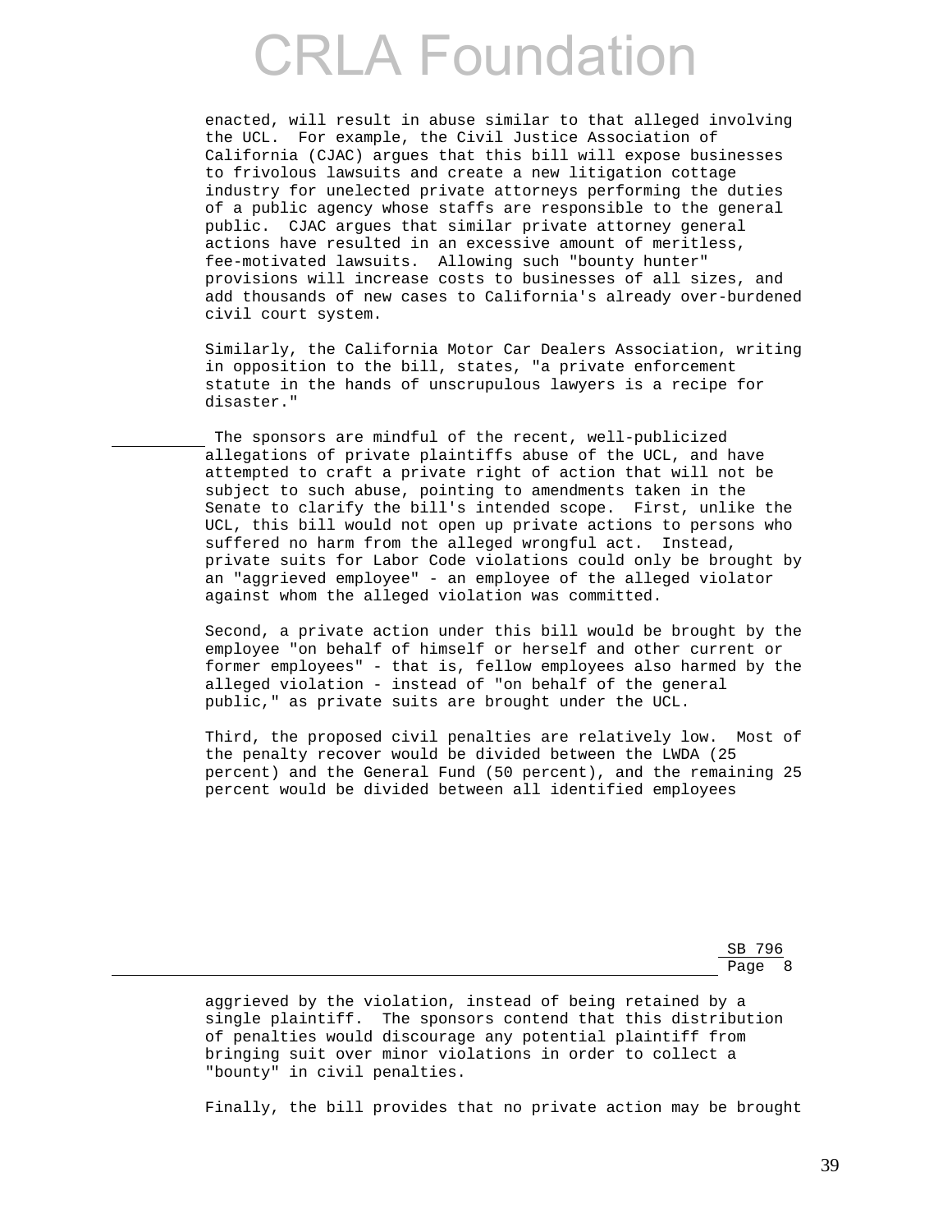enacted, will result in abuse similar to that alleged involving the UCL. For example, the Civil Justice Association of California (CJAC) argues that this bill will expose businesses to frivolous lawsuits and create a new litigation cottage industry for unelected private attorneys performing the duties of a public agency whose staffs are responsible to the general public. CJAC argues that similar private attorney general actions have resulted in an excessive amount of meritless, fee-motivated lawsuits. Allowing such "bounty hunter" provisions will increase costs to businesses of all sizes, and add thousands of new cases to California's already over-burdened civil court system.

Similarly, the California Motor Car Dealers Association, writing in opposition to the bill, states, "a private enforcement statute in the hands of unscrupulous lawyers is a recipe for disaster."

The sponsors are mindful of the recent, well-publicized allegations of private plaintiffs abuse of the UCL, and have attempted to craft a private right of action that will not be subject to such abuse, pointing to amendments taken in the Senate to clarify the bill's intended scope. First, unlike the UCL, this bill would not open up private actions to persons who suffered no harm from the alleged wrongful act. Instead, private suits for Labor Code violations could only be brought by an "aggrieved employee" - an employee of the alleged violator against whom the alleged violation was committed.

Second, a private action under this bill would be brought by the employee "on behalf of himself or herself and other current or former employees" - that is, fellow employees also harmed by the alleged violation - instead of "on behalf of the general public," as private suits are brought under the UCL.

Third, the proposed civil penalties are relatively low. Most of the penalty recover would be divided between the LWDA (25 percent) and the General Fund (50 percent), and the remaining 25 percent would be divided between all identified employees aggrieved by the violation, instead of being retained by a single plaintiff. The sponsors contend that this distribution of penalties would discourage any potential plaintiff from bringing suit over minor violations in order to collect a "bounty" in civil penalties.

Finally, the bill provides that no private action may be brought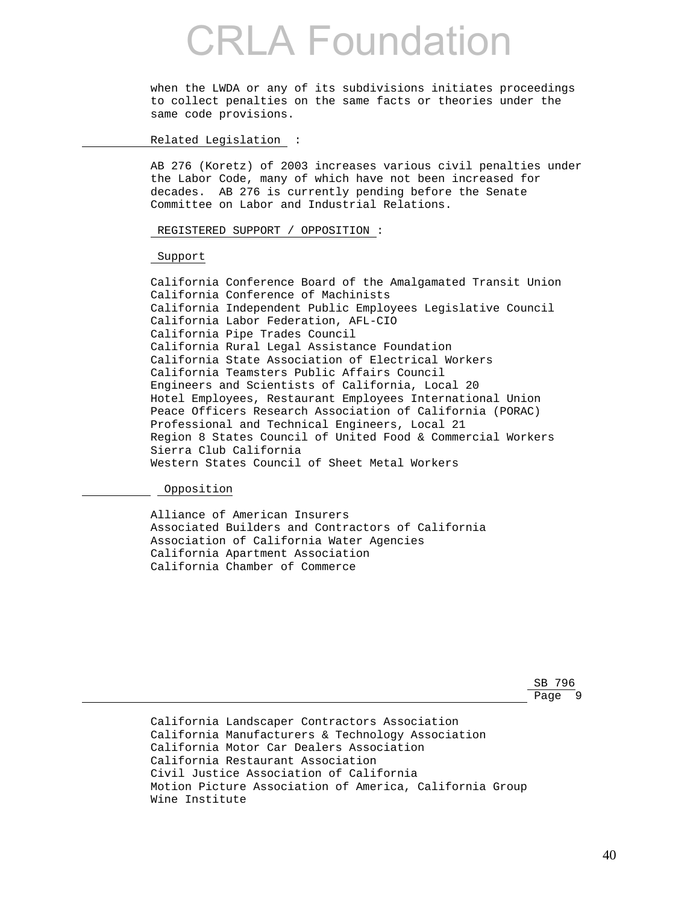when the LWDA or any of its subdivisions initiates proceedings to collect penalties on the same facts or theories under the same code provisions.

Related Legislation :

AB 276 (Koretz) of 2003 increases various civil penalties under the Labor Code, many of which have not been increased for decades. AB 276 is currently pending before the Senate Committee on Labor and Industrial Relations.

REGISTERED SUPPORT / OPPOSITION :

Support

California Conference Board of the Amalgamated Transit Union
California Conference of Machinists
California Independent Public Employees Legislative Council
California Labor Federation, AFL-CIO
California Pipe Trades Council
California Rural Legal Assistance Foundation
California State Association of Electrical Workers
California Teamsters Public Affairs Council
Engineers and Scientists of California, Local 20
Hotel Employees, Restaurant Employees International Union
Peace Officers Research Association of California (PORAC)
Professional and Technical Engineers, Local 21
Region 8 States Council of United Food & Commercial Workers
Sierra Club California
Western States Council of Sheet Metal Workers

Opposition

Alliance of American Insurers
Associated Builders and Contractors of California
Association of California Water Agencies
California Apartment Association
California Chamber of Commerce
California Landscaper Contractors Association
California Manufacturers & Technology Association
California Motor Car Dealers Association
California Restaurant Association
Civil Justice Association of California
Motion Picture Association of America, California Group
Wine Institute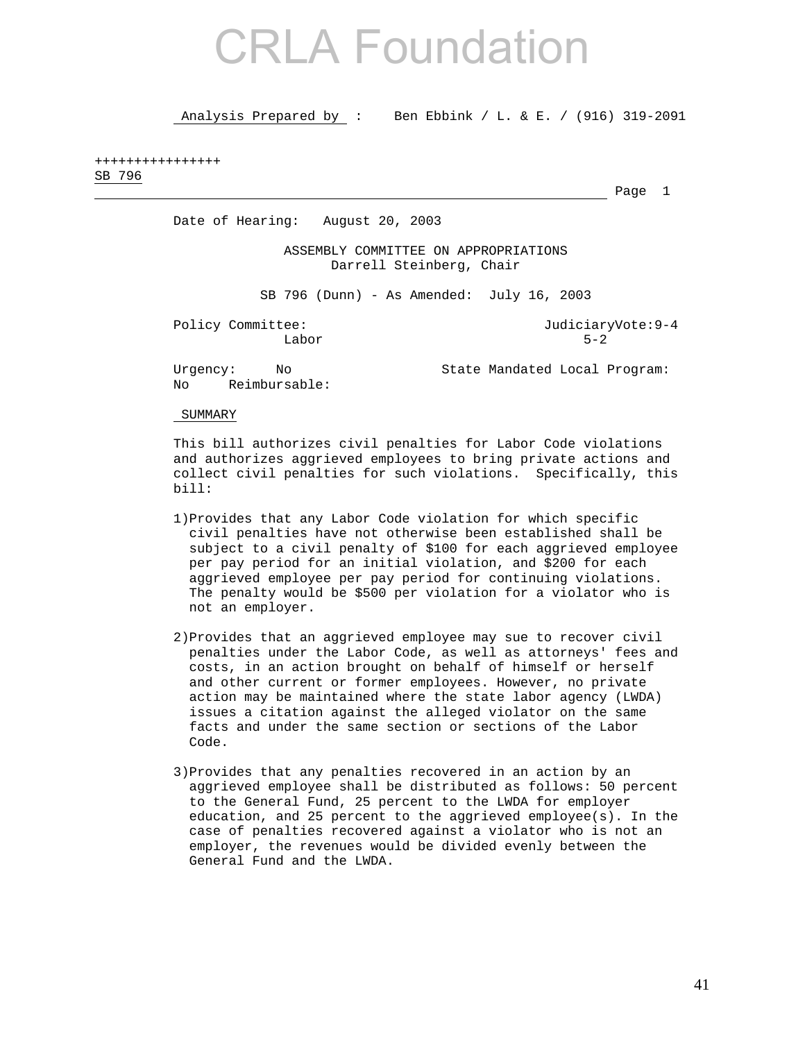CRLA Foundation

Analysis Prepared by : Ben Ebbink / L. & E. / (916) 319-2091

++++++++++++++++

SB 796

Date of Hearing: August 20, 2003

ASSEMBLY COMMITTEE ON APPROPRIATIONS
Darrell Steinberg, Chair

SB 796 (Dunn) - As Amended: July 16, 2003

Policy Committee: Judiciary Vote: 9-4
Labor 5-2

Urgency: No State Mandated Local Program: No Reimbursable:

SUMMARY

This bill authorizes civil penalties for Labor Code violations and authorizes aggrieved employees to bring private actions and collect civil penalties for such violations. Specifically, this bill:

1) Provides that any Labor Code violation for which specific civil penalties have not otherwise been established shall be subject to a civil penalty of $100 for each aggrieved employee per pay period for an initial violation, and $200 for each aggrieved employee per pay period for continuing violations. The penalty would be $500 per violation for a violator who is not an employer.

2) Provides that an aggrieved employee may sue to recover civil penalties under the Labor Code, as well as attorneys' fees and costs, in an action brought on behalf of himself or herself and other current or former employees. However, no private action may be maintained where the state labor agency (LWDA) issues a citation against the alleged violator on the same facts and under the same section or sections of the Labor Code.

3) Provides that any penalties recovered in an action by an aggrieved employee shall be distributed as follows: 50 percent to the General Fund, 25 percent to the LWDA for employer education, and 25 percent to the aggrieved employee(s). In the case of penalties recovered against a violator who is not an employer, the revenues would be divided evenly between the General Fund and the LWDA.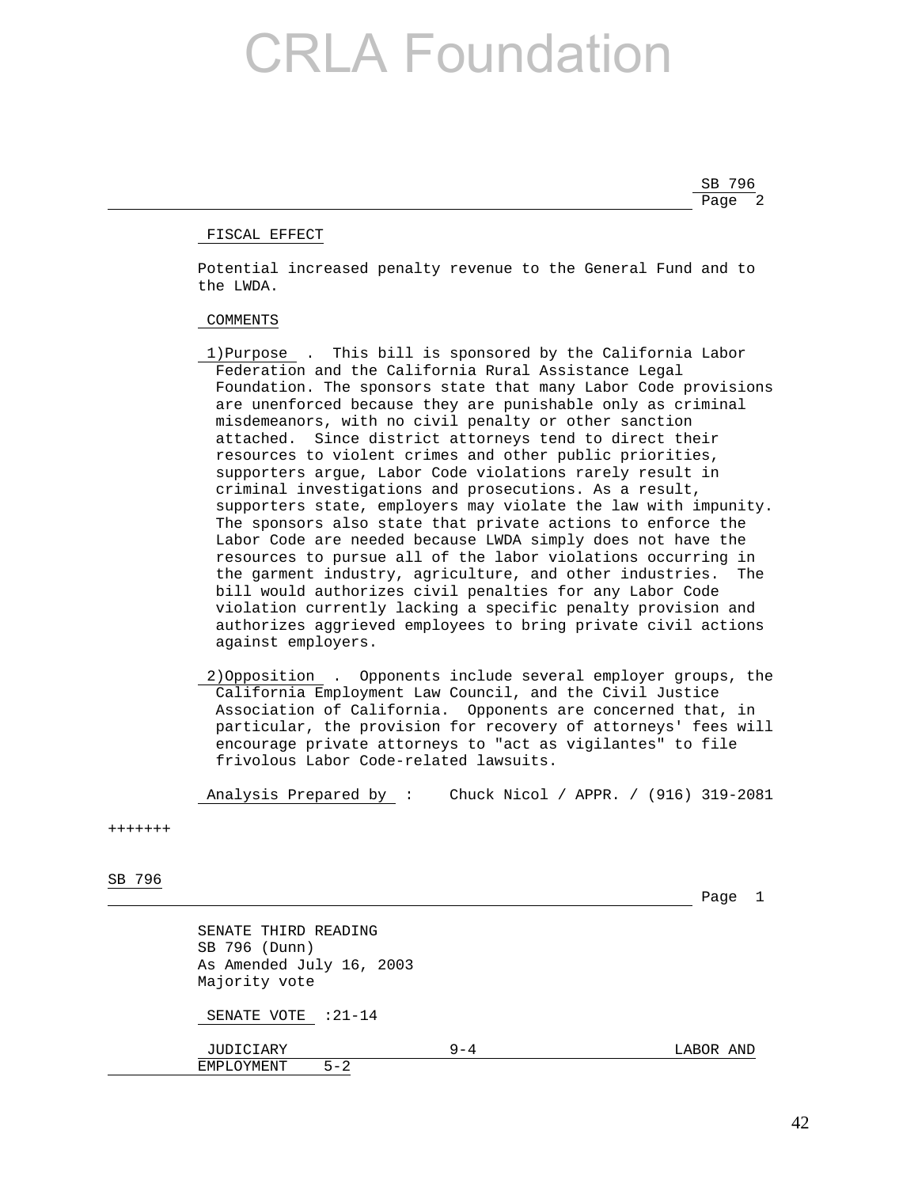# CRLA Foundation

SB 796
Page 2

FISCAL EFFECT

Potential increased penalty revenue to the General Fund and to the LWDA.

COMMENTS

1)Purpose . This bill is sponsored by the California Labor Federation and the California Rural Assistance Legal Foundation. The sponsors state that many Labor Code provisions are unenforced because they are punishable only as criminal misdemeanors, with no civil penalty or other sanction attached. Since district attorneys tend to direct their resources to violent crimes and other public priorities, supporters argue, Labor Code violations rarely result in criminal investigations and prosecutions. As a result, supporters state, employers may violate the law with impunity. The sponsors also state that private actions to enforce the Labor Code are needed because LWDA simply does not have the resources to pursue all of the labor violations occurring in the garment industry, agriculture, and other industries. The bill would authorizes civil penalties for any Labor Code violation currently lacking a specific penalty provision and authorizes aggrieved employees to bring private civil actions against employers.

2)Opposition . Opponents include several employer groups, the California Employment Law Council, and the Civil Justice Association of California. Opponents are concerned that, in particular, the provision for recovery of attorneys' fees will encourage private attorneys to "act as vigilantes" to file frivolous Labor Code-related lawsuits.

Analysis Prepared by : Chuck Nicol / APPR. / (916) 319-2081

+++++++

SB 796
Page 1

SENATE THIRD READING
SB 796 (Dunn)
As Amended July 16, 2003
Majority vote

SENATE VOTE :21-14

| JUDICIARY | 9-4 | LABOR AND EMPLOYMENT | 5-2 |
|---|---|---|---|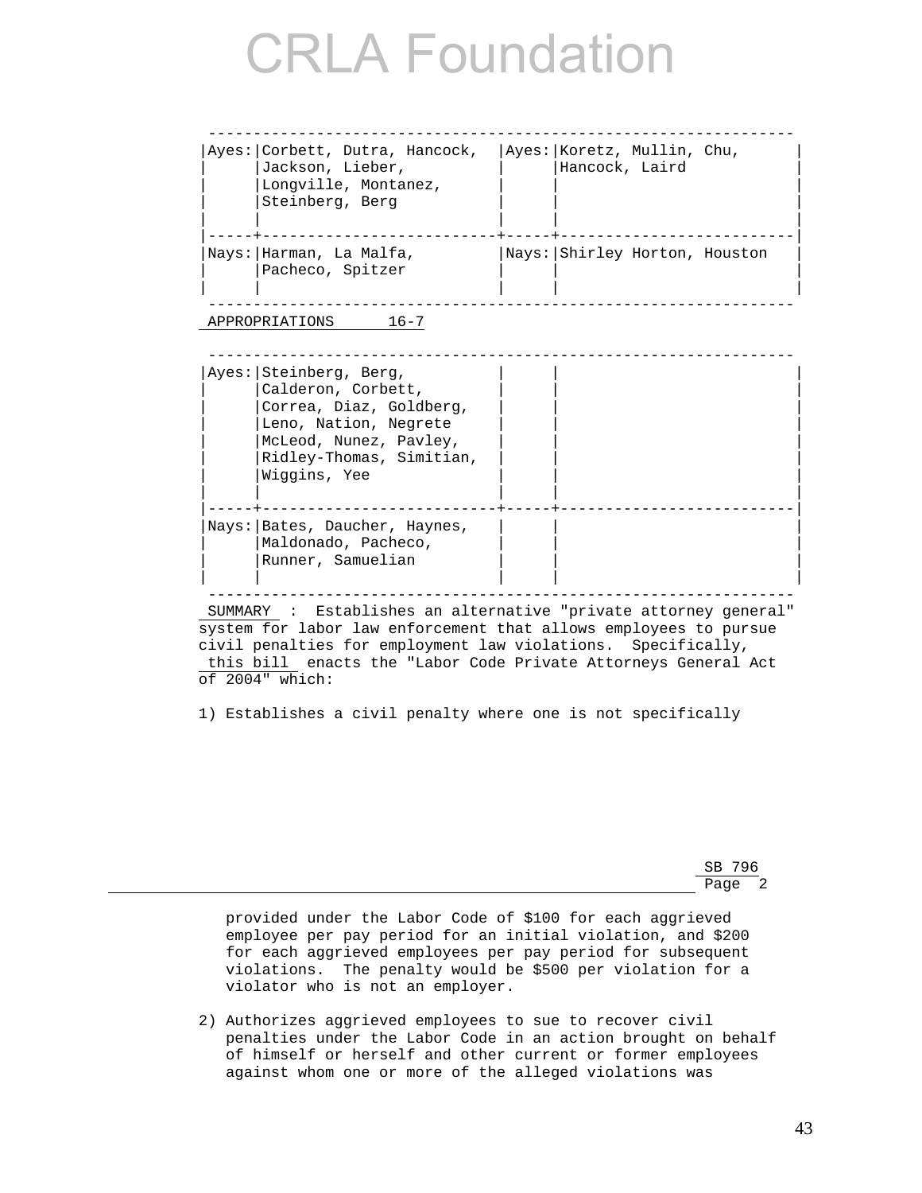# CRLA Foundation

| Ayes: | Corbett, Dutra, Hancock, Jackson, Lieber, Longville, Montanez, Steinberg, Berg | Ayes: | Koretz, Mullin, Chu, Hancock, Laird |
|---|---|---|---|
| Nays: | Harman, La Malfa, Pacheco, Spitzer | Nays: | Shirley Horton, Houston |

APPROPRIATIONS 16-7

| Ayes: | Steinberg, Berg, Calderon, Corbett, Correa, Diaz, Goldberg, Leno, Nation, Negrete McLeod, Nunez, Pavley, Ridley-Thomas, Simitian, Wiggins, Yee | | |
|---|---|---|---|
| Nays: | Bates, Daucher, Haynes, Maldonado, Pacheco, Runner, Samuelian | | |

SUMMARY : Establishes an alternative "private attorney general" system for labor law enforcement that allows employees to pursue civil penalties for employment law violations. Specifically, this bill enacts the "Labor Code Private Attorneys General Act of 2004" which:

1) Establishes a civil penalty where one is not specifically provided under the Labor Code of $100 for each aggrieved employee per pay period for an initial violation, and $200 for each aggrieved employees per pay period for subsequent violations. The penalty would be $500 per violation for a violator who is not an employer.

2) Authorizes aggrieved employees to sue to recover civil penalties under the Labor Code in an action brought on behalf of himself or herself and other current or former employees against whom one or more of the alleged violations was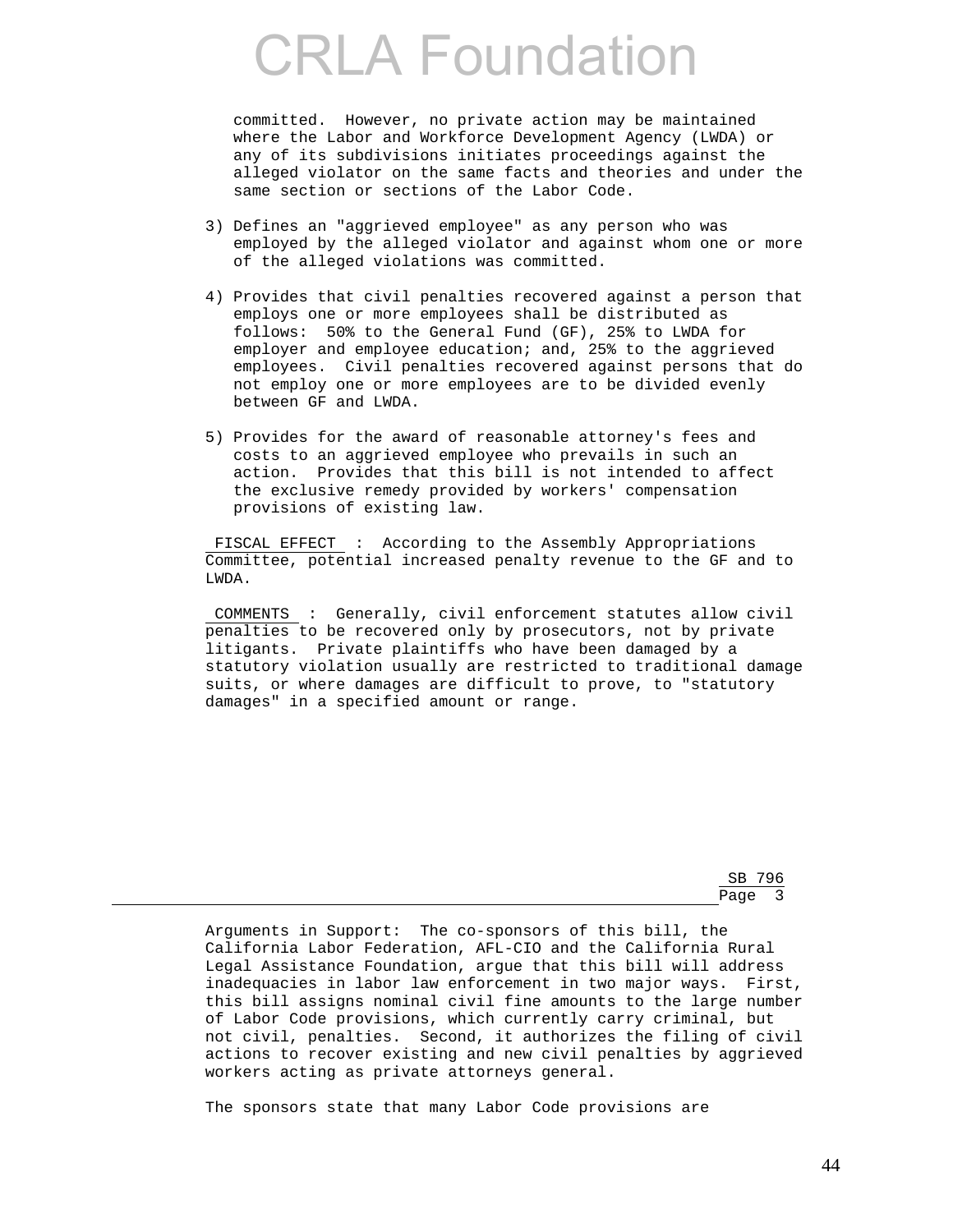committed. However, no private action may be maintained where the Labor and Workforce Development Agency (LWDA) or any of its subdivisions initiates proceedings against the alleged violator on the same facts and theories and under the same section or sections of the Labor Code.

3) Defines an "aggrieved employee" as any person who was employed by the alleged violator and against whom one or more of the alleged violations was committed.

4) Provides that civil penalties recovered against a person that employs one or more employees shall be distributed as follows: 50% to the General Fund (GF), 25% to LWDA for employer and employee education; and, 25% to the aggrieved employees. Civil penalties recovered against persons that do not employ one or more employees are to be divided evenly between GF and LWDA.

5) Provides for the award of reasonable attorney's fees and costs to an aggrieved employee who prevails in such an action. Provides that this bill is not intended to affect the exclusive remedy provided by workers' compensation provisions of existing law.

FISCAL EFFECT : According to the Assembly Appropriations Committee, potential increased penalty revenue to the GF and to LWDA.

COMMENTS : Generally, civil enforcement statutes allow civil penalties to be recovered only by prosecutors, not by private litigants. Private plaintiffs who have been damaged by a statutory violation usually are restricted to traditional damage suits, or where damages are difficult to prove, to "statutory damages" in a specified amount or range.

Arguments in Support: The co-sponsors of this bill, the California Labor Federation, AFL-CIO and the California Rural Legal Assistance Foundation, argue that this bill will address inadequacies in labor law enforcement in two major ways. First, this bill assigns nominal civil fine amounts to the large number of Labor Code provisions, which currently carry criminal, but not civil, penalties. Second, it authorizes the filing of civil actions to recover existing and new civil penalties by aggrieved workers acting as private attorneys general.

The sponsors state that many Labor Code provisions are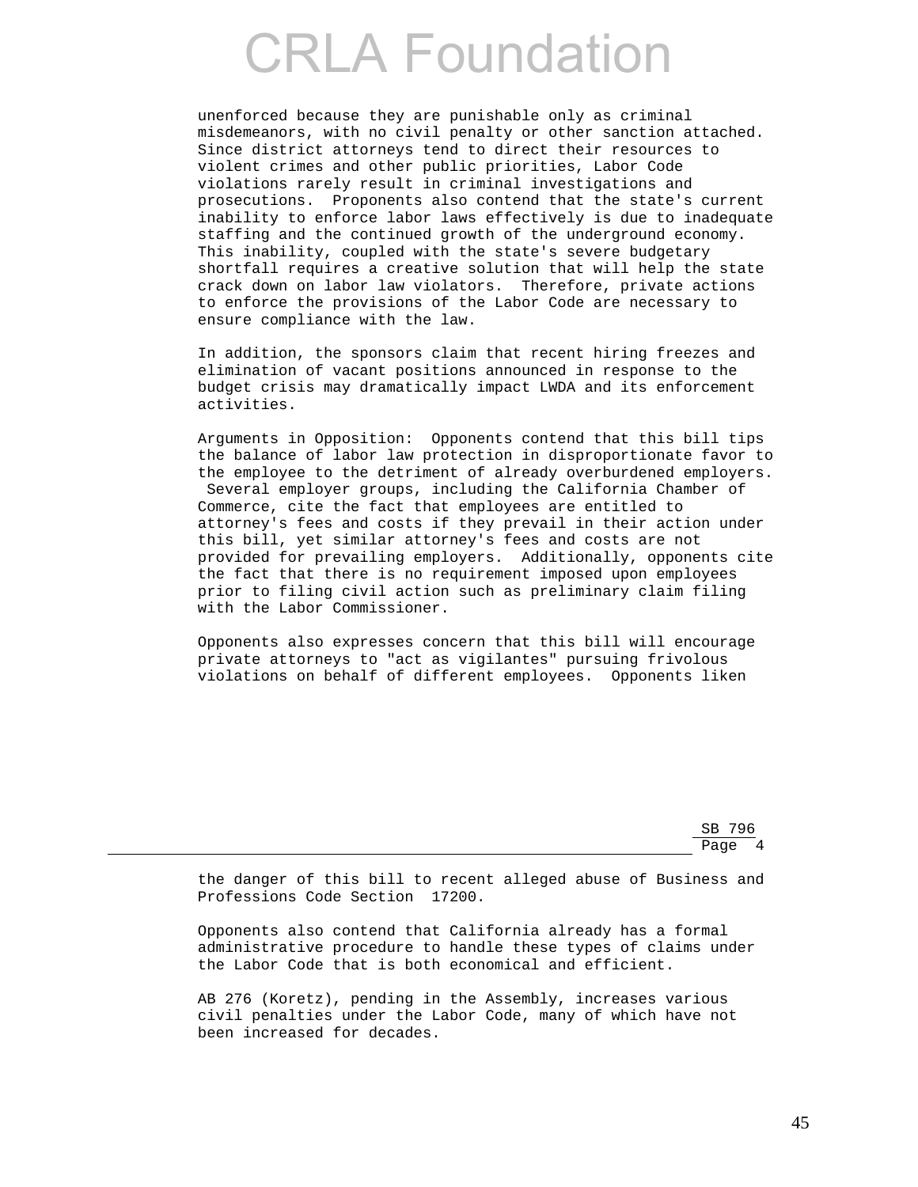unenforced because they are punishable only as criminal misdemeanors, with no civil penalty or other sanction attached. Since district attorneys tend to direct their resources to violent crimes and other public priorities, Labor Code violations rarely result in criminal investigations and prosecutions. Proponents also contend that the state's current inability to enforce labor laws effectively is due to inadequate staffing and the continued growth of the underground economy. This inability, coupled with the state's severe budgetary shortfall requires a creative solution that will help the state crack down on labor law violators. Therefore, private actions to enforce the provisions of the Labor Code are necessary to ensure compliance with the law.

In addition, the sponsors claim that recent hiring freezes and elimination of vacant positions announced in response to the budget crisis may dramatically impact LWDA and its enforcement activities.

Arguments in Opposition: Opponents contend that this bill tips the balance of labor law protection in disproportionate favor to the employee to the detriment of already overburdened employers. Several employer groups, including the California Chamber of Commerce, cite the fact that employees are entitled to attorney's fees and costs if they prevail in their action under this bill, yet similar attorney's fees and costs are not provided for prevailing employers. Additionally, opponents cite the fact that there is no requirement imposed upon employees prior to filing civil action such as preliminary claim filing with the Labor Commissioner.

Opponents also expresses concern that this bill will encourage private attorneys to "act as vigilantes" pursuing frivolous violations on behalf of different employees. Opponents liken the danger of this bill to recent alleged abuse of Business and Professions Code Section 17200.

Opponents also contend that California already has a formal administrative procedure to handle these types of claims under the Labor Code that is both economical and efficient.

AB 276 (Koretz), pending in the Assembly, increases various civil penalties under the Labor Code, many of which have not been increased for decades.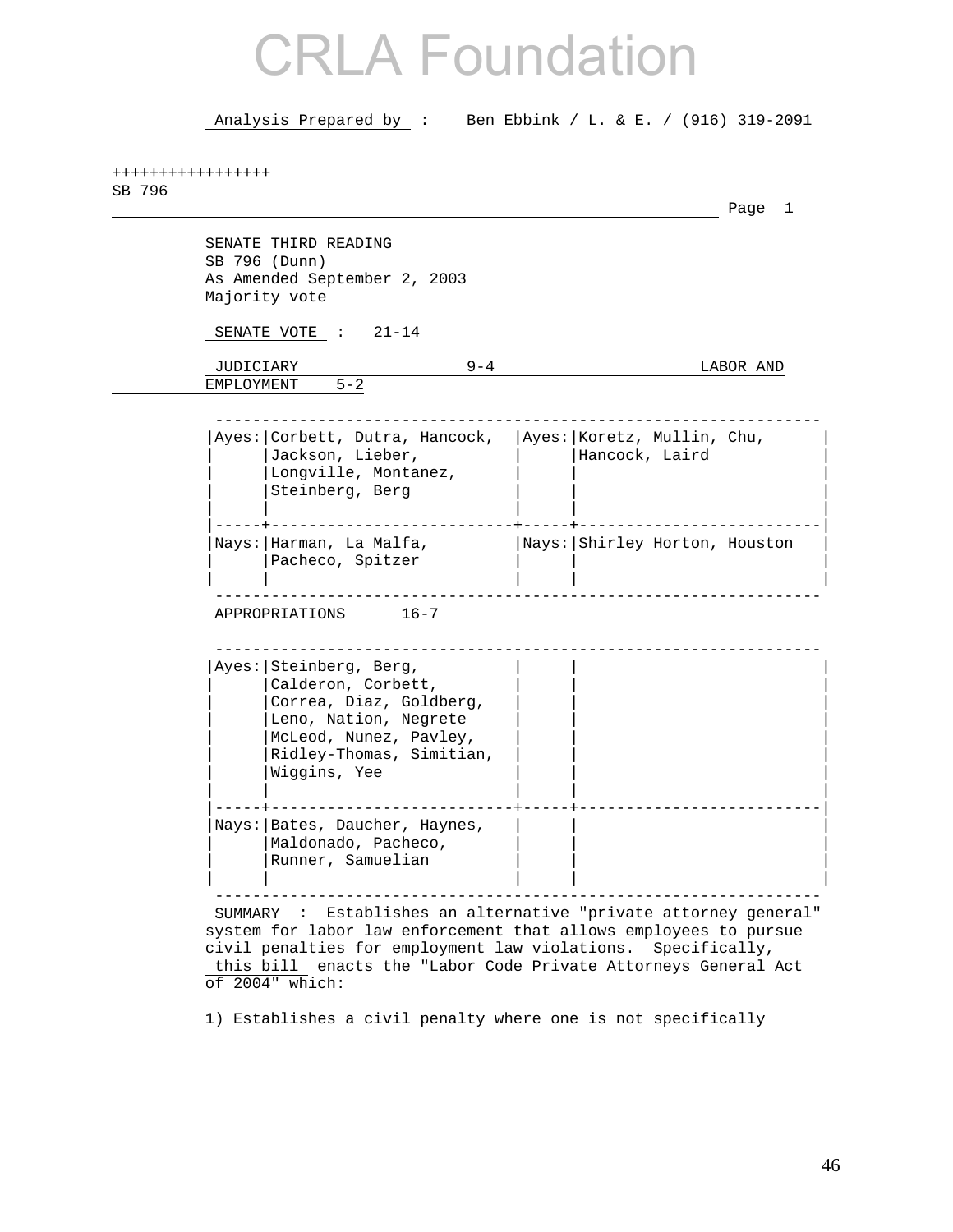# CRLA Foundation

Analysis Prepared by : Ben Ebbink / L. & E. / (916) 319-2091

+++++++++++++++++
SB 796

SENATE THIRD READING
SB 796 (Dunn)
As Amended September 2, 2003
Majority vote

SENATE VOTE : 21-14

JUDICIARY 9-4 LABOR AND EMPLOYMENT 5-2

| | JUDICIARY | | LABOR AND EMPLOYMENT |
|---|---|---|---|
| Ayes: | Corbett, Dutra, Hancock, Jackson, Lieber, Longville, Montanez, Steinberg, Berg | Ayes: | Koretz, Mullin, Chu, Hancock, Laird |
| Nays: | Harman, La Malfa, Pacheco, Spitzer | Nays: | Shirley Horton, Houston |

APPROPRIATIONS 16-7

| | |
|---|---|
| Ayes: | Steinberg, Berg, Calderon, Corbett, Correa, Diaz, Goldberg, Leno, Nation, Negrete McLeod, Nunez, Pavley, Ridley-Thomas, Simitian, Wiggins, Yee |
| Nays: | Bates, Daucher, Haynes, Maldonado, Pacheco, Runner, Samuelian |

SUMMARY : Establishes an alternative "private attorney general" system for labor law enforcement that allows employees to pursue civil penalties for employment law violations. Specifically, this bill enacts the "Labor Code Private Attorneys General Act of 2004" which:

1) Establishes a civil penalty where one is not specifically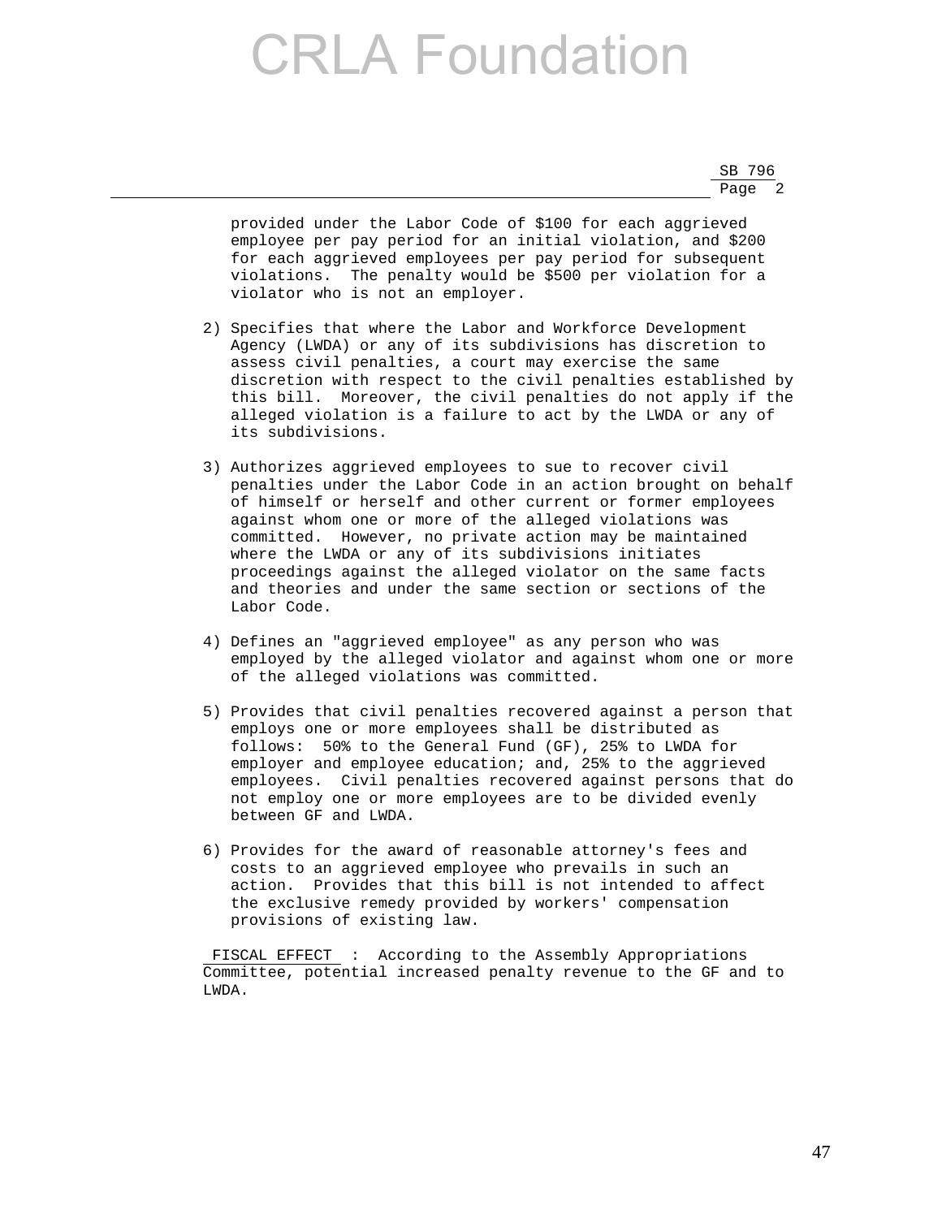provided under the Labor Code of $100 for each aggrieved employee per pay period for an initial violation, and $200 for each aggrieved employees per pay period for subsequent violations. The penalty would be $500 per violation for a violator who is not an employer.

2) Specifies that where the Labor and Workforce Development Agency (LWDA) or any of its subdivisions has discretion to assess civil penalties, a court may exercise the same discretion with respect to the civil penalties established by this bill. Moreover, the civil penalties do not apply if the alleged violation is a failure to act by the LWDA or any of its subdivisions.

3) Authorizes aggrieved employees to sue to recover civil penalties under the Labor Code in an action brought on behalf of himself or herself and other current or former employees against whom one or more of the alleged violations was committed. However, no private action may be maintained where the LWDA or any of its subdivisions initiates proceedings against the alleged violator on the same facts and theories and under the same section or sections of the Labor Code.

4) Defines an "aggrieved employee" as any person who was employed by the alleged violator and against whom one or more of the alleged violations was committed.

5) Provides that civil penalties recovered against a person that employs one or more employees shall be distributed as follows: 50% to the General Fund (GF), 25% to LWDA for employer and employee education; and, 25% to the aggrieved employees. Civil penalties recovered against persons that do not employ one or more employees are to be divided evenly between GF and LWDA.

6) Provides for the award of reasonable attorney's fees and costs to an aggrieved employee who prevails in such an action. Provides that this bill is not intended to affect the exclusive remedy provided by workers' compensation provisions of existing law.

FISCAL EFFECT : According to the Assembly Appropriations Committee, potential increased penalty revenue to the GF and to LWDA.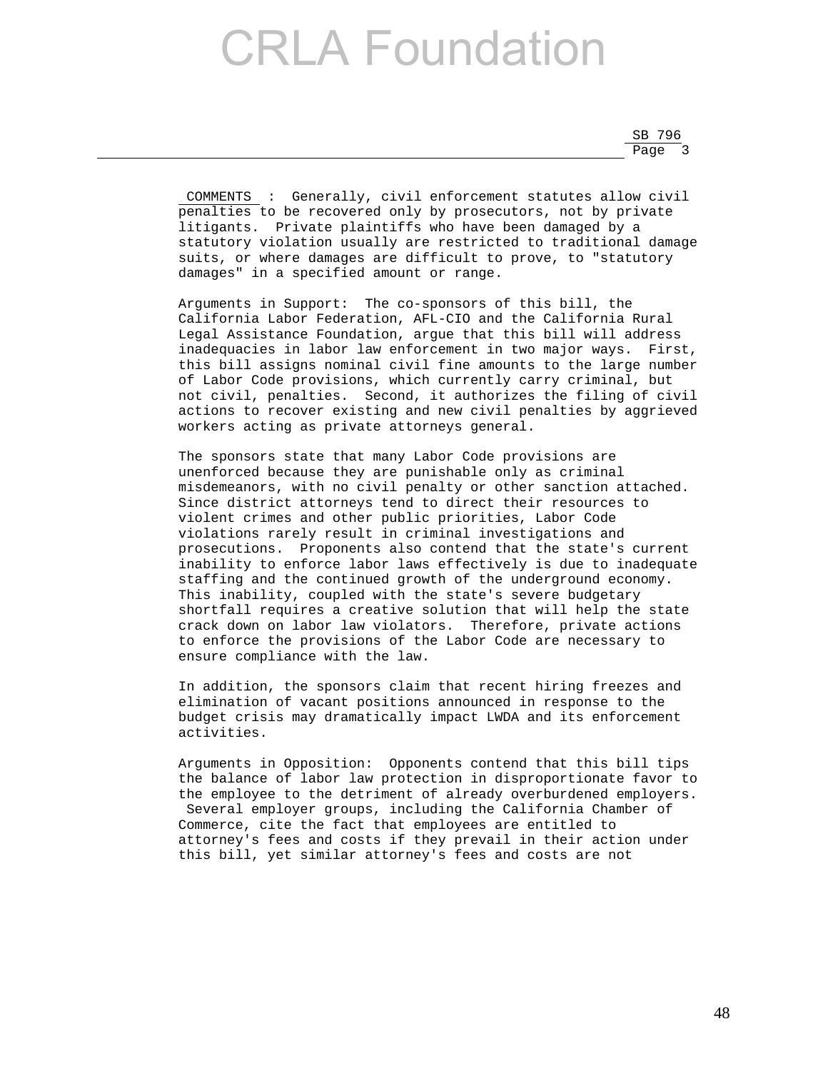COMMENTS : Generally, civil enforcement statutes allow civil penalties to be recovered only by prosecutors, not by private litigants. Private plaintiffs who have been damaged by a statutory violation usually are restricted to traditional damage suits, or where damages are difficult to prove, to "statutory damages" in a specified amount or range.

Arguments in Support: The co-sponsors of this bill, the California Labor Federation, AFL-CIO and the California Rural Legal Assistance Foundation, argue that this bill will address inadequacies in labor law enforcement in two major ways. First, this bill assigns nominal civil fine amounts to the large number of Labor Code provisions, which currently carry criminal, but not civil, penalties. Second, it authorizes the filing of civil actions to recover existing and new civil penalties by aggrieved workers acting as private attorneys general.

The sponsors state that many Labor Code provisions are unenforced because they are punishable only as criminal misdemeanors, with no civil penalty or other sanction attached. Since district attorneys tend to direct their resources to violent crimes and other public priorities, Labor Code violations rarely result in criminal investigations and prosecutions. Proponents also contend that the state's current inability to enforce labor laws effectively is due to inadequate staffing and the continued growth of the underground economy. This inability, coupled with the state's severe budgetary shortfall requires a creative solution that will help the state crack down on labor law violators. Therefore, private actions to enforce the provisions of the Labor Code are necessary to ensure compliance with the law.

In addition, the sponsors claim that recent hiring freezes and elimination of vacant positions announced in response to the budget crisis may dramatically impact LWDA and its enforcement activities.

Arguments in Opposition: Opponents contend that this bill tips the balance of labor law protection in disproportionate favor to the employee to the detriment of already overburdened employers. Several employer groups, including the California Chamber of Commerce, cite the fact that employees are entitled to attorney's fees and costs if they prevail in their action under this bill, yet similar attorney's fees and costs are not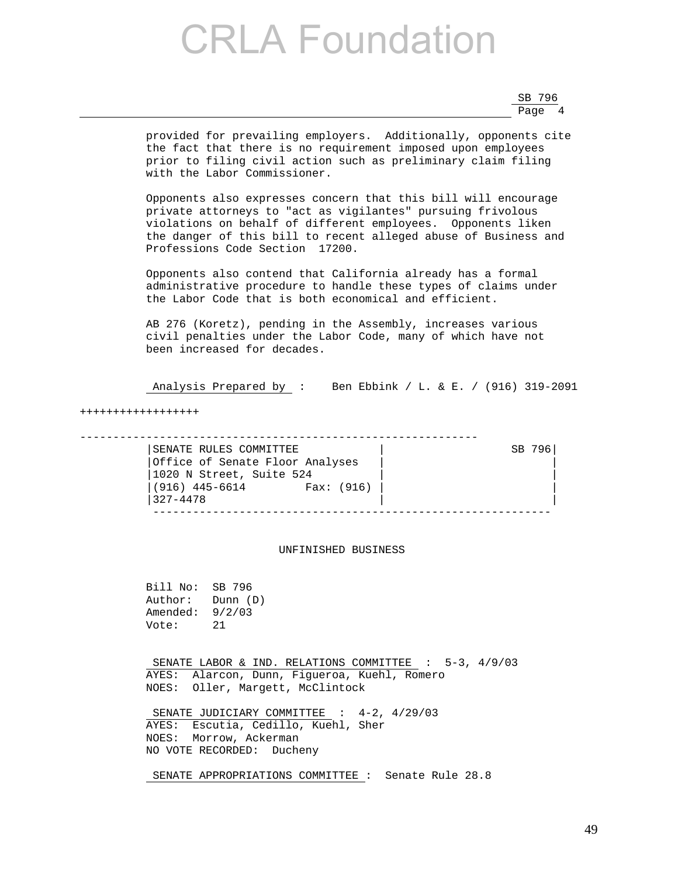provided for prevailing employers. Additionally, opponents cite the fact that there is no requirement imposed upon employees prior to filing civil action such as preliminary claim filing with the Labor Commissioner.

Opponents also expresses concern that this bill will encourage private attorneys to "act as vigilantes" pursuing frivolous violations on behalf of different employees. Opponents liken the danger of this bill to recent alleged abuse of Business and Professions Code Section 17200.

Opponents also contend that California already has a formal administrative procedure to handle these types of claims under the Labor Code that is both economical and efficient.

AB 276 (Koretz), pending in the Assembly, increases various civil penalties under the Labor Code, many of which have not been increased for decades.

Analysis Prepared by : Ben Ebbink / L. & E. / (916) 319-2091

++++++++++++++++++

| SENATE RULES COMMITTEE | SB 796 |
|---|---|
| Office of Senate Floor Analyses | |
| 1020 N Street, Suite 524 | |
| (916) 445-6614 Fax: (916) 327-4478 | |

UNFINISHED BUSINESS

Bill No: SB 796
Author: Dunn (D)
Amended: 9/2/03
Vote: 21

SENATE LABOR & IND. RELATIONS COMMITTEE : 5-3, 4/9/03
AYES: Alarcon, Dunn, Figueroa, Kuehl, Romero
NOES: Oller, Margett, McClintock

SENATE JUDICIARY COMMITTEE : 4-2, 4/29/03
AYES: Escutia, Cedillo, Kuehl, Sher
NOES: Morrow, Ackerman
NO VOTE RECORDED: Ducheny

SENATE APPROPRIATIONS COMMITTEE : Senate Rule 28.8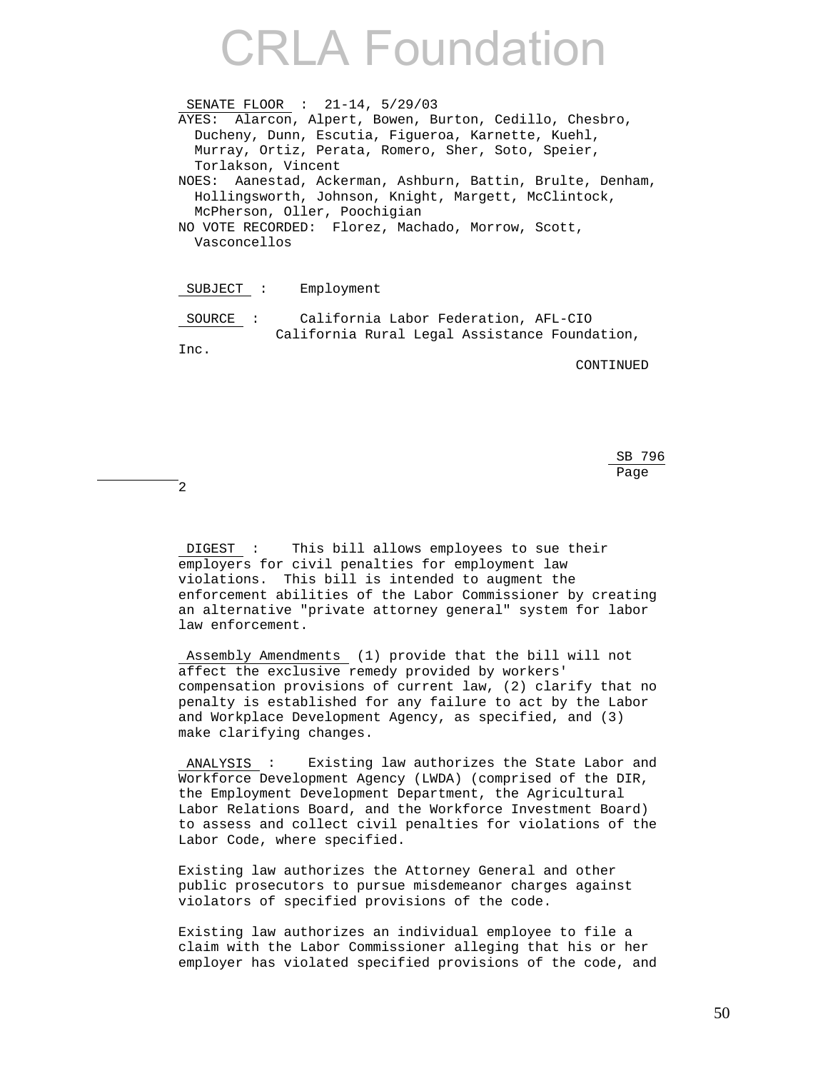SENATE FLOOR : 21-14, 5/29/03
AYES: Alarcon, Alpert, Bowen, Burton, Cedillo, Chesbro, Ducheny, Dunn, Escutia, Figueroa, Karnette, Kuehl, Murray, Ortiz, Perata, Romero, Sher, Soto, Speier, Torlakson, Vincent
NOES: Aanestad, Ackerman, Ashburn, Battin, Brulte, Denham, Hollingsworth, Johnson, Knight, Margett, McClintock, McPherson, Oller, Poochigian
NO VOTE RECORDED: Florez, Machado, Morrow, Scott, Vasconcellos

SUBJECT : Employment

SOURCE : California Labor Federation, AFL-CIO
California Rural Legal Assistance Foundation, Inc.

CONTINUED

SB 796
Page 2

DIGEST : This bill allows employees to sue their employers for civil penalties for employment law violations. This bill is intended to augment the enforcement abilities of the Labor Commissioner by creating an alternative "private attorney general" system for labor law enforcement.

Assembly Amendments (1) provide that the bill will not affect the exclusive remedy provided by workers' compensation provisions of current law, (2) clarify that no penalty is established for any failure to act by the Labor and Workplace Development Agency, as specified, and (3) make clarifying changes.

ANALYSIS : Existing law authorizes the State Labor and Workforce Development Agency (LWDA) (comprised of the DIR, the Employment Development Department, the Agricultural Labor Relations Board, and the Workforce Investment Board) to assess and collect civil penalties for violations of the Labor Code, where specified.

Existing law authorizes the Attorney General and other public prosecutors to pursue misdemeanor charges against violators of specified provisions of the code.

Existing law authorizes an individual employee to file a claim with the Labor Commissioner alleging that his or her employer has violated specified provisions of the code, and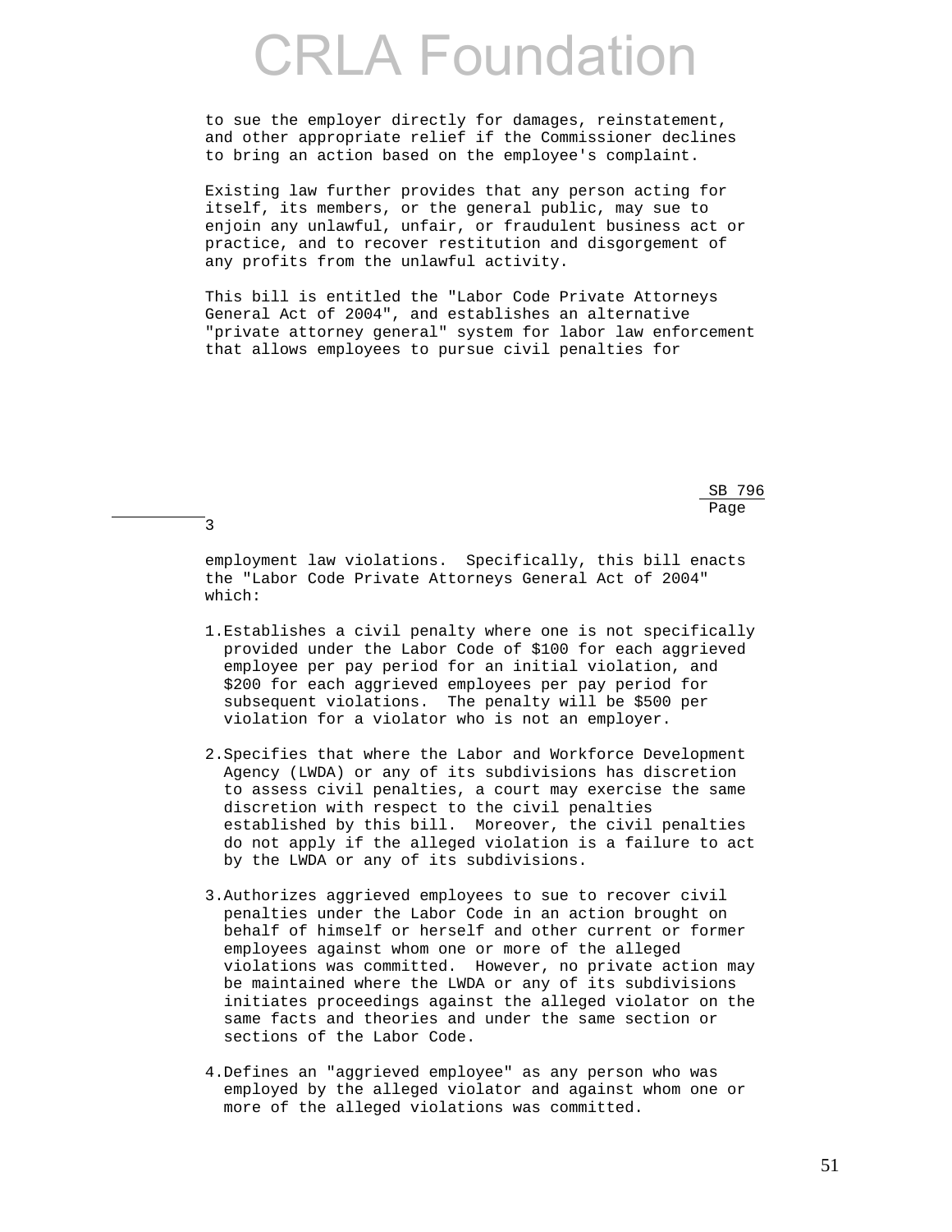to sue the employer directly for damages, reinstatement, and other appropriate relief if the Commissioner declines to bring an action based on the employee's complaint.

Existing law further provides that any person acting for itself, its members, or the general public, may sue to enjoin any unlawful, unfair, or fraudulent business act or practice, and to recover restitution and disgorgement of any profits from the unlawful activity.

This bill is entitled the "Labor Code Private Attorneys General Act of 2004", and establishes an alternative "private attorney general" system for labor law enforcement that allows employees to pursue civil penalties for employment law violations. Specifically, this bill enacts the "Labor Code Private Attorneys General Act of 2004" which:

1. Establishes a civil penalty where one is not specifically provided under the Labor Code of $100 for each aggrieved employee per pay period for an initial violation, and $200 for each aggrieved employees per pay period for subsequent violations. The penalty will be $500 per violation for a violator who is not an employer.

2. Specifies that where the Labor and Workforce Development Agency (LWDA) or any of its subdivisions has discretion to assess civil penalties, a court may exercise the same discretion with respect to the civil penalties established by this bill. Moreover, the civil penalties do not apply if the alleged violation is a failure to act by the LWDA or any of its subdivisions.

3. Authorizes aggrieved employees to sue to recover civil penalties under the Labor Code in an action brought on behalf of himself or herself and other current or former employees against whom one or more of the alleged violations was committed. However, no private action may be maintained where the LWDA or any of its subdivisions initiates proceedings against the alleged violator on the same facts and theories and under the same section or sections of the Labor Code.

4. Defines an "aggrieved employee" as any person who was employed by the alleged violator and against whom one or more of the alleged violations was committed.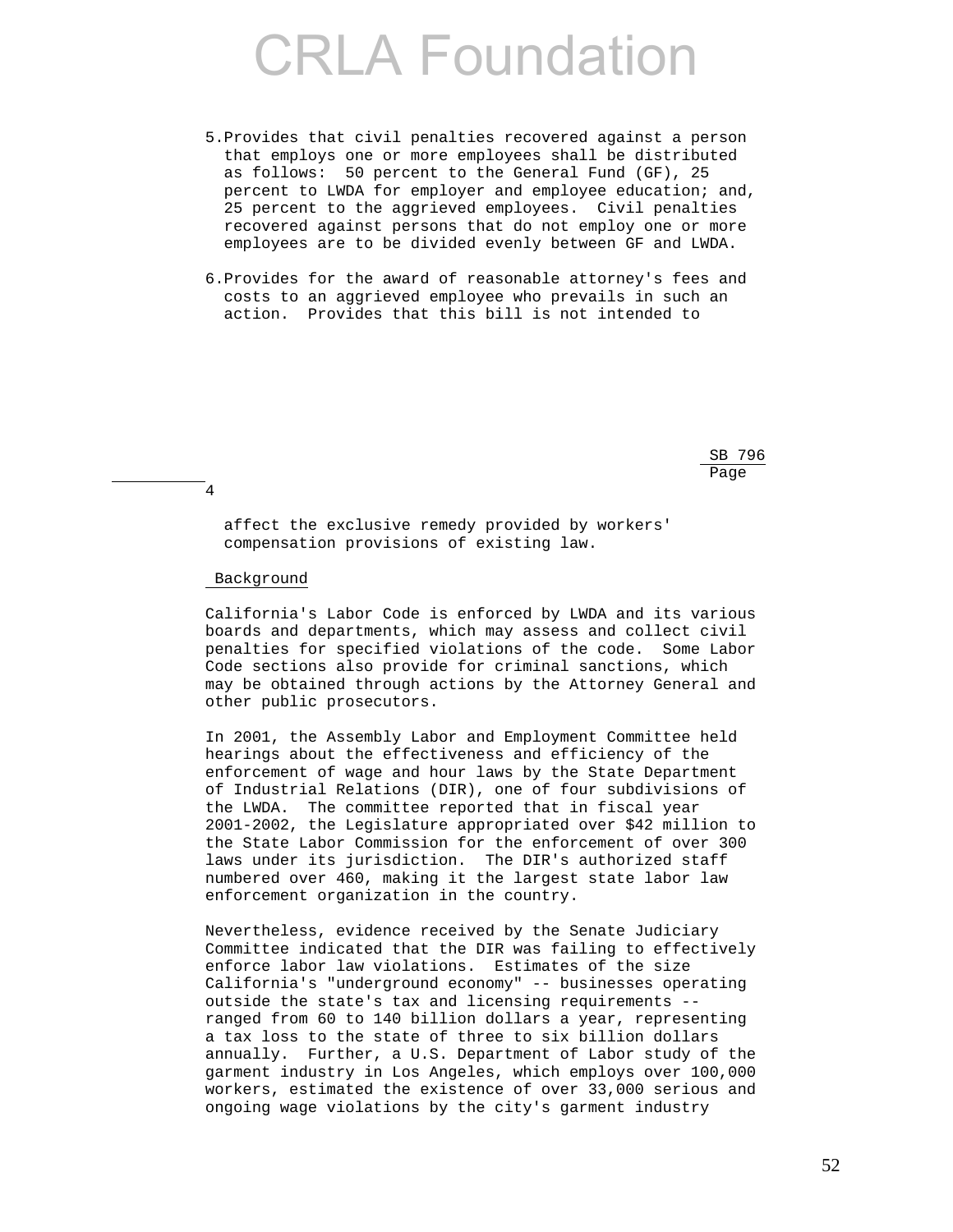5. Provides that civil penalties recovered against a person that employs one or more employees shall be distributed as follows: 50 percent to the General Fund (GF), 25 percent to LWDA for employer and employee education; and, 25 percent to the aggrieved employees. Civil penalties recovered against persons that do not employ one or more employees are to be divided evenly between GF and LWDA.

6. Provides for the award of reasonable attorney's fees and costs to an aggrieved employee who prevails in such an action. Provides that this bill is not intended to affect the exclusive remedy provided by workers' compensation provisions of existing law.

Background

California's Labor Code is enforced by LWDA and its various boards and departments, which may assess and collect civil penalties for specified violations of the code. Some Labor Code sections also provide for criminal sanctions, which may be obtained through actions by the Attorney General and other public prosecutors.

In 2001, the Assembly Labor and Employment Committee held hearings about the effectiveness and efficiency of the enforcement of wage and hour laws by the State Department of Industrial Relations (DIR), one of four subdivisions of the LWDA. The committee reported that in fiscal year 2001-2002, the Legislature appropriated over $42 million to the State Labor Commission for the enforcement of over 300 laws under its jurisdiction. The DIR's authorized staff numbered over 460, making it the largest state labor law enforcement organization in the country.

Nevertheless, evidence received by the Senate Judiciary Committee indicated that the DIR was failing to effectively enforce labor law violations. Estimates of the size California's "underground economy" -- businesses operating outside the state's tax and licensing requirements -- ranged from 60 to 140 billion dollars a year, representing a tax loss to the state of three to six billion dollars annually. Further, a U.S. Department of Labor study of the garment industry in Los Angeles, which employs over 100,000 workers, estimated the existence of over 33,000 serious and ongoing wage violations by the city's garment industry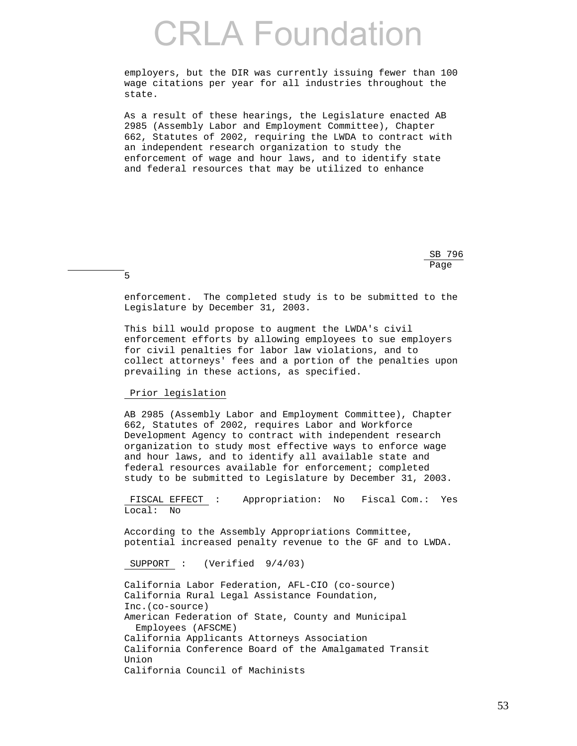employers, but the DIR was currently issuing fewer than 100 wage citations per year for all industries throughout the state.

As a result of these hearings, the Legislature enacted AB 2985 (Assembly Labor and Employment Committee), Chapter 662, Statutes of 2002, requiring the LWDA to contract with an independent research organization to study the enforcement of wage and hour laws, and to identify state and federal resources that may be utilized to enhance enforcement. The completed study is to be submitted to the Legislature by December 31, 2003.

This bill would propose to augment the LWDA's civil enforcement efforts by allowing employees to sue employers for civil penalties for labor law violations, and to collect attorneys' fees and a portion of the penalties upon prevailing in these actions, as specified.

Prior legislation

AB 2985 (Assembly Labor and Employment Committee), Chapter 662, Statutes of 2002, requires Labor and Workforce Development Agency to contract with independent research organization to study most effective ways to enforce wage and hour laws, and to identify all available state and federal resources available for enforcement; completed study to be submitted to Legislature by December 31, 2003.

FISCAL EFFECT : Appropriation: No Fiscal Com.: Yes Local: No

According to the Assembly Appropriations Committee, potential increased penalty revenue to the GF and to LWDA.

SUPPORT : (Verified 9/4/03)

California Labor Federation, AFL-CIO (co-source)
California Rural Legal Assistance Foundation, Inc.(co-source)
American Federation of State, County and Municipal Employees (AFSCME)
California Applicants Attorneys Association
California Conference Board of the Amalgamated Transit Union
California Council of Machinists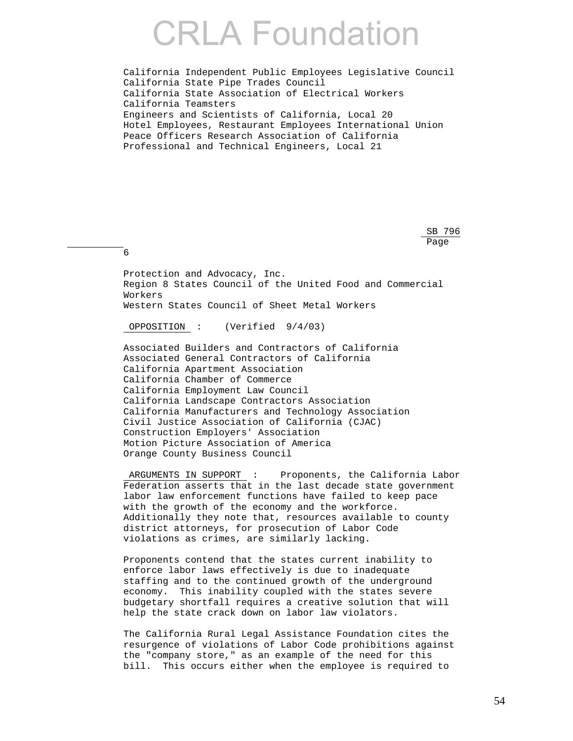California Independent Public Employees Legislative Council
California State Pipe Trades Council
California State Association of Electrical Workers
California Teamsters
Engineers and Scientists of California, Local 20
Hotel Employees, Restaurant Employees International Union
Peace Officers Research Association of California
Professional and Technical Engineers, Local 21

Protection and Advocacy, Inc.
Region 8 States Council of the United Food and Commercial Workers
Western States Council of Sheet Metal Workers

OPPOSITION : (Verified 9/4/03)

Associated Builders and Contractors of California
Associated General Contractors of California
California Apartment Association
California Chamber of Commerce
California Employment Law Council
California Landscape Contractors Association
California Manufacturers and Technology Association
Civil Justice Association of California (CJAC)
Construction Employers' Association
Motion Picture Association of America
Orange County Business Council

ARGUMENTS IN SUPPORT : Proponents, the California Labor Federation asserts that in the last decade state government labor law enforcement functions have failed to keep pace with the growth of the economy and the workforce. Additionally they note that, resources available to county district attorneys, for prosecution of Labor Code violations as crimes, are similarly lacking.

Proponents contend that the states current inability to enforce labor laws effectively is due to inadequate staffing and to the continued growth of the underground economy. This inability coupled with the states severe budgetary shortfall requires a creative solution that will help the state crack down on labor law violators.

The California Rural Legal Assistance Foundation cites the resurgence of violations of Labor Code prohibitions against the "company store," as an example of the need for this bill. This occurs either when the employee is required to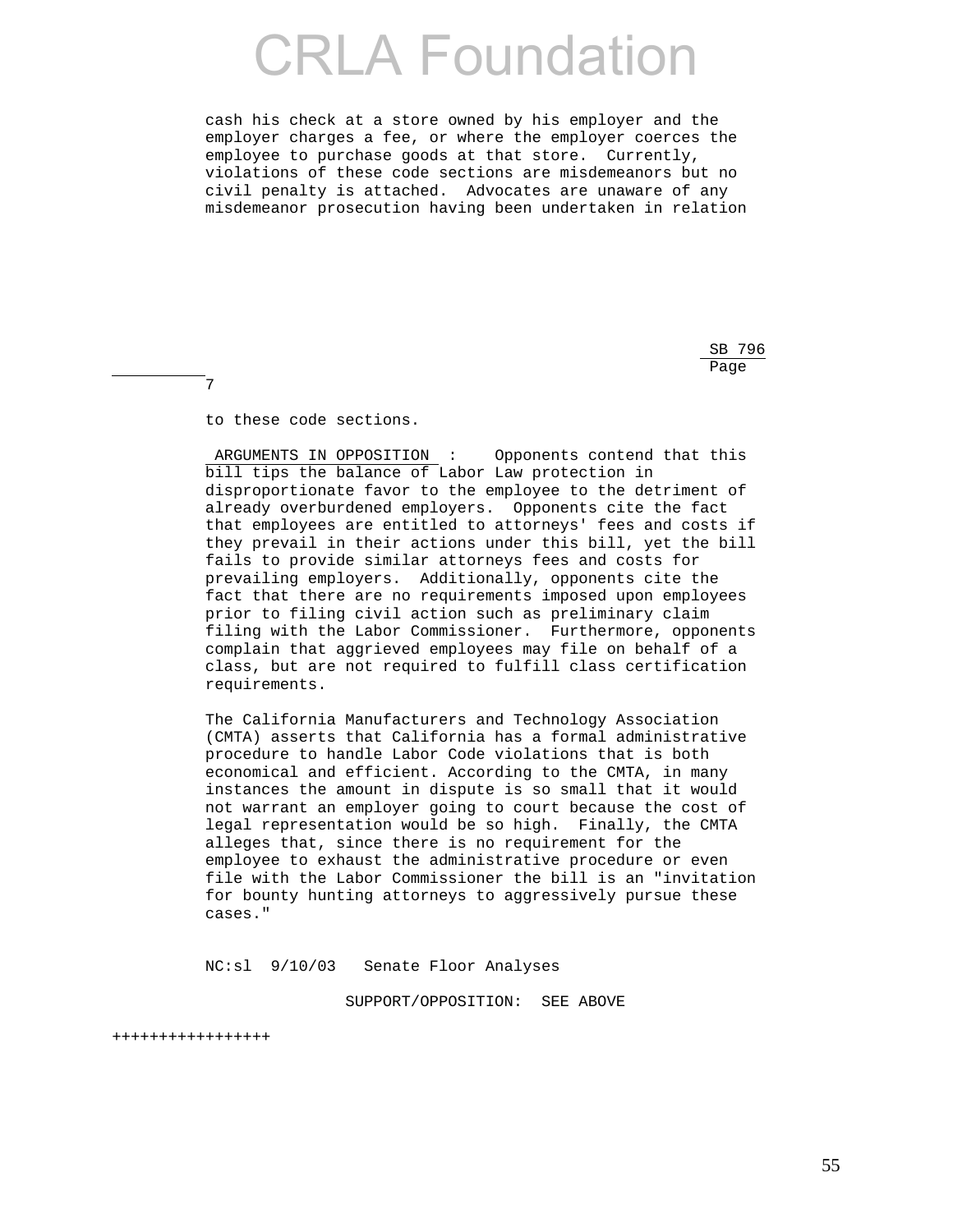cash his check at a store owned by his employer and the employer charges a fee, or where the employer coerces the employee to purchase goods at that store. Currently, violations of these code sections are misdemeanors but no civil penalty is attached. Advocates are unaware of any misdemeanor prosecution having been undertaken in relation

to these code sections.

ARGUMENTS IN OPPOSITION : Opponents contend that this bill tips the balance of Labor Law protection in disproportionate favor to the employee to the detriment of already overburdened employers. Opponents cite the fact that employees are entitled to attorneys' fees and costs if they prevail in their actions under this bill, yet the bill fails to provide similar attorneys fees and costs for prevailing employers. Additionally, opponents cite the fact that there are no requirements imposed upon employees prior to filing civil action such as preliminary claim filing with the Labor Commissioner. Furthermore, opponents complain that aggrieved employees may file on behalf of a class, but are not required to fulfill class certification requirements.

The California Manufacturers and Technology Association (CMTA) asserts that California has a formal administrative procedure to handle Labor Code violations that is both economical and efficient. According to the CMTA, in many instances the amount in dispute is so small that it would not warrant an employer going to court because the cost of legal representation would be so high. Finally, the CMTA alleges that, since there is no requirement for the employee to exhaust the administrative procedure or even file with the Labor Commissioner the bill is an "invitation for bounty hunting attorneys to aggressively pursue these cases."

NC:sl 9/10/03 Senate Floor Analyses

SUPPORT/OPPOSITION: SEE ABOVE

++++++++++++++++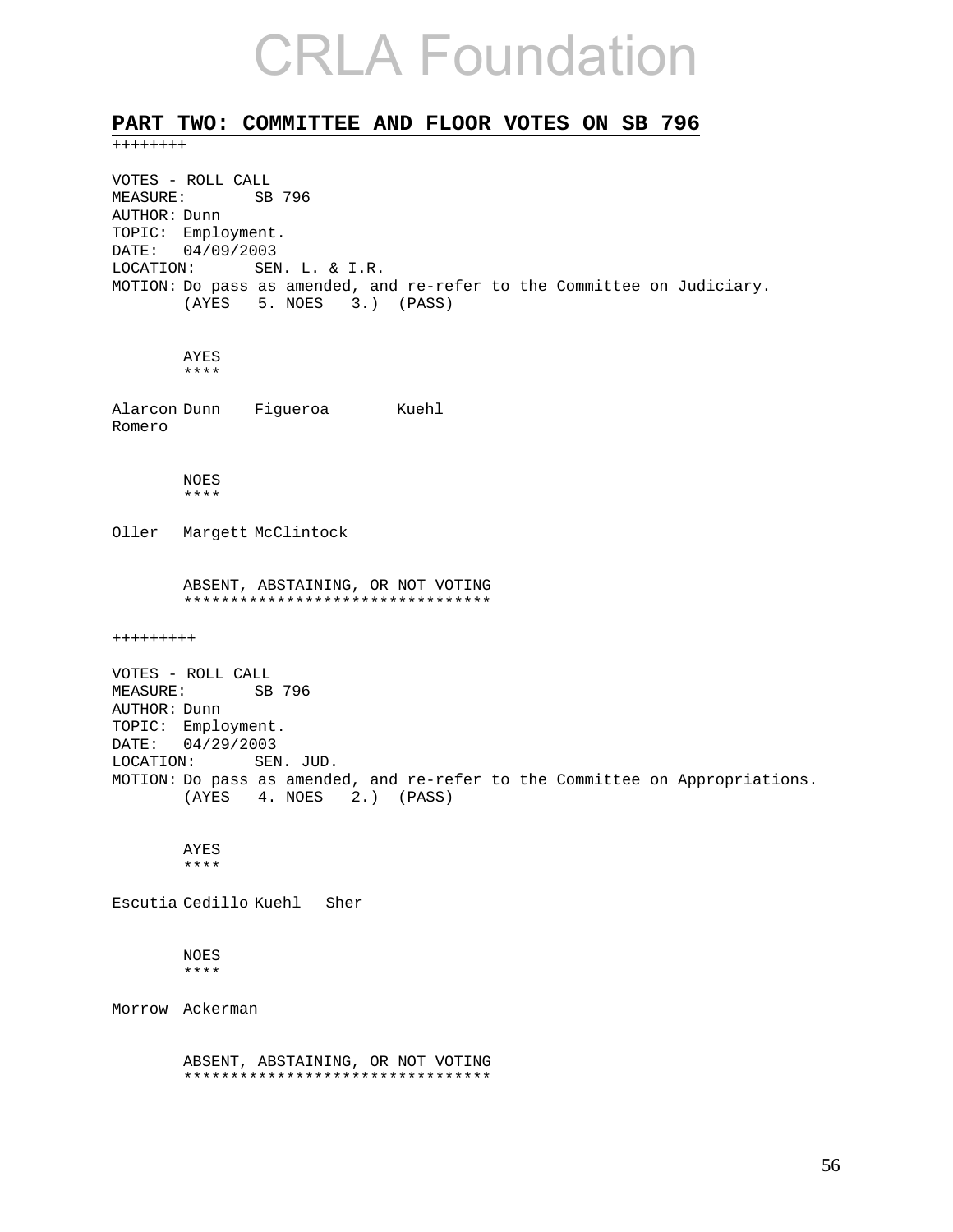# CRLA Foundation

## PART TWO: COMMITTEE AND FLOOR VOTES ON SB 796

++++++++

VOTES - ROLL CALL
MEASURE: SB 796
AUTHOR: Dunn
TOPIC: Employment.
DATE: 04/09/2003
LOCATION: SEN. L. & I.R.
MOTION: Do pass as amended, and re-refer to the Committee on Judiciary.
(AYES 5. NOES 3.) (PASS)

AYES
****

Alarcon Dunn Figueroa Kuehl
Romero

NOES
****

Oller Margett McClintock

ABSENT, ABSTAINING, OR NOT VOTING
*********************************

+++++++++

VOTES - ROLL CALL
MEASURE: SB 796
AUTHOR: Dunn
TOPIC: Employment.
DATE: 04/29/2003
LOCATION: SEN. JUD.
MOTION: Do pass as amended, and re-refer to the Committee on Appropriations.
(AYES 4. NOES 2.) (PASS)

AYES
****

Escutia Cedillo Kuehl Sher

NOES
****

Morrow Ackerman

ABSENT, ABSTAINING, OR NOT VOTING
*********************************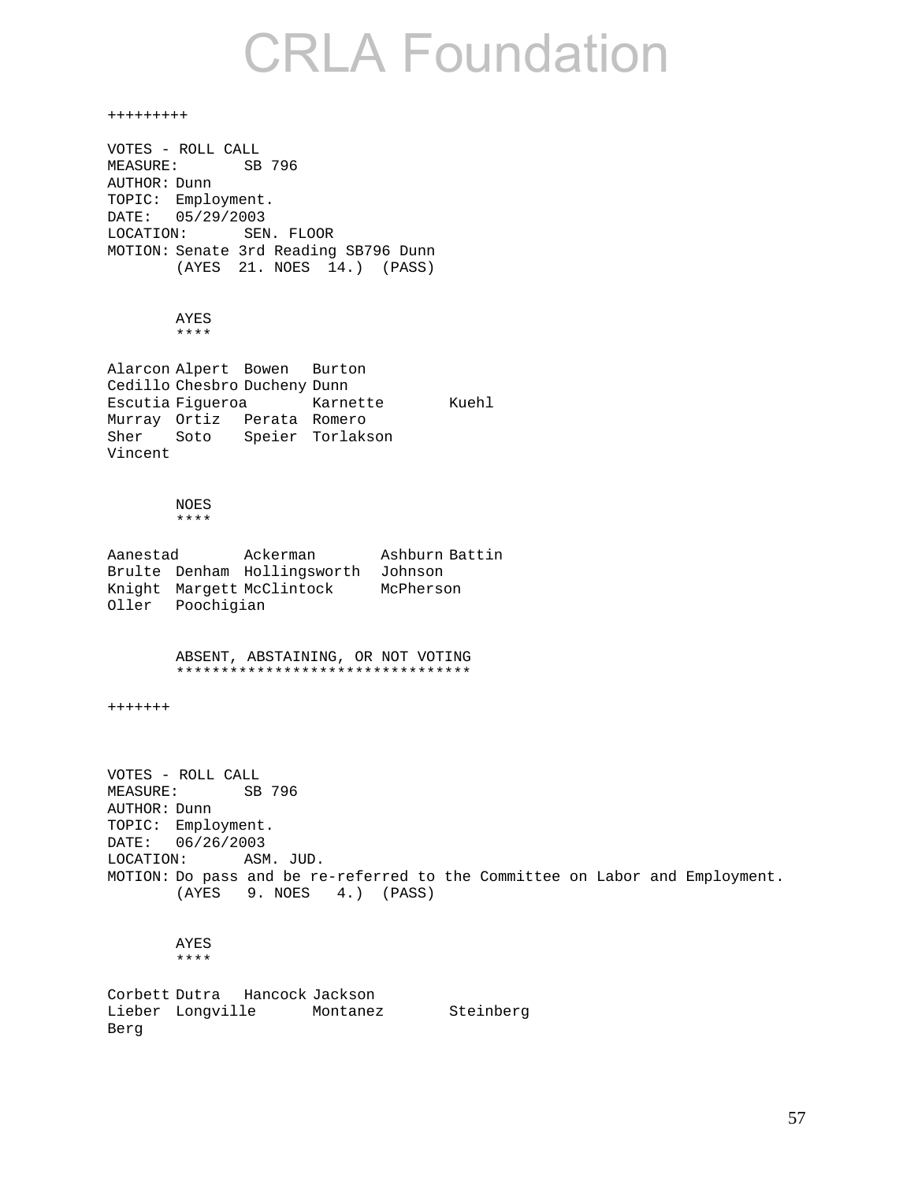CRLA Foundation

+++++++++

VOTES - ROLL CALL
MEASURE: SB 796
AUTHOR: Dunn
TOPIC: Employment.
DATE: 05/29/2003
LOCATION: SEN. FLOOR
MOTION: Senate 3rd Reading SB796 Dunn
(AYES 21. NOES 14.) (PASS)

AYES
****

Alarcon Alpert Bowen Burton
Cedillo Chesbro Ducheny Dunn
Escutia Figueroa Karnette Kuehl
Murray Ortiz Perata Romero
Sher Soto Speier Torlakson
Vincent

NOES
****

Aanestad Ackerman Ashburn Battin
Brulte Denham Hollingsworth Johnson
Knight Margett McClintock McPherson
Oller Poochigian

ABSENT, ABSTAINING, OR NOT VOTING
*********************************

+++++++

VOTES - ROLL CALL
MEASURE: SB 796
AUTHOR: Dunn
TOPIC: Employment.
DATE: 06/26/2003
LOCATION: ASM. JUD.
MOTION: Do pass and be re-referred to the Committee on Labor and Employment.
(AYES 9. NOES 4.) (PASS)

AYES
****

Corbett Dutra Hancock Jackson
Lieber Longville Montanez Steinberg
Berg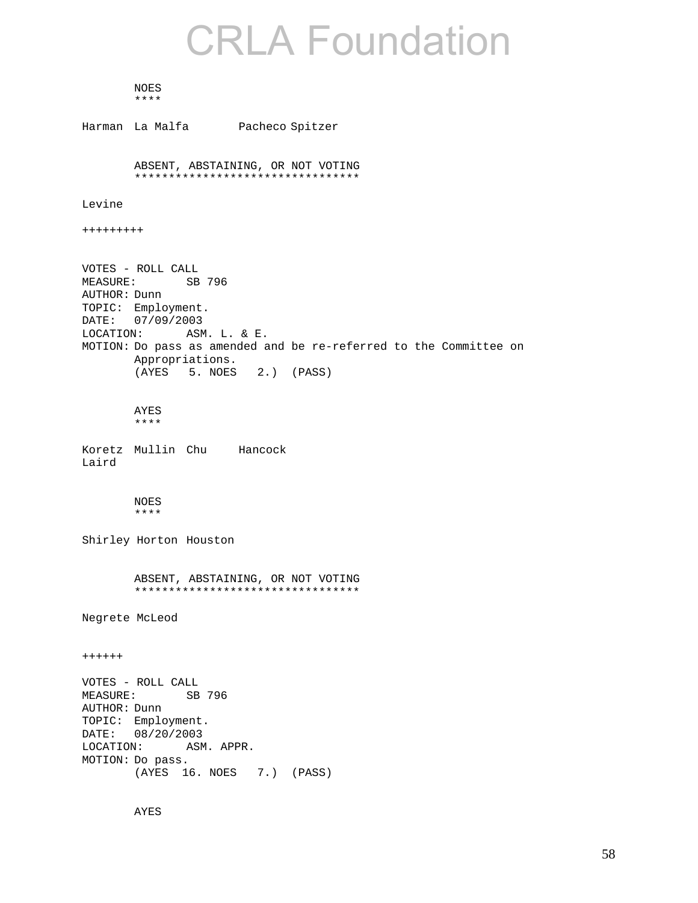# CRLA Foundation

NOES
****

Harman La Malfa Pacheco Spitzer

ABSENT, ABSTAINING, OR NOT VOTING
*********************************

Levine

+++++++++

VOTES - ROLL CALL
MEASURE: SB 796
AUTHOR: Dunn
TOPIC: Employment.
DATE: 07/09/2003
LOCATION: ASM. L. & E.
MOTION: Do pass as amended and be re-referred to the Committee on Appropriations.
(AYES 5. NOES 2.) (PASS)

AYES
****

Koretz Mullin Chu Hancock
Laird

NOES
****

Shirley Horton Houston

ABSENT, ABSTAINING, OR NOT VOTING
*********************************

Negrete McLeod

++++++

VOTES - ROLL CALL
MEASURE: SB 796
AUTHOR: Dunn
TOPIC: Employment.
DATE: 08/20/2003
LOCATION: ASM. APPR.
MOTION: Do pass.
(AYES 16. NOES 7.) (PASS)

AYES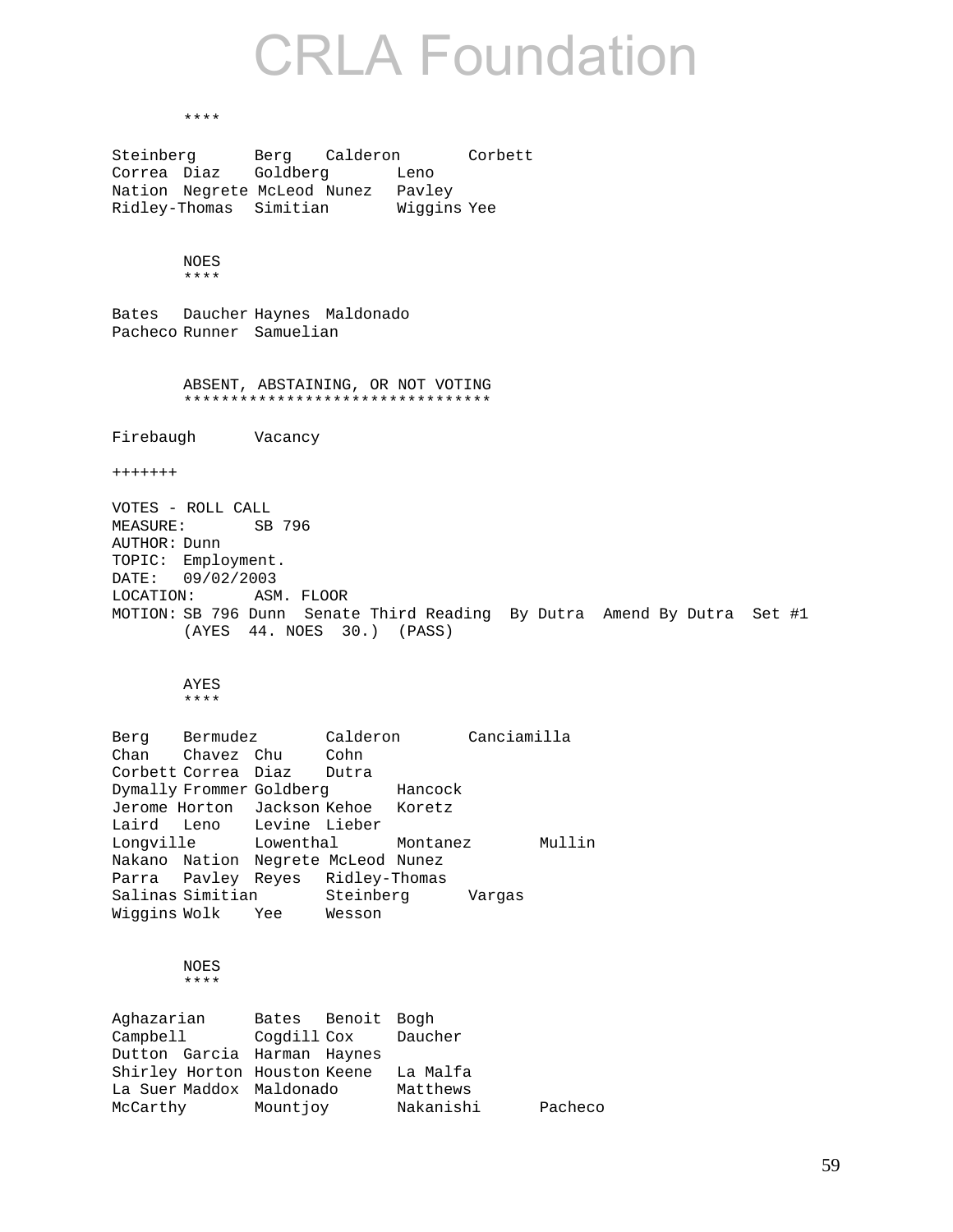****

```
Steinberg       Berg    Calderon        Corbett
Correa  Diaz    Goldberg        Leno
Nation  Negrete McLeod Nunez    Pavley
Ridley-Thomas   Simitian        Wiggins Yee
```

NOES
****

```
Bates   Daucher Haynes  Maldonado
Pacheco Runner  Samuelian
```

ABSENT, ABSTAINING, OR NOT VOTING
*********************************

```
Firebaugh       Vacancy
```

+++++++

VOTES - ROLL CALL
MEASURE: SB 796
AUTHOR: Dunn
TOPIC: Employment.
DATE: 09/02/2003
LOCATION: ASM. FLOOR
MOTION: SB 796 Dunn Senate Third Reading By Dutra Amend By Dutra Set #1
(AYES 44. NOES 30.) (PASS)

AYES
****

```
Berg    Bermudez        Calderon        Canciamilla
Chan    Chavez  Chu     Cohn
Corbett Correa  Diaz    Dutra
Dymally Frommer Goldberg        Hancock
Jerome Horton   Jackson Kehoe   Koretz
Laird   Leno    Levine  Lieber
Longville       Lowenthal       Montanez        Mullin
Nakano  Nation  Negrete McLeod  Nunez
Parra   Pavley  Reyes   Ridley-Thomas
Salinas Simitian        Steinberg       Vargas
Wiggins Wolk    Yee     Wesson
```

NOES
****

```
Aghazarian      Bates   Benoit  Bogh
Campbell        Cogdill Cox     Daucher
Dutton  Garcia  Harman  Haynes
Shirley Horton  Houston Keene   La Malfa
La Suer Maddox  Maldonado       Matthews
McCarthy        Mountjoy        Nakanishi       Pacheco
```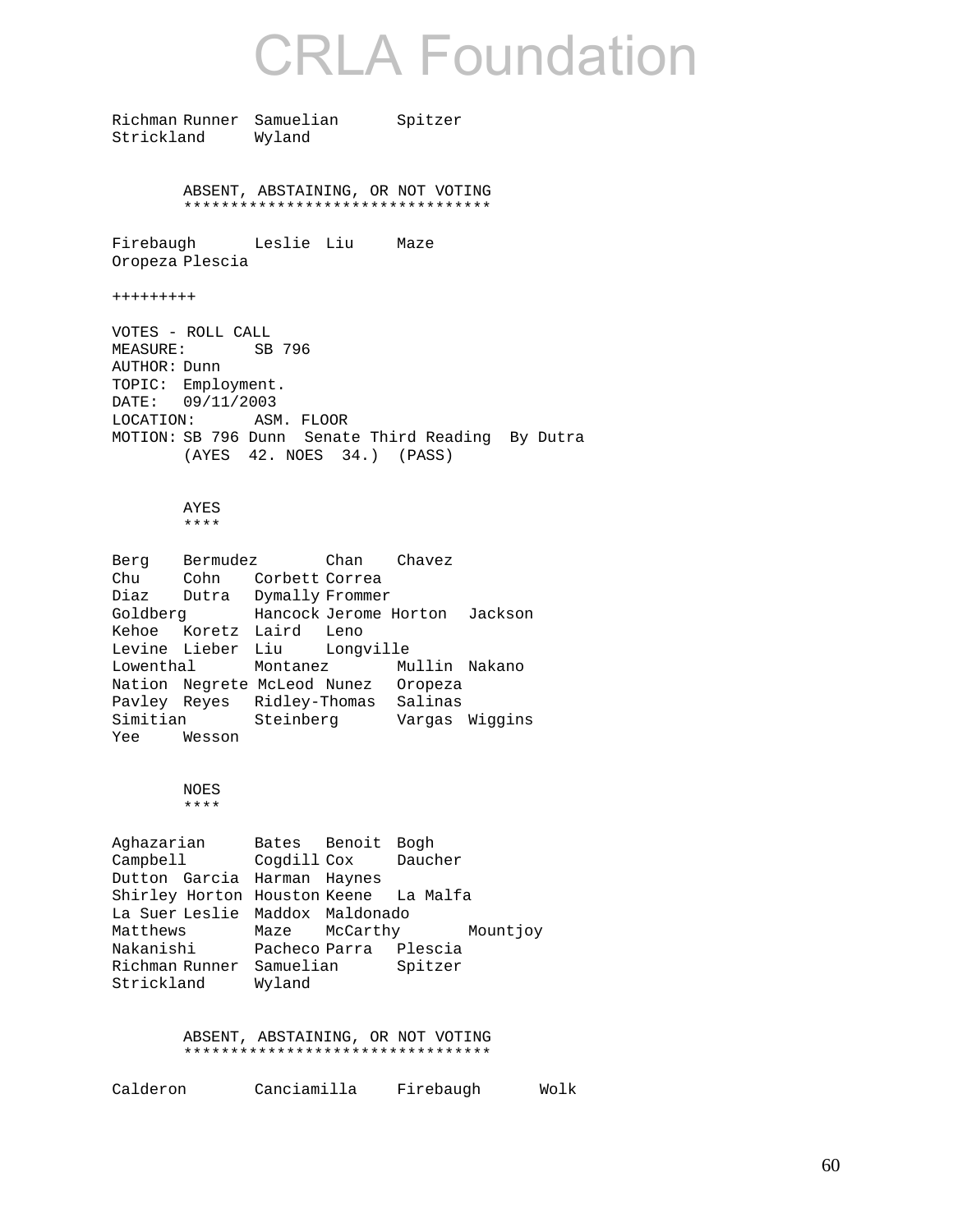Richman Runner Samuelian Spitzer
Strickland Wyland

ABSENT, ABSTAINING, OR NOT VOTING
*********************************

Firebaugh Leslie Liu Maze
Oropeza Plescia

+++++++++

VOTES - ROLL CALL
MEASURE: SB 796
AUTHOR: Dunn
TOPIC: Employment.
DATE: 09/11/2003
LOCATION: ASM. FLOOR
MOTION: SB 796 Dunn Senate Third Reading By Dutra
(AYES 42. NOES 34.) (PASS)

AYES
****

Berg Bermudez Chan Chavez
Chu Cohn Corbett Correa
Diaz Dutra Dymally Frommer
Goldberg Hancock Jerome Horton Jackson
Kehoe Koretz Laird Leno
Levine Lieber Liu Longville
Lowenthal Montanez Mullin Nakano
Nation Negrete McLeod Nunez Oropeza
Pavley Reyes Ridley-Thomas Salinas
Simitian Steinberg Vargas Wiggins
Yee Wesson

NOES
****

Aghazarian Bates Benoit Bogh
Campbell Cogdill Cox Daucher
Dutton Garcia Harman Haynes
Shirley Horton Houston Keene La Malfa
La Suer Leslie Maddox Maldonado
Matthews Maze McCarthy Mountjoy
Nakanishi Pacheco Parra Plescia
Richman Runner Samuelian Spitzer
Strickland Wyland

ABSENT, ABSTAINING, OR NOT VOTING
*********************************

Calderon Canciamilla Firebaugh Wolk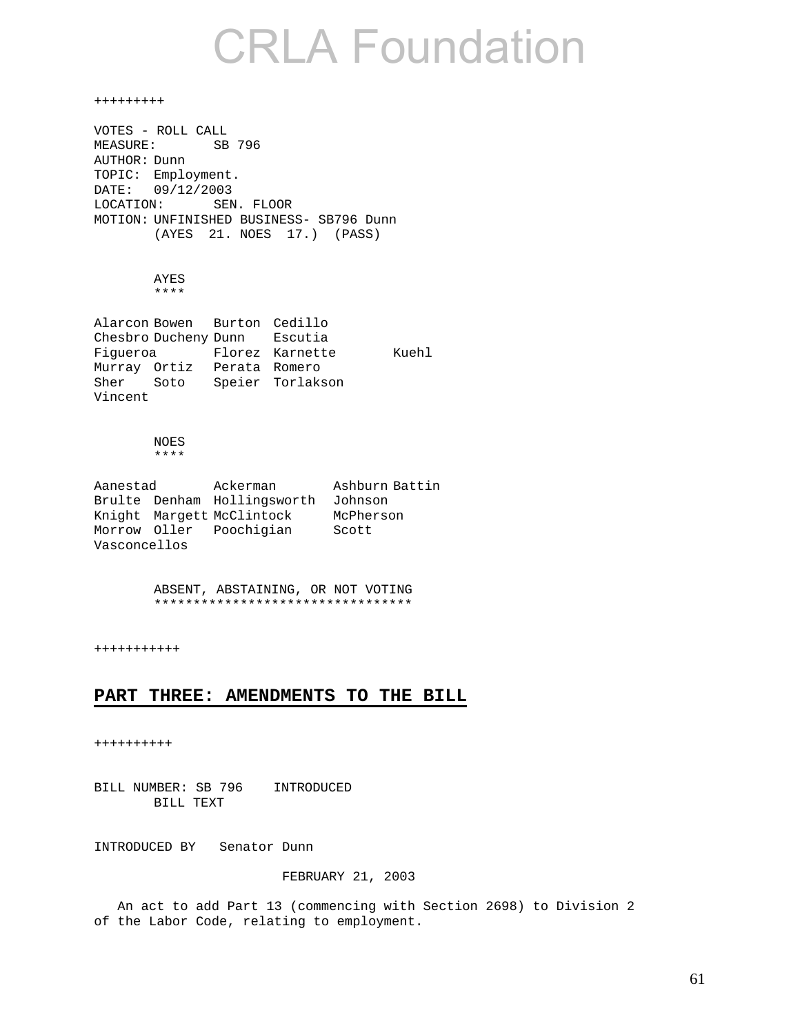# CRLA Foundation

+++++++++

VOTES - ROLL CALL
MEASURE: SB 796
AUTHOR: Dunn
TOPIC: Employment.
DATE: 09/12/2003
LOCATION: SEN. FLOOR
MOTION: UNFINISHED BUSINESS- SB796 Dunn
(AYES 21. NOES 17.) (PASS)

AYES
****

| | | | | |
|---|---|---|---|---|
| Alarcon | Bowen | Burton | Cedillo | |
| Chesbro | Ducheny | Dunn | Escutia | |
| Figueroa | | Florez | Karnette | Kuehl |
| Murray | Ortiz | Perata | Romero | |
| Sher | Soto | Speier | Torlakson | |
| Vincent | | | | |

NOES
****

| | | | | |
|---|---|---|---|---|
| Aanestad | | Ackerman | Ashburn | Battin |
| Brulte | Denham | Hollingsworth | Johnson | |
| Knight | Margett | McClintock | McPherson | |
| Morrow | Oller | Poochigian | Scott | |
| Vasconcellos | | | | |

ABSENT, ABSTAINING, OR NOT VOTING
*********************************

+++++++++++

## PART THREE: AMENDMENTS TO THE BILL

++++++++++

BILL NUMBER: SB 796 INTRODUCED
BILL TEXT

INTRODUCED BY Senator Dunn

FEBRUARY 21, 2003

An act to add Part 13 (commencing with Section 2698) to Division 2 of the Labor Code, relating to employment.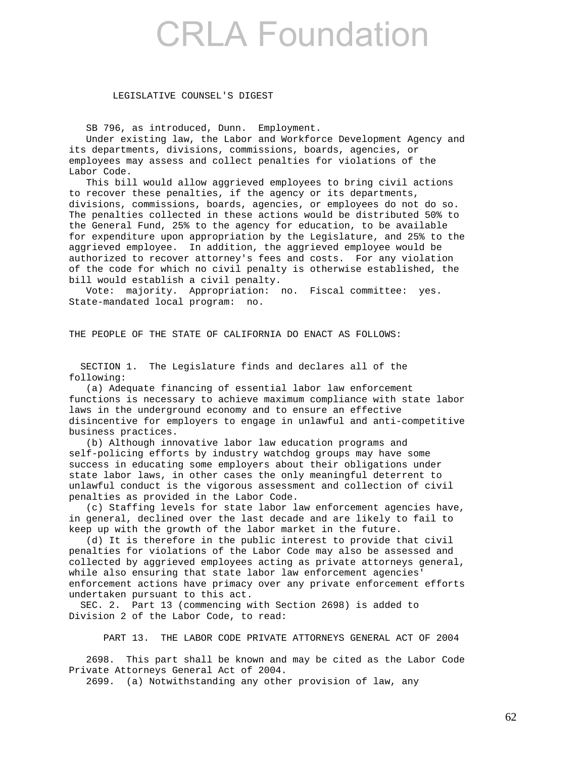# CRLA Foundation

LEGISLATIVE COUNSEL'S DIGEST

SB 796, as introduced, Dunn. Employment.

Under existing law, the Labor and Workforce Development Agency and its departments, divisions, commissions, boards, agencies, or employees may assess and collect penalties for violations of the Labor Code.

This bill would allow aggrieved employees to bring civil actions to recover these penalties, if the agency or its departments, divisions, commissions, boards, agencies, or employees do not do so. The penalties collected in these actions would be distributed 50% to the General Fund, 25% to the agency for education, to be available for expenditure upon appropriation by the Legislature, and 25% to the aggrieved employee. In addition, the aggrieved employee would be authorized to recover attorney's fees and costs. For any violation of the code for which no civil penalty is otherwise established, the bill would establish a civil penalty.

Vote: majority. Appropriation: no. Fiscal committee: yes. State-mandated local program: no.

THE PEOPLE OF THE STATE OF CALIFORNIA DO ENACT AS FOLLOWS:

SECTION 1. The Legislature finds and declares all of the following:

(a) Adequate financing of essential labor law enforcement functions is necessary to achieve maximum compliance with state labor laws in the underground economy and to ensure an effective disincentive for employers to engage in unlawful and anti-competitive business practices.

(b) Although innovative labor law education programs and self-policing efforts by industry watchdog groups may have some success in educating some employers about their obligations under state labor laws, in other cases the only meaningful deterrent to unlawful conduct is the vigorous assessment and collection of civil penalties as provided in the Labor Code.

(c) Staffing levels for state labor law enforcement agencies have, in general, declined over the last decade and are likely to fail to keep up with the growth of the labor market in the future.

(d) It is therefore in the public interest to provide that civil penalties for violations of the Labor Code may also be assessed and collected by aggrieved employees acting as private attorneys general, while also ensuring that state labor law enforcement agencies' enforcement actions have primacy over any private enforcement efforts undertaken pursuant to this act.

SEC. 2. Part 13 (commencing with Section 2698) is added to Division 2 of the Labor Code, to read:

PART 13. THE LABOR CODE PRIVATE ATTORNEYS GENERAL ACT OF 2004

2698. This part shall be known and may be cited as the Labor Code Private Attorneys General Act of 2004.

2699. (a) Notwithstanding any other provision of law, any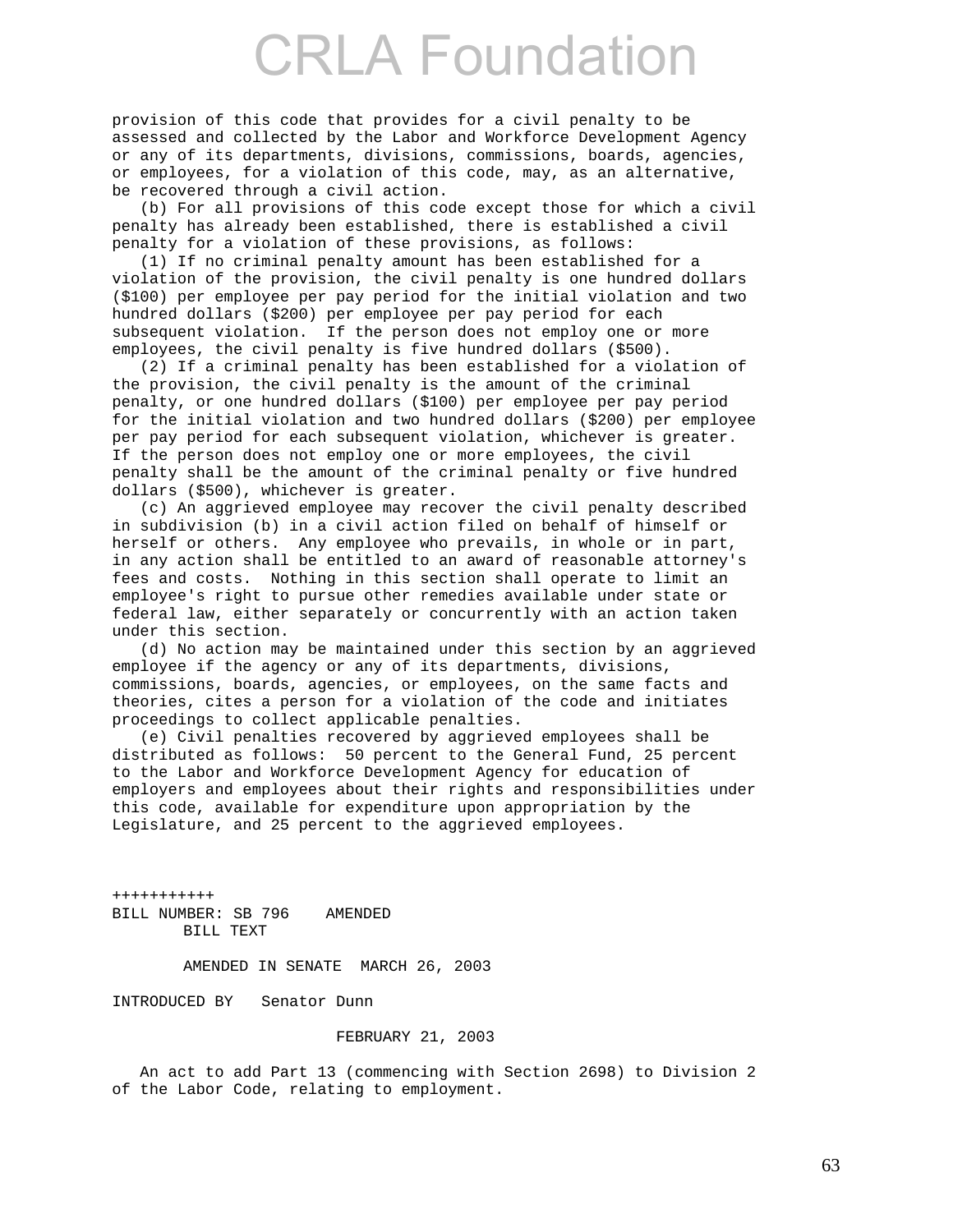provision of this code that provides for a civil penalty to be assessed and collected by the Labor and Workforce Development Agency or any of its departments, divisions, commissions, boards, agencies, or employees, for a violation of this code, may, as an alternative, be recovered through a civil action.

(b) For all provisions of this code except those for which a civil penalty has already been established, there is established a civil penalty for a violation of these provisions, as follows:

(1) If no criminal penalty amount has been established for a violation of the provision, the civil penalty is one hundred dollars ($100) per employee per pay period for the initial violation and two hundred dollars ($200) per employee per pay period for each subsequent violation. If the person does not employ one or more employees, the civil penalty is five hundred dollars ($500).

(2) If a criminal penalty has been established for a violation of the provision, the civil penalty is the amount of the criminal penalty, or one hundred dollars ($100) per employee per pay period for the initial violation and two hundred dollars ($200) per employee per pay period for each subsequent violation, whichever is greater. If the person does not employ one or more employees, the civil penalty shall be the amount of the criminal penalty or five hundred dollars ($500), whichever is greater.

(c) An aggrieved employee may recover the civil penalty described in subdivision (b) in a civil action filed on behalf of himself or herself or others. Any employee who prevails, in whole or in part, in any action shall be entitled to an award of reasonable attorney's fees and costs. Nothing in this section shall operate to limit an employee's right to pursue other remedies available under state or federal law, either separately or concurrently with an action taken under this section.

(d) No action may be maintained under this section by an aggrieved employee if the agency or any of its departments, divisions, commissions, boards, agencies, or employees, on the same facts and theories, cites a person for a violation of the code and initiates proceedings to collect applicable penalties.

(e) Civil penalties recovered by aggrieved employees shall be distributed as follows: 50 percent to the General Fund, 25 percent to the Labor and Workforce Development Agency for education of employers and employees about their rights and responsibilities under this code, available for expenditure upon appropriation by the Legislature, and 25 percent to the aggrieved employees.

+++++++++++

BILL NUMBER: SB 796 AMENDED
BILL TEXT

AMENDED IN SENATE MARCH 26, 2003

INTRODUCED BY Senator Dunn

FEBRUARY 21, 2003

An act to add Part 13 (commencing with Section 2698) to Division 2 of the Labor Code, relating to employment.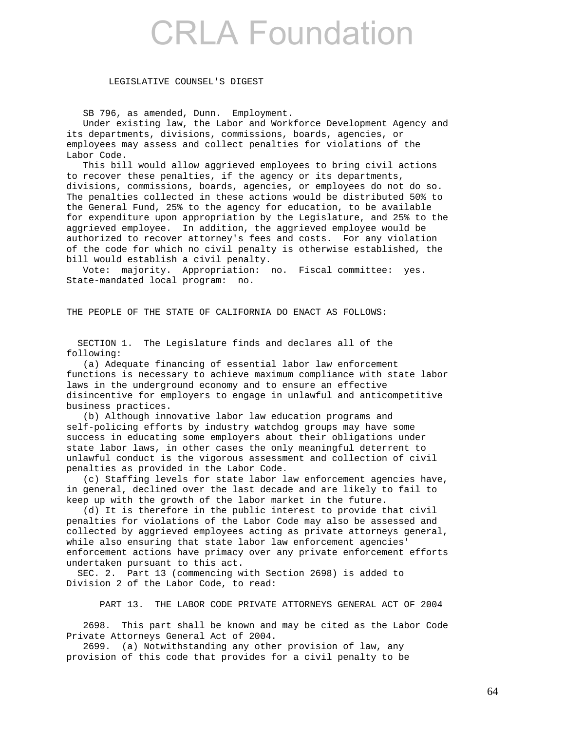CRLA Foundation

LEGISLATIVE COUNSEL'S DIGEST

SB 796, as amended, Dunn. Employment.

Under existing law, the Labor and Workforce Development Agency and its departments, divisions, commissions, boards, agencies, or employees may assess and collect penalties for violations of the Labor Code.

This bill would allow aggrieved employees to bring civil actions to recover these penalties, if the agency or its departments, divisions, commissions, boards, agencies, or employees do not do so. The penalties collected in these actions would be distributed 50% to the General Fund, 25% to the agency for education, to be available for expenditure upon appropriation by the Legislature, and 25% to the aggrieved employee. In addition, the aggrieved employee would be authorized to recover attorney's fees and costs. For any violation of the code for which no civil penalty is otherwise established, the bill would establish a civil penalty.

Vote: majority. Appropriation: no. Fiscal committee: yes. State-mandated local program: no.

THE PEOPLE OF THE STATE OF CALIFORNIA DO ENACT AS FOLLOWS:

SECTION 1. The Legislature finds and declares all of the following:

(a) Adequate financing of essential labor law enforcement functions is necessary to achieve maximum compliance with state labor laws in the underground economy and to ensure an effective disincentive for employers to engage in unlawful and anticompetitive business practices.

(b) Although innovative labor law education programs and self-policing efforts by industry watchdog groups may have some success in educating some employers about their obligations under state labor laws, in other cases the only meaningful deterrent to unlawful conduct is the vigorous assessment and collection of civil penalties as provided in the Labor Code.

(c) Staffing levels for state labor law enforcement agencies have, in general, declined over the last decade and are likely to fail to keep up with the growth of the labor market in the future.

(d) It is therefore in the public interest to provide that civil penalties for violations of the Labor Code may also be assessed and collected by aggrieved employees acting as private attorneys general, while also ensuring that state labor law enforcement agencies' enforcement actions have primacy over any private enforcement efforts undertaken pursuant to this act.

SEC. 2. Part 13 (commencing with Section 2698) is added to Division 2 of the Labor Code, to read:

PART 13. THE LABOR CODE PRIVATE ATTORNEYS GENERAL ACT OF 2004

2698. This part shall be known and may be cited as the Labor Code Private Attorneys General Act of 2004.

2699. (a) Notwithstanding any other provision of law, any provision of this code that provides for a civil penalty to be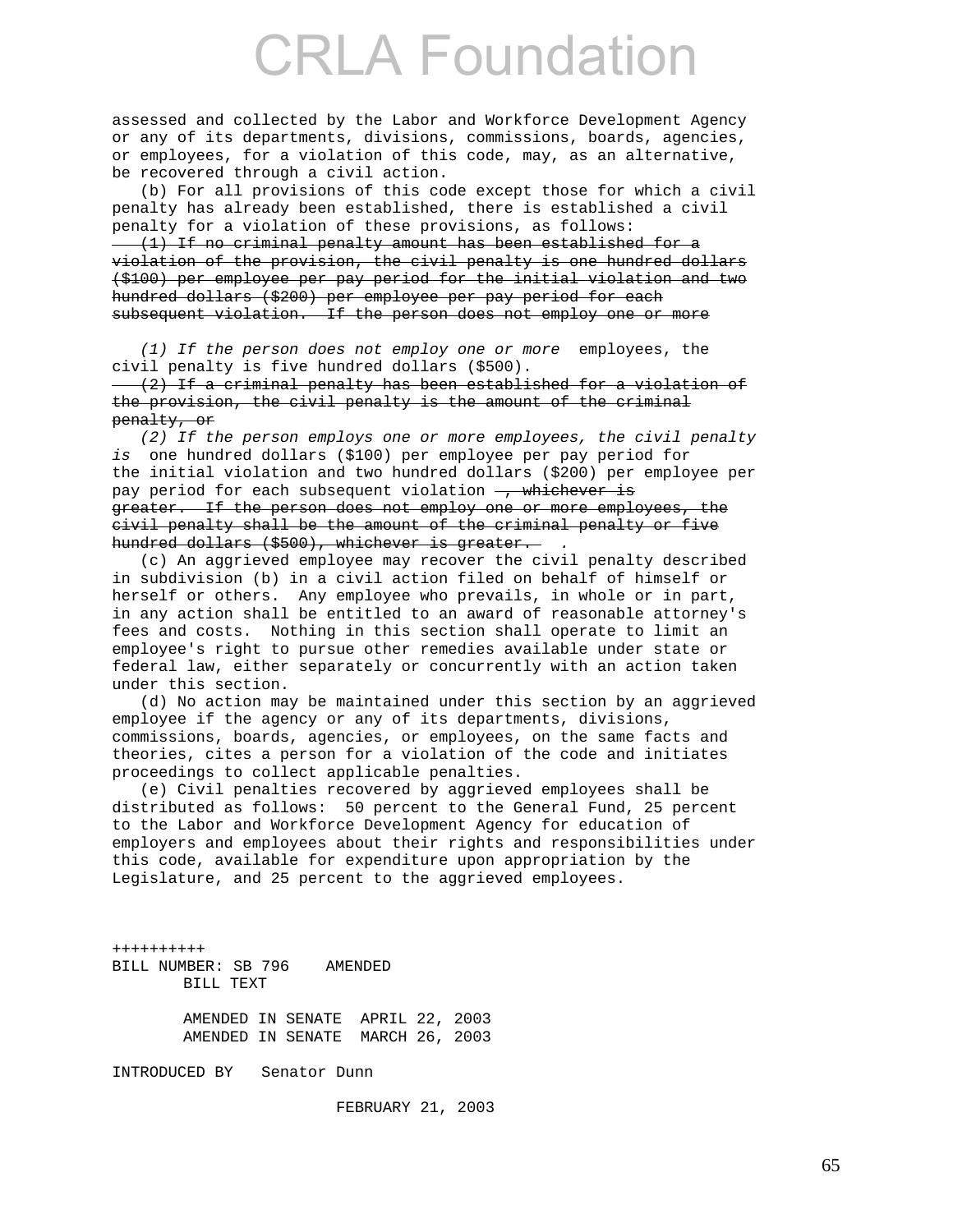assessed and collected by the Labor and Workforce Development Agency or any of its departments, divisions, commissions, boards, agencies, or employees, for a violation of this code, may, as an alternative, be recovered through a civil action.

(b) For all provisions of this code except those for which a civil penalty has already been established, there is established a civil penalty for a violation of these provisions, as follows:

~~(1) If no criminal penalty amount has been established for a violation of the provision, the civil penalty is one hundred dollars ($100) per employee per pay period for the initial violation and two hundred dollars ($200) per employee per pay period for each subsequent violation. If the person does not employ one or more~~

*(1) If the person does not employ one or more* employees, the civil penalty is five hundred dollars ($500).

~~(2) If a criminal penalty has been established for a violation of the provision, the civil penalty is the amount of the criminal penalty, or~~

*(2) If the person employs one or more employees, the civil penalty is* one hundred dollars ($100) per employee per pay period for the initial violation and two hundred dollars ($200) per employee per pay period for each subsequent violation ~~, whichever is greater. If the person does not employ one or more employees, the civil penalty shall be the amount of the criminal penalty or five hundred dollars ($500), whichever is greater.~~ *.*

(c) An aggrieved employee may recover the civil penalty described in subdivision (b) in a civil action filed on behalf of himself or herself or others. Any employee who prevails, in whole or in part, in any action shall be entitled to an award of reasonable attorney's fees and costs. Nothing in this section shall operate to limit an employee's right to pursue other remedies available under state or federal law, either separately or concurrently with an action taken under this section.

(d) No action may be maintained under this section by an aggrieved employee if the agency or any of its departments, divisions, commissions, boards, agencies, or employees, on the same facts and theories, cites a person for a violation of the code and initiates proceedings to collect applicable penalties.

(e) Civil penalties recovered by aggrieved employees shall be distributed as follows: 50 percent to the General Fund, 25 percent to the Labor and Workforce Development Agency for education of employers and employees about their rights and responsibilities under this code, available for expenditure upon appropriation by the Legislature, and 25 percent to the aggrieved employees.

++++++++++

BILL NUMBER: SB 796 AMENDED
BILL TEXT

AMENDED IN SENATE APRIL 22, 2003
AMENDED IN SENATE MARCH 26, 2003

INTRODUCED BY Senator Dunn

FEBRUARY 21, 2003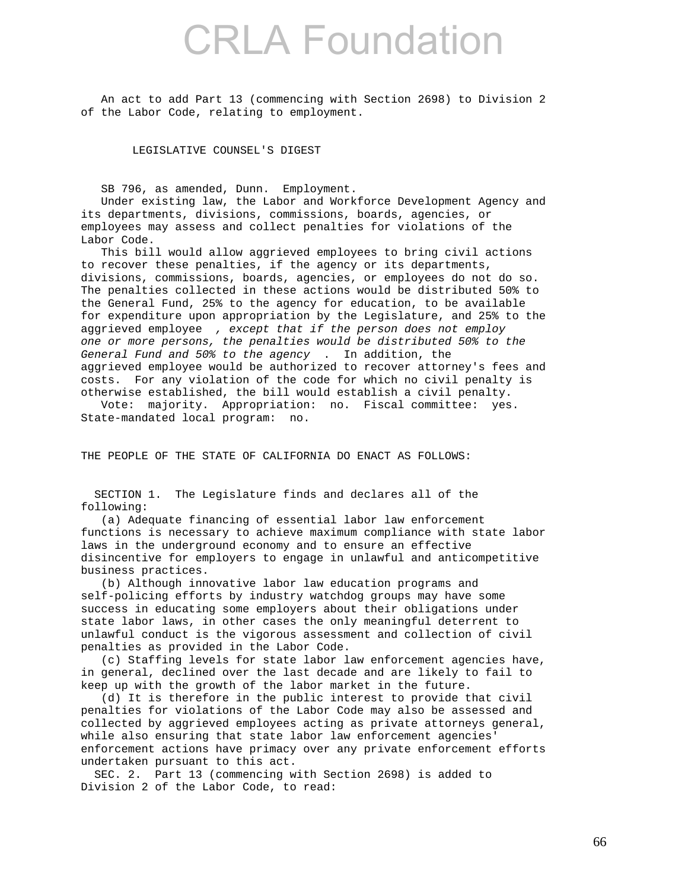# CRLA Foundation

An act to add Part 13 (commencing with Section 2698) to Division 2 of the Labor Code, relating to employment.

LEGISLATIVE COUNSEL'S DIGEST

SB 796, as amended, Dunn. Employment.

Under existing law, the Labor and Workforce Development Agency and its departments, divisions, commissions, boards, agencies, or employees may assess and collect penalties for violations of the Labor Code.

This bill would allow aggrieved employees to bring civil actions to recover these penalties, if the agency or its departments, divisions, commissions, boards, agencies, or employees do not do so. The penalties collected in these actions would be distributed 50% to the General Fund, 25% to the agency for education, to be available for expenditure upon appropriation by the Legislature, and 25% to the aggrieved employee *, except that if the person does not employ one or more persons, the penalties would be distributed 50% to the General Fund and 50% to the agency* . In addition, the aggrieved employee would be authorized to recover attorney's fees and costs. For any violation of the code for which no civil penalty is otherwise established, the bill would establish a civil penalty.

Vote: majority. Appropriation: no. Fiscal committee: yes. State-mandated local program: no.

THE PEOPLE OF THE STATE OF CALIFORNIA DO ENACT AS FOLLOWS:

SECTION 1. The Legislature finds and declares all of the following:

(a) Adequate financing of essential labor law enforcement functions is necessary to achieve maximum compliance with state labor laws in the underground economy and to ensure an effective disincentive for employers to engage in unlawful and anticompetitive business practices.

(b) Although innovative labor law education programs and self-policing efforts by industry watchdog groups may have some success in educating some employers about their obligations under state labor laws, in other cases the only meaningful deterrent to unlawful conduct is the vigorous assessment and collection of civil penalties as provided in the Labor Code.

(c) Staffing levels for state labor law enforcement agencies have, in general, declined over the last decade and are likely to fail to keep up with the growth of the labor market in the future.

(d) It is therefore in the public interest to provide that civil penalties for violations of the Labor Code may also be assessed and collected by aggrieved employees acting as private attorneys general, while also ensuring that state labor law enforcement agencies' enforcement actions have primacy over any private enforcement efforts undertaken pursuant to this act.

SEC. 2. Part 13 (commencing with Section 2698) is added to Division 2 of the Labor Code, to read: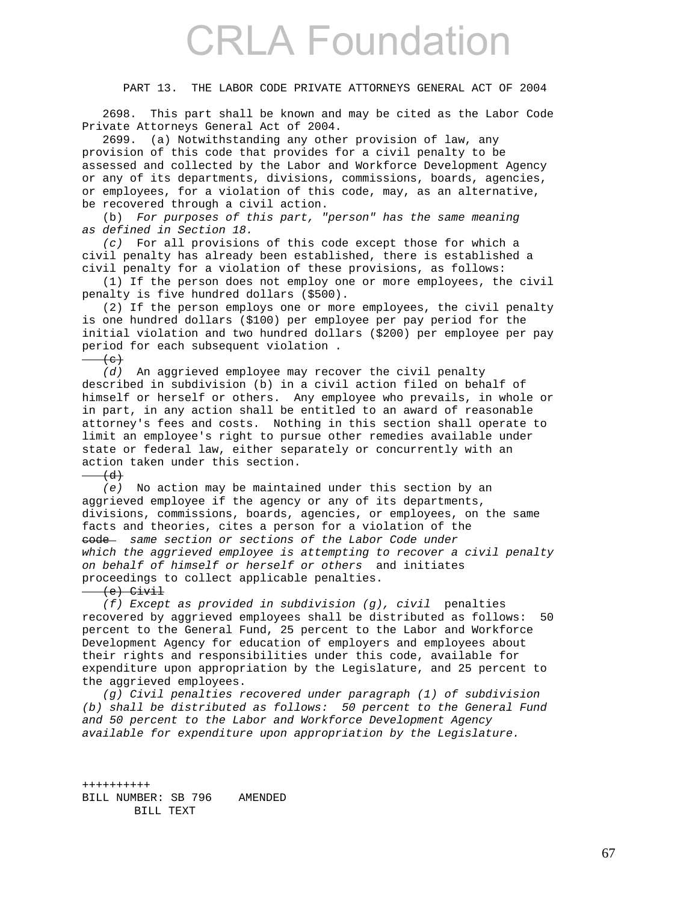PART 13. THE LABOR CODE PRIVATE ATTORNEYS GENERAL ACT OF 2004

2698. This part shall be known and may be cited as the Labor Code Private Attorneys General Act of 2004.

2699. (a) Notwithstanding any other provision of law, any provision of this code that provides for a civil penalty to be assessed and collected by the Labor and Workforce Development Agency or any of its departments, divisions, commissions, boards, agencies, or employees, for a violation of this code, may, as an alternative, be recovered through a civil action.

(b) *For purposes of this part, "person" has the same meaning as defined in Section 18.*

*(c)* For all provisions of this code except those for which a civil penalty has already been established, there is established a civil penalty for a violation of these provisions, as follows:

(1) If the person does not employ one or more employees, the civil penalty is five hundred dollars ($500).

(2) If the person employs one or more employees, the civil penalty is one hundred dollars ($100) per employee per pay period for the initial violation and two hundred dollars ($200) per employee per pay period for each subsequent violation .

~~(c)~~

*(d)* An aggrieved employee may recover the civil penalty described in subdivision (b) in a civil action filed on behalf of himself or herself or others. Any employee who prevails, in whole or in part, in any action shall be entitled to an award of reasonable attorney's fees and costs. Nothing in this section shall operate to limit an employee's right to pursue other remedies available under state or federal law, either separately or concurrently with an action taken under this section.

~~(d)~~

*(e)* No action may be maintained under this section by an aggrieved employee if the agency or any of its departments, divisions, commissions, boards, agencies, or employees, on the same facts and theories, cites a person for a violation of the ~~code~~ *same section or sections of the Labor Code under which the aggrieved employee is attempting to recover a civil penalty on behalf of himself or herself or others* and initiates proceedings to collect applicable penalties.

~~(e) Civil~~

*(f) Except as provided in subdivision (g), civil* penalties recovered by aggrieved employees shall be distributed as follows: 50 percent to the General Fund, 25 percent to the Labor and Workforce Development Agency for education of employers and employees about their rights and responsibilities under this code, available for expenditure upon appropriation by the Legislature, and 25 percent to the aggrieved employees.

*(g) Civil penalties recovered under paragraph (1) of subdivision (b) shall be distributed as follows: 50 percent to the General Fund and 50 percent to the Labor and Workforce Development Agency available for expenditure upon appropriation by the Legislature.*

++++++++++

BILL NUMBER: SB 796 AMENDED

BILL TEXT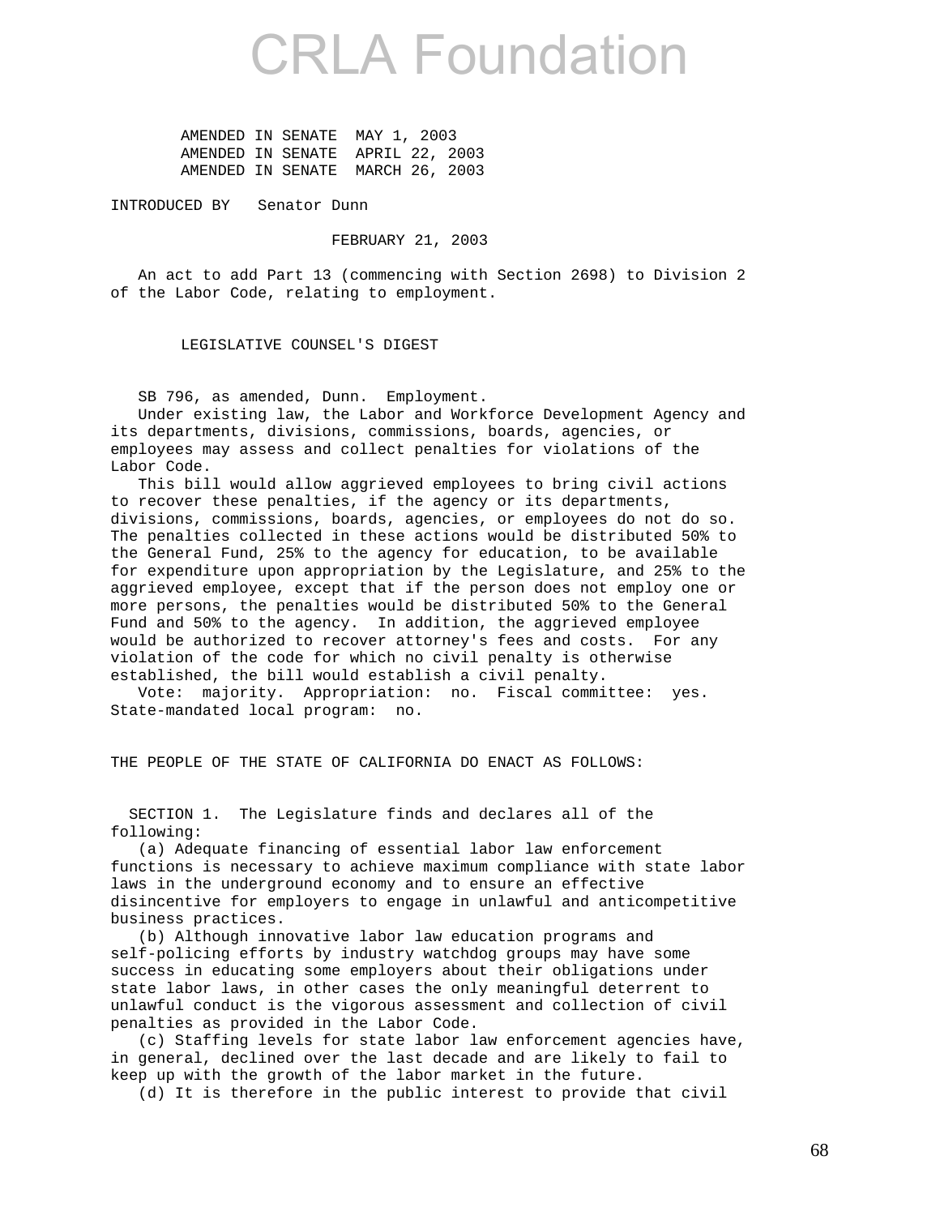# CRLA Foundation

AMENDED IN SENATE MAY 1, 2003
AMENDED IN SENATE APRIL 22, 2003
AMENDED IN SENATE MARCH 26, 2003

INTRODUCED BY Senator Dunn

FEBRUARY 21, 2003

An act to add Part 13 (commencing with Section 2698) to Division 2 of the Labor Code, relating to employment.

LEGISLATIVE COUNSEL'S DIGEST

SB 796, as amended, Dunn. Employment.

Under existing law, the Labor and Workforce Development Agency and its departments, divisions, commissions, boards, agencies, or employees may assess and collect penalties for violations of the Labor Code.

This bill would allow aggrieved employees to bring civil actions to recover these penalties, if the agency or its departments, divisions, commissions, boards, agencies, or employees do not do so. The penalties collected in these actions would be distributed 50% to the General Fund, 25% to the agency for education, to be available for expenditure upon appropriation by the Legislature, and 25% to the aggrieved employee, except that if the person does not employ one or more persons, the penalties would be distributed 50% to the General Fund and 50% to the agency. In addition, the aggrieved employee would be authorized to recover attorney's fees and costs. For any violation of the code for which no civil penalty is otherwise established, the bill would establish a civil penalty.

Vote: majority. Appropriation: no. Fiscal committee: yes. State-mandated local program: no.

THE PEOPLE OF THE STATE OF CALIFORNIA DO ENACT AS FOLLOWS:

SECTION 1. The Legislature finds and declares all of the following:

(a) Adequate financing of essential labor law enforcement functions is necessary to achieve maximum compliance with state labor laws in the underground economy and to ensure an effective disincentive for employers to engage in unlawful and anticompetitive business practices.

(b) Although innovative labor law education programs and self-policing efforts by industry watchdog groups may have some success in educating some employers about their obligations under state labor laws, in other cases the only meaningful deterrent to unlawful conduct is the vigorous assessment and collection of civil penalties as provided in the Labor Code.

(c) Staffing levels for state labor law enforcement agencies have, in general, declined over the last decade and are likely to fail to keep up with the growth of the labor market in the future.

(d) It is therefore in the public interest to provide that civil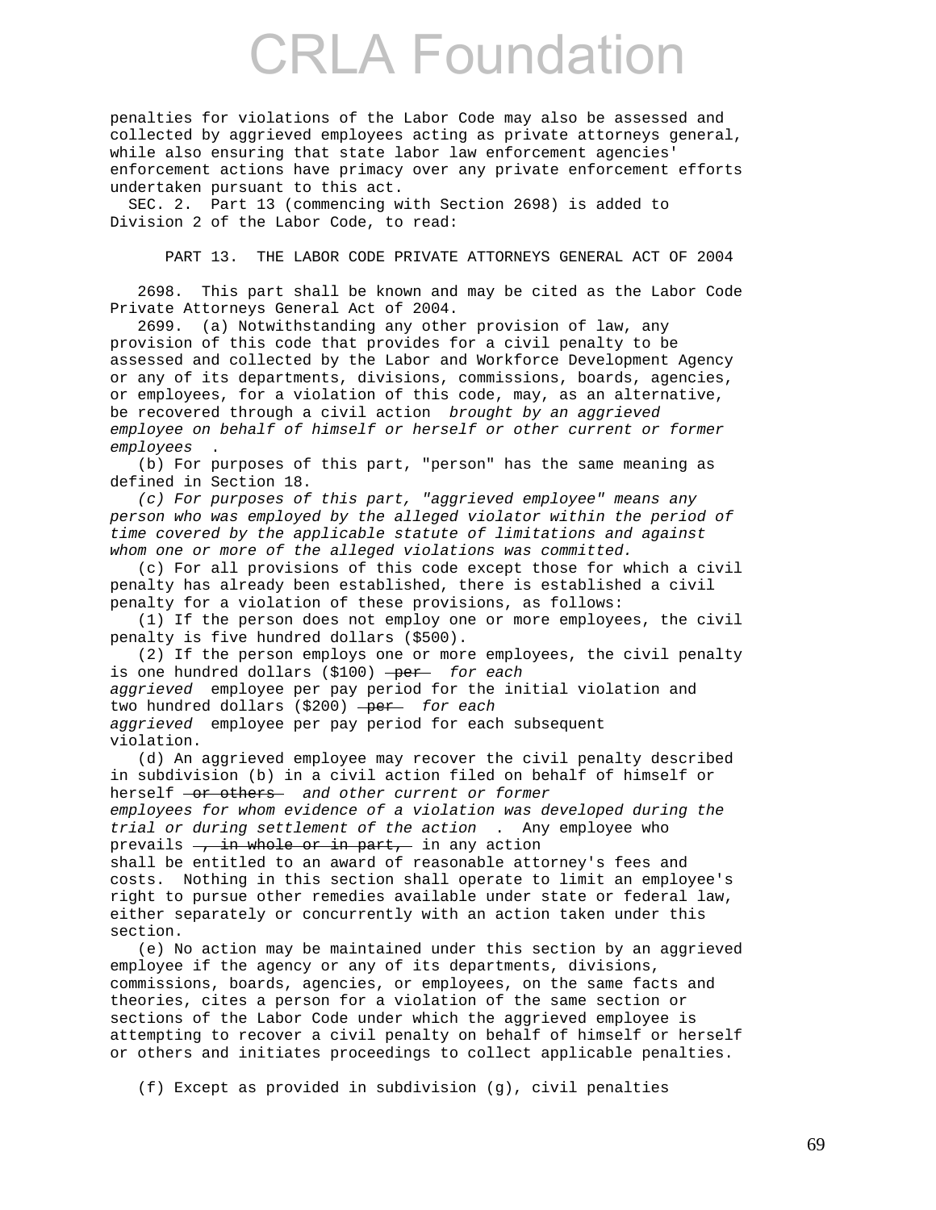penalties for violations of the Labor Code may also be assessed and collected by aggrieved employees acting as private attorneys general, while also ensuring that state labor law enforcement agencies' enforcement actions have primacy over any private enforcement efforts undertaken pursuant to this act.

SEC. 2. Part 13 (commencing with Section 2698) is added to Division 2 of the Labor Code, to read:

PART 13. THE LABOR CODE PRIVATE ATTORNEYS GENERAL ACT OF 2004

2698. This part shall be known and may be cited as the Labor Code Private Attorneys General Act of 2004.

2699. (a) Notwithstanding any other provision of law, any provision of this code that provides for a civil penalty to be assessed and collected by the Labor and Workforce Development Agency or any of its departments, divisions, commissions, boards, agencies, or employees, for a violation of this code, may, as an alternative, be recovered through a civil action *brought by an aggrieved employee on behalf of himself or herself or other current or former employees* .

(b) For purposes of this part, "person" has the same meaning as defined in Section 18.

*(c) For purposes of this part, "aggrieved employee" means any person who was employed by the alleged violator within the period of time covered by the applicable statute of limitations and against whom one or more of the alleged violations was committed.*

(c) For all provisions of this code except those for which a civil penalty has already been established, there is established a civil penalty for a violation of these provisions, as follows:

(1) If the person does not employ one or more employees, the civil penalty is five hundred dollars ($500).

(2) If the person employs one or more employees, the civil penalty is one hundred dollars ($100) ~~per~~ *for each aggrieved* employee per pay period for the initial violation and two hundred dollars ($200) ~~per~~ *for each aggrieved* employee per pay period for each subsequent violation.

(d) An aggrieved employee may recover the civil penalty described in subdivision (b) in a civil action filed on behalf of himself or herself ~~or others~~ *and other current or former employees for whom evidence of a violation was developed during the trial or during settlement of the action* . Any employee who prevails ~~, in whole or in part,~~ in any action shall be entitled to an award of reasonable attorney's fees and costs. Nothing in this section shall operate to limit an employee's right to pursue other remedies available under state or federal law, either separately or concurrently with an action taken under this section.

(e) No action may be maintained under this section by an aggrieved employee if the agency or any of its departments, divisions, commissions, boards, agencies, or employees, on the same facts and theories, cites a person for a violation of the same section or sections of the Labor Code under which the aggrieved employee is attempting to recover a civil penalty on behalf of himself or herself or others and initiates proceedings to collect applicable penalties.

(f) Except as provided in subdivision (g), civil penalties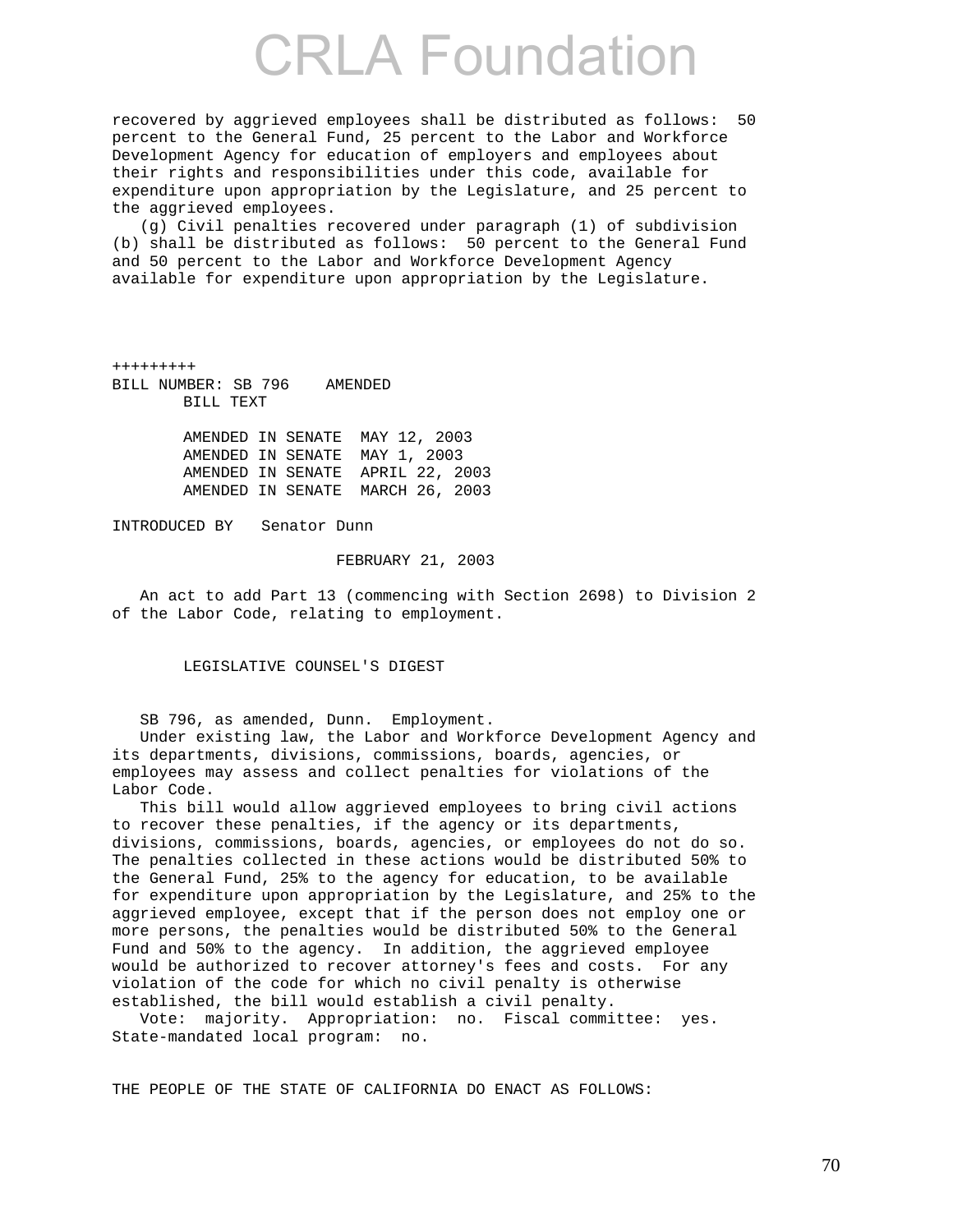recovered by aggrieved employees shall be distributed as follows: 50 percent to the General Fund, 25 percent to the Labor and Workforce Development Agency for education of employers and employees about their rights and responsibilities under this code, available for expenditure upon appropriation by the Legislature, and 25 percent to the aggrieved employees.

(g) Civil penalties recovered under paragraph (1) of subdivision (b) shall be distributed as follows: 50 percent to the General Fund and 50 percent to the Labor and Workforce Development Agency available for expenditure upon appropriation by the Legislature.

+++++++++

BILL NUMBER: SB 796 AMENDED
BILL TEXT

AMENDED IN SENATE MAY 12, 2003
AMENDED IN SENATE MAY 1, 2003
AMENDED IN SENATE APRIL 22, 2003
AMENDED IN SENATE MARCH 26, 2003

INTRODUCED BY Senator Dunn

FEBRUARY 21, 2003

An act to add Part 13 (commencing with Section 2698) to Division 2 of the Labor Code, relating to employment.

LEGISLATIVE COUNSEL'S DIGEST

SB 796, as amended, Dunn. Employment.

Under existing law, the Labor and Workforce Development Agency and its departments, divisions, commissions, boards, agencies, or employees may assess and collect penalties for violations of the Labor Code.

This bill would allow aggrieved employees to bring civil actions to recover these penalties, if the agency or its departments, divisions, commissions, boards, agencies, or employees do not do so. The penalties collected in these actions would be distributed 50% to the General Fund, 25% to the agency for education, to be available for expenditure upon appropriation by the Legislature, and 25% to the aggrieved employee, except that if the person does not employ one or more persons, the penalties would be distributed 50% to the General Fund and 50% to the agency. In addition, the aggrieved employee would be authorized to recover attorney's fees and costs. For any violation of the code for which no civil penalty is otherwise established, the bill would establish a civil penalty.

Vote: majority. Appropriation: no. Fiscal committee: yes. State-mandated local program: no.

THE PEOPLE OF THE STATE OF CALIFORNIA DO ENACT AS FOLLOWS: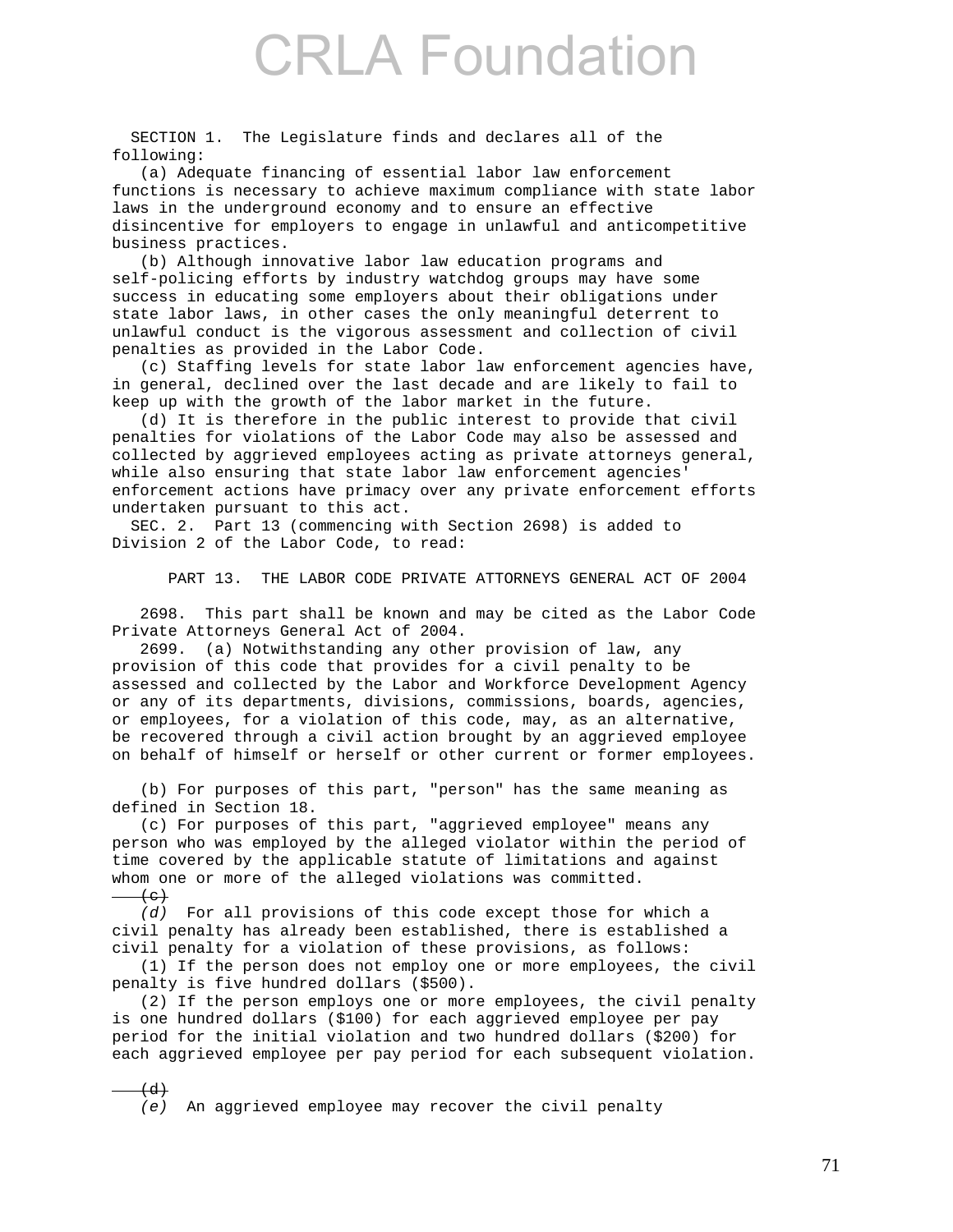SECTION 1. The Legislature finds and declares all of the following:

(a) Adequate financing of essential labor law enforcement functions is necessary to achieve maximum compliance with state labor laws in the underground economy and to ensure an effective disincentive for employers to engage in unlawful and anticompetitive business practices.

(b) Although innovative labor law education programs and self-policing efforts by industry watchdog groups may have some success in educating some employers about their obligations under state labor laws, in other cases the only meaningful deterrent to unlawful conduct is the vigorous assessment and collection of civil penalties as provided in the Labor Code.

(c) Staffing levels for state labor law enforcement agencies have, in general, declined over the last decade and are likely to fail to keep up with the growth of the labor market in the future.

(d) It is therefore in the public interest to provide that civil penalties for violations of the Labor Code may also be assessed and collected by aggrieved employees acting as private attorneys general, while also ensuring that state labor law enforcement agencies' enforcement actions have primacy over any private enforcement efforts undertaken pursuant to this act.

SEC. 2. Part 13 (commencing with Section 2698) is added to Division 2 of the Labor Code, to read:

PART 13. THE LABOR CODE PRIVATE ATTORNEYS GENERAL ACT OF 2004

2698. This part shall be known and may be cited as the Labor Code Private Attorneys General Act of 2004.

2699. (a) Notwithstanding any other provision of law, any provision of this code that provides for a civil penalty to be assessed and collected by the Labor and Workforce Development Agency or any of its departments, divisions, commissions, boards, agencies, or employees, for a violation of this code, may, as an alternative, be recovered through a civil action brought by an aggrieved employee on behalf of himself or herself or other current or former employees.

(b) For purposes of this part, "person" has the same meaning as defined in Section 18.

(c) For purposes of this part, "aggrieved employee" means any person who was employed by the alleged violator within the period of time covered by the applicable statute of limitations and against whom one or more of the alleged violations was committed.

~~(c)~~
*(d)* For all provisions of this code except those for which a civil penalty has already been established, there is established a civil penalty for a violation of these provisions, as follows:

(1) If the person does not employ one or more employees, the civil penalty is five hundred dollars ($500).

(2) If the person employs one or more employees, the civil penalty is one hundred dollars ($100) for each aggrieved employee per pay period for the initial violation and two hundred dollars ($200) for each aggrieved employee per pay period for each subsequent violation.

~~(d)~~
*(e)* An aggrieved employee may recover the civil penalty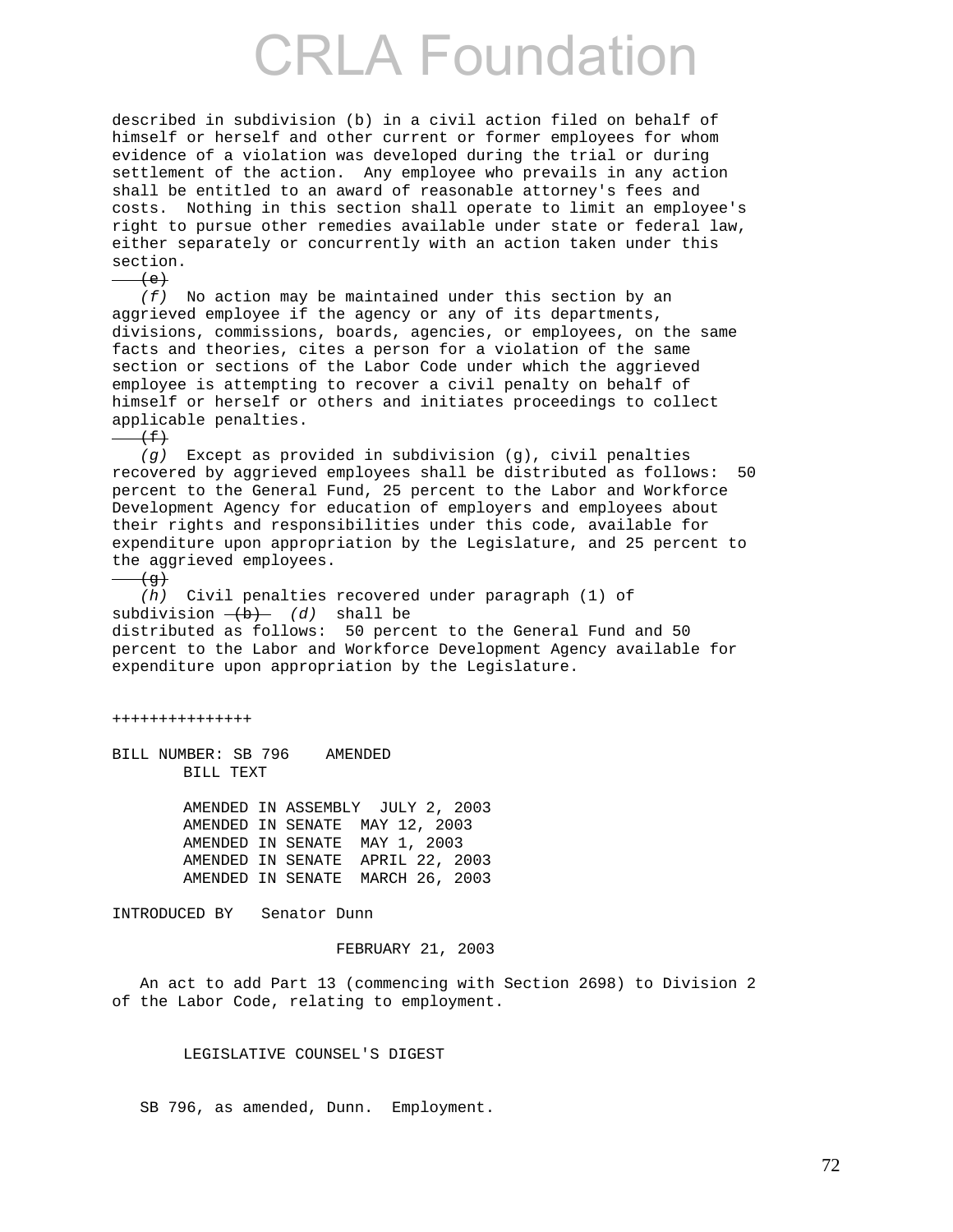described in subdivision (b) in a civil action filed on behalf of himself or herself and other current or former employees for whom evidence of a violation was developed during the trial or during settlement of the action. Any employee who prevails in any action shall be entitled to an award of reasonable attorney's fees and costs. Nothing in this section shall operate to limit an employee's right to pursue other remedies available under state or federal law, either separately or concurrently with an action taken under this section.

~~(e)~~
*(f)* No action may be maintained under this section by an aggrieved employee if the agency or any of its departments, divisions, commissions, boards, agencies, or employees, on the same facts and theories, cites a person for a violation of the same section or sections of the Labor Code under which the aggrieved employee is attempting to recover a civil penalty on behalf of himself or herself or others and initiates proceedings to collect applicable penalties.

~~(f)~~
*(g)* Except as provided in subdivision (g), civil penalties recovered by aggrieved employees shall be distributed as follows: 50 percent to the General Fund, 25 percent to the Labor and Workforce Development Agency for education of employers and employees about their rights and responsibilities under this code, available for expenditure upon appropriation by the Legislature, and 25 percent to the aggrieved employees.

~~(g)~~
*(h)* Civil penalties recovered under paragraph (1) of subdivision ~~(b)~~ *(d)* shall be distributed as follows: 50 percent to the General Fund and 50 percent to the Labor and Workforce Development Agency available for expenditure upon appropriation by the Legislature.

+++++++++++++++

BILL NUMBER: SB 796 AMENDED
BILL TEXT

AMENDED IN ASSEMBLY JULY 2, 2003
AMENDED IN SENATE MAY 12, 2003
AMENDED IN SENATE MAY 1, 2003
AMENDED IN SENATE APRIL 22, 2003
AMENDED IN SENATE MARCH 26, 2003

INTRODUCED BY Senator Dunn

FEBRUARY 21, 2003

An act to add Part 13 (commencing with Section 2698) to Division 2 of the Labor Code, relating to employment.

LEGISLATIVE COUNSEL'S DIGEST

SB 796, as amended, Dunn. Employment.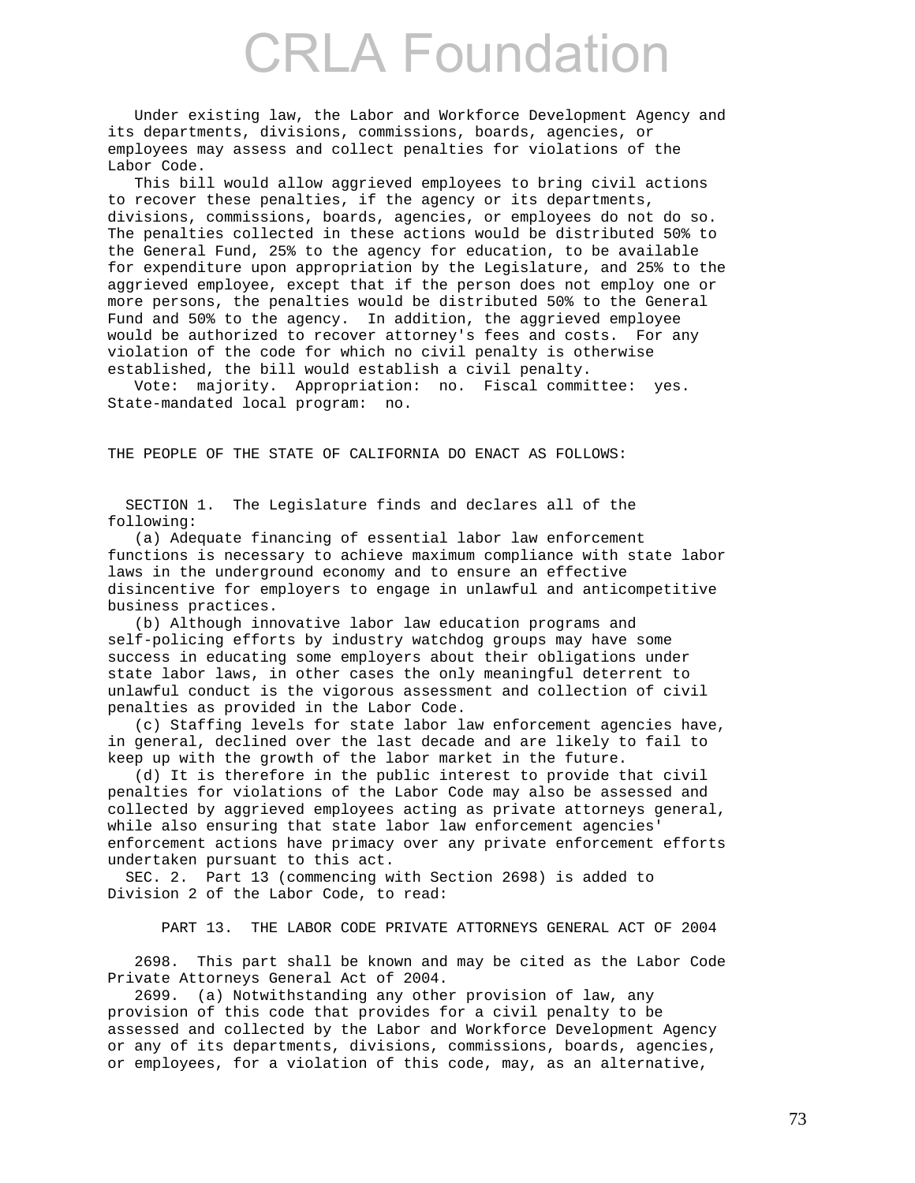Under existing law, the Labor and Workforce Development Agency and its departments, divisions, commissions, boards, agencies, or employees may assess and collect penalties for violations of the Labor Code.

This bill would allow aggrieved employees to bring civil actions to recover these penalties, if the agency or its departments, divisions, commissions, boards, agencies, or employees do not do so. The penalties collected in these actions would be distributed 50% to the General Fund, 25% to the agency for education, to be available for expenditure upon appropriation by the Legislature, and 25% to the aggrieved employee, except that if the person does not employ one or more persons, the penalties would be distributed 50% to the General Fund and 50% to the agency. In addition, the aggrieved employee would be authorized to recover attorney's fees and costs. For any violation of the code for which no civil penalty is otherwise established, the bill would establish a civil penalty.

Vote: majority. Appropriation: no. Fiscal committee: yes. State-mandated local program: no.

THE PEOPLE OF THE STATE OF CALIFORNIA DO ENACT AS FOLLOWS:

SECTION 1. The Legislature finds and declares all of the following:

(a) Adequate financing of essential labor law enforcement functions is necessary to achieve maximum compliance with state labor laws in the underground economy and to ensure an effective disincentive for employers to engage in unlawful and anticompetitive business practices.

(b) Although innovative labor law education programs and self-policing efforts by industry watchdog groups may have some success in educating some employers about their obligations under state labor laws, in other cases the only meaningful deterrent to unlawful conduct is the vigorous assessment and collection of civil penalties as provided in the Labor Code.

(c) Staffing levels for state labor law enforcement agencies have, in general, declined over the last decade and are likely to fail to keep up with the growth of the labor market in the future.

(d) It is therefore in the public interest to provide that civil penalties for violations of the Labor Code may also be assessed and collected by aggrieved employees acting as private attorneys general, while also ensuring that state labor law enforcement agencies' enforcement actions have primacy over any private enforcement efforts undertaken pursuant to this act.

SEC. 2. Part 13 (commencing with Section 2698) is added to Division 2 of the Labor Code, to read:

PART 13. THE LABOR CODE PRIVATE ATTORNEYS GENERAL ACT OF 2004

2698. This part shall be known and may be cited as the Labor Code Private Attorneys General Act of 2004.

2699. (a) Notwithstanding any other provision of law, any provision of this code that provides for a civil penalty to be assessed and collected by the Labor and Workforce Development Agency or any of its departments, divisions, commissions, boards, agencies, or employees, for a violation of this code, may, as an alternative,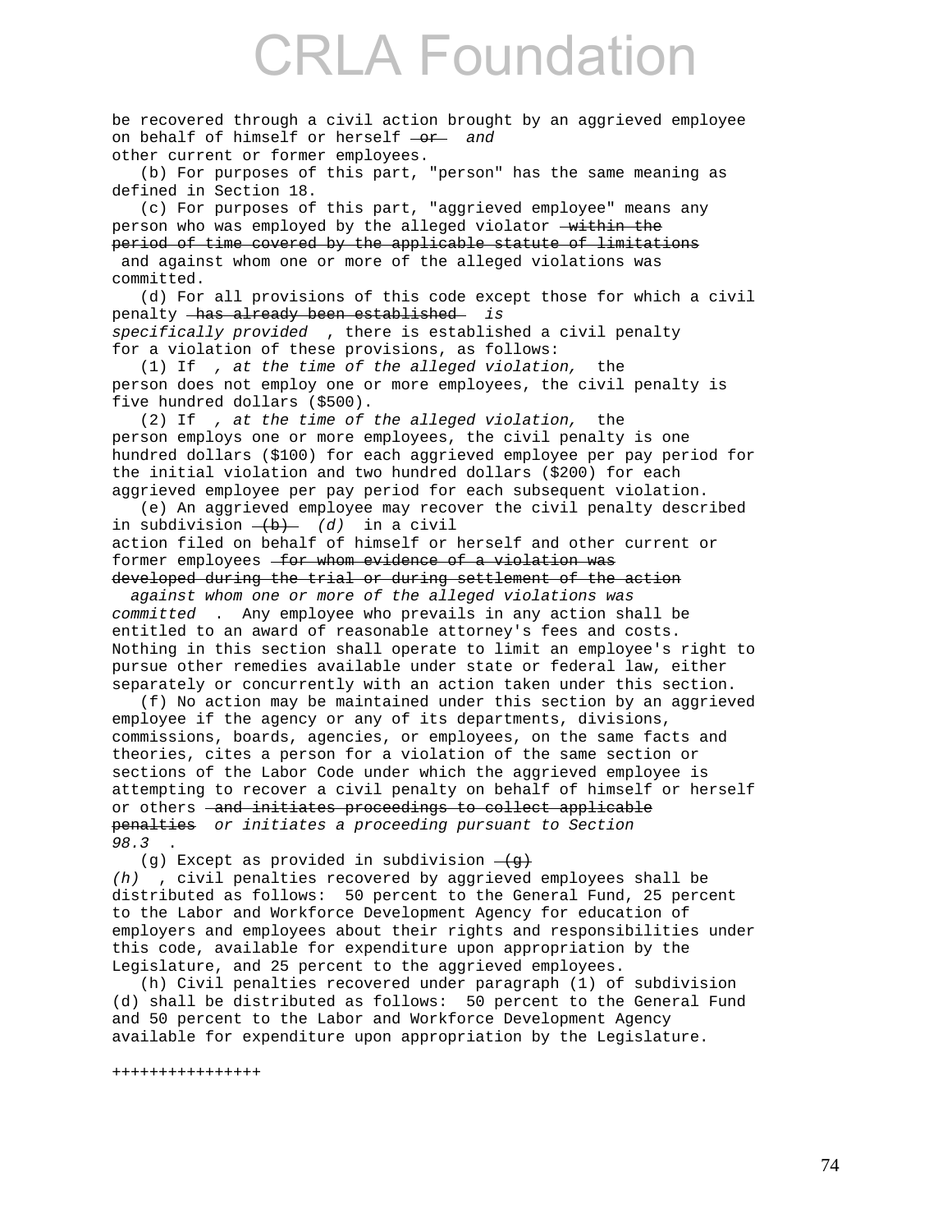be recovered through a civil action brought by an aggrieved employee on behalf of himself or herself ~~or~~ *and* other current or former employees.

(b) For purposes of this part, "person" has the same meaning as defined in Section 18.

(c) For purposes of this part, "aggrieved employee" means any person who was employed by the alleged violator ~~within the period of time covered by the applicable statute of limitations~~ and against whom one or more of the alleged violations was committed.

(d) For all provisions of this code except those for which a civil penalty ~~has already been established~~ *is specifically provided* , there is established a civil penalty for a violation of these provisions, as follows:

(1) If *, at the time of the alleged violation,* the person does not employ one or more employees, the civil penalty is five hundred dollars ($500).

(2) If *, at the time of the alleged violation,* the person employs one or more employees, the civil penalty is one hundred dollars ($100) for each aggrieved employee per pay period for the initial violation and two hundred dollars ($200) for each aggrieved employee per pay period for each subsequent violation.

(e) An aggrieved employee may recover the civil penalty described in subdivision ~~(b)~~ *(d)* in a civil action filed on behalf of himself or herself and other current or former employees ~~for whom evidence of a violation was developed during the trial or during settlement of the action~~ *against whom one or more of the alleged violations was committed* . Any employee who prevails in any action shall be entitled to an award of reasonable attorney's fees and costs. Nothing in this section shall operate to limit an employee's right to pursue other remedies available under state or federal law, either separately or concurrently with an action taken under this section.

(f) No action may be maintained under this section by an aggrieved employee if the agency or any of its departments, divisions, commissions, boards, agencies, or employees, on the same facts and theories, cites a person for a violation of the same section or sections of the Labor Code under which the aggrieved employee is attempting to recover a civil penalty on behalf of himself or herself or others ~~and initiates proceedings to collect applicable penalties~~ *or initiates a proceeding pursuant to Section 98.3* .

(g) Except as provided in subdivision ~~(g)~~ *(h)* , civil penalties recovered by aggrieved employees shall be distributed as follows: 50 percent to the General Fund, 25 percent to the Labor and Workforce Development Agency for education of employers and employees about their rights and responsibilities under this code, available for expenditure upon appropriation by the Legislature, and 25 percent to the aggrieved employees.

(h) Civil penalties recovered under paragraph (1) of subdivision (d) shall be distributed as follows: 50 percent to the General Fund and 50 percent to the Labor and Workforce Development Agency available for expenditure upon appropriation by the Legislature.

++++++++++++++++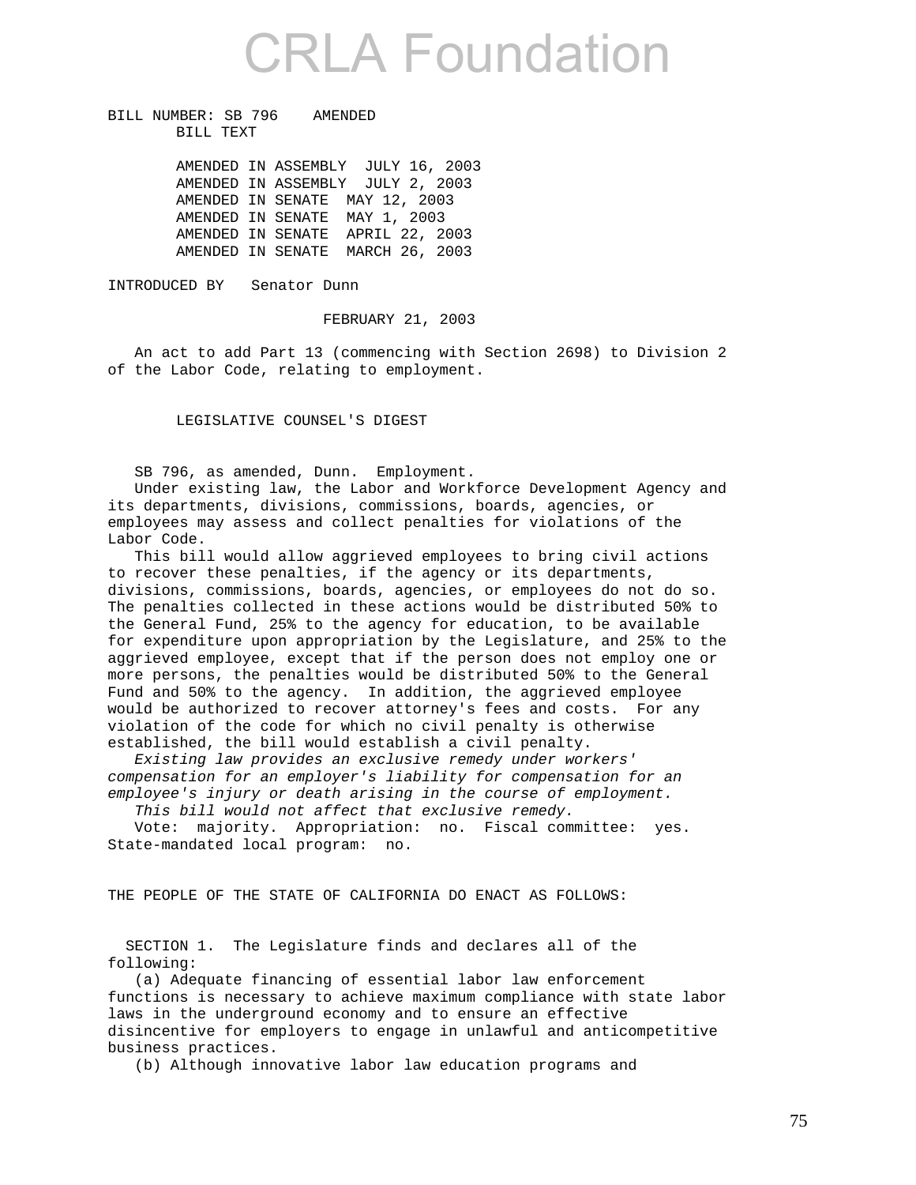# CRLA Foundation

BILL NUMBER: SB 796 AMENDED
BILL TEXT

AMENDED IN ASSEMBLY JULY 16, 2003
AMENDED IN ASSEMBLY JULY 2, 2003
AMENDED IN SENATE MAY 12, 2003
AMENDED IN SENATE MAY 1, 2003
AMENDED IN SENATE APRIL 22, 2003
AMENDED IN SENATE MARCH 26, 2003

INTRODUCED BY Senator Dunn

FEBRUARY 21, 2003

An act to add Part 13 (commencing with Section 2698) to Division 2 of the Labor Code, relating to employment.

LEGISLATIVE COUNSEL'S DIGEST

SB 796, as amended, Dunn. Employment.

Under existing law, the Labor and Workforce Development Agency and its departments, divisions, commissions, boards, agencies, or employees may assess and collect penalties for violations of the Labor Code.

This bill would allow aggrieved employees to bring civil actions to recover these penalties, if the agency or its departments, divisions, commissions, boards, agencies, or employees do not do so. The penalties collected in these actions would be distributed 50% to the General Fund, 25% to the agency for education, to be available for expenditure upon appropriation by the Legislature, and 25% to the aggrieved employee, except that if the person does not employ one or more persons, the penalties would be distributed 50% to the General Fund and 50% to the agency. In addition, the aggrieved employee would be authorized to recover attorney's fees and costs. For any violation of the code for which no civil penalty is otherwise established, the bill would establish a civil penalty.

*Existing law provides an exclusive remedy under workers' compensation for an employer's liability for compensation for an employee's injury or death arising in the course of employment.*

*This bill would not affect that exclusive remedy.*

Vote: majority. Appropriation: no. Fiscal committee: yes. State-mandated local program: no.

THE PEOPLE OF THE STATE OF CALIFORNIA DO ENACT AS FOLLOWS:

SECTION 1. The Legislature finds and declares all of the following:

(a) Adequate financing of essential labor law enforcement functions is necessary to achieve maximum compliance with state labor laws in the underground economy and to ensure an effective disincentive for employers to engage in unlawful and anticompetitive business practices.

(b) Although innovative labor law education programs and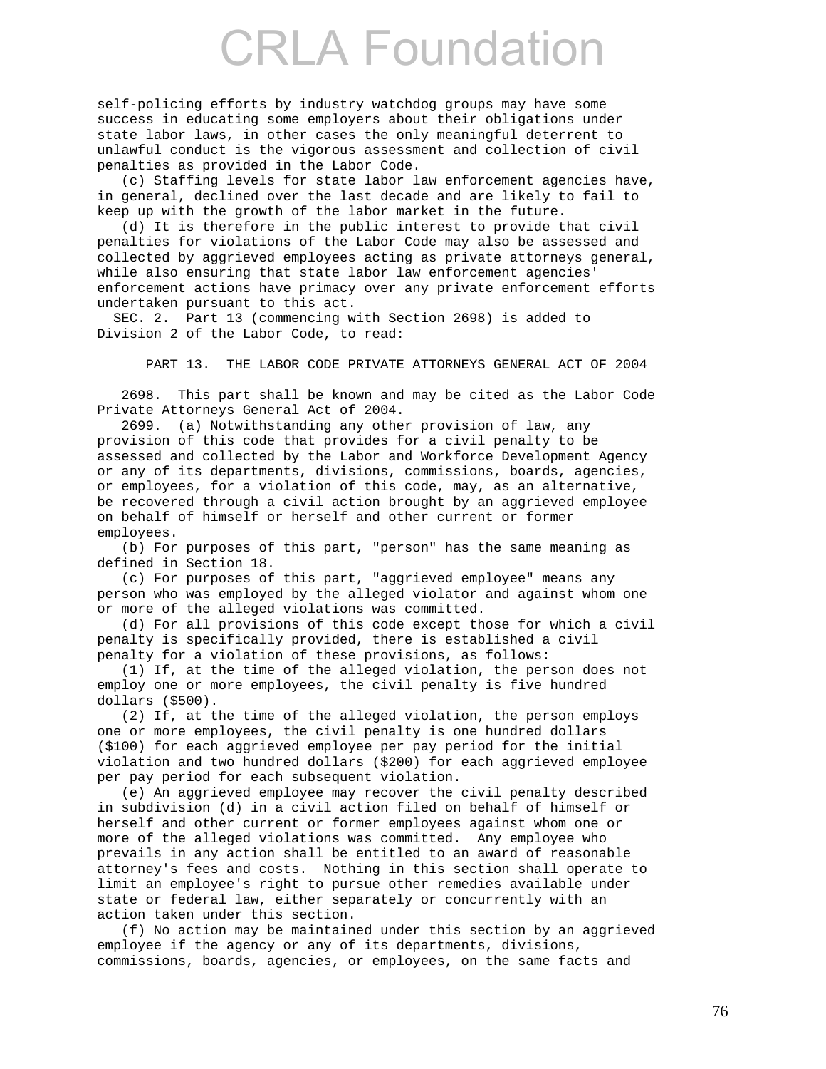self-policing efforts by industry watchdog groups may have some success in educating some employers about their obligations under state labor laws, in other cases the only meaningful deterrent to unlawful conduct is the vigorous assessment and collection of civil penalties as provided in the Labor Code.

(c) Staffing levels for state labor law enforcement agencies have, in general, declined over the last decade and are likely to fail to keep up with the growth of the labor market in the future.

(d) It is therefore in the public interest to provide that civil penalties for violations of the Labor Code may also be assessed and collected by aggrieved employees acting as private attorneys general, while also ensuring that state labor law enforcement agencies' enforcement actions have primacy over any private enforcement efforts undertaken pursuant to this act.

SEC. 2. Part 13 (commencing with Section 2698) is added to Division 2 of the Labor Code, to read:

PART 13. THE LABOR CODE PRIVATE ATTORNEYS GENERAL ACT OF 2004

2698. This part shall be known and may be cited as the Labor Code Private Attorneys General Act of 2004.

2699. (a) Notwithstanding any other provision of law, any provision of this code that provides for a civil penalty to be assessed and collected by the Labor and Workforce Development Agency or any of its departments, divisions, commissions, boards, agencies, or employees, for a violation of this code, may, as an alternative, be recovered through a civil action brought by an aggrieved employee on behalf of himself or herself and other current or former employees.

(b) For purposes of this part, "person" has the same meaning as defined in Section 18.

(c) For purposes of this part, "aggrieved employee" means any person who was employed by the alleged violator and against whom one or more of the alleged violations was committed.

(d) For all provisions of this code except those for which a civil penalty is specifically provided, there is established a civil penalty for a violation of these provisions, as follows:

(1) If, at the time of the alleged violation, the person does not employ one or more employees, the civil penalty is five hundred dollars ($500).

(2) If, at the time of the alleged violation, the person employs one or more employees, the civil penalty is one hundred dollars ($100) for each aggrieved employee per pay period for the initial violation and two hundred dollars ($200) for each aggrieved employee per pay period for each subsequent violation.

(e) An aggrieved employee may recover the civil penalty described in subdivision (d) in a civil action filed on behalf of himself or herself and other current or former employees against whom one or more of the alleged violations was committed. Any employee who prevails in any action shall be entitled to an award of reasonable attorney's fees and costs. Nothing in this section shall operate to limit an employee's right to pursue other remedies available under state or federal law, either separately or concurrently with an action taken under this section.

(f) No action may be maintained under this section by an aggrieved employee if the agency or any of its departments, divisions, commissions, boards, agencies, or employees, on the same facts and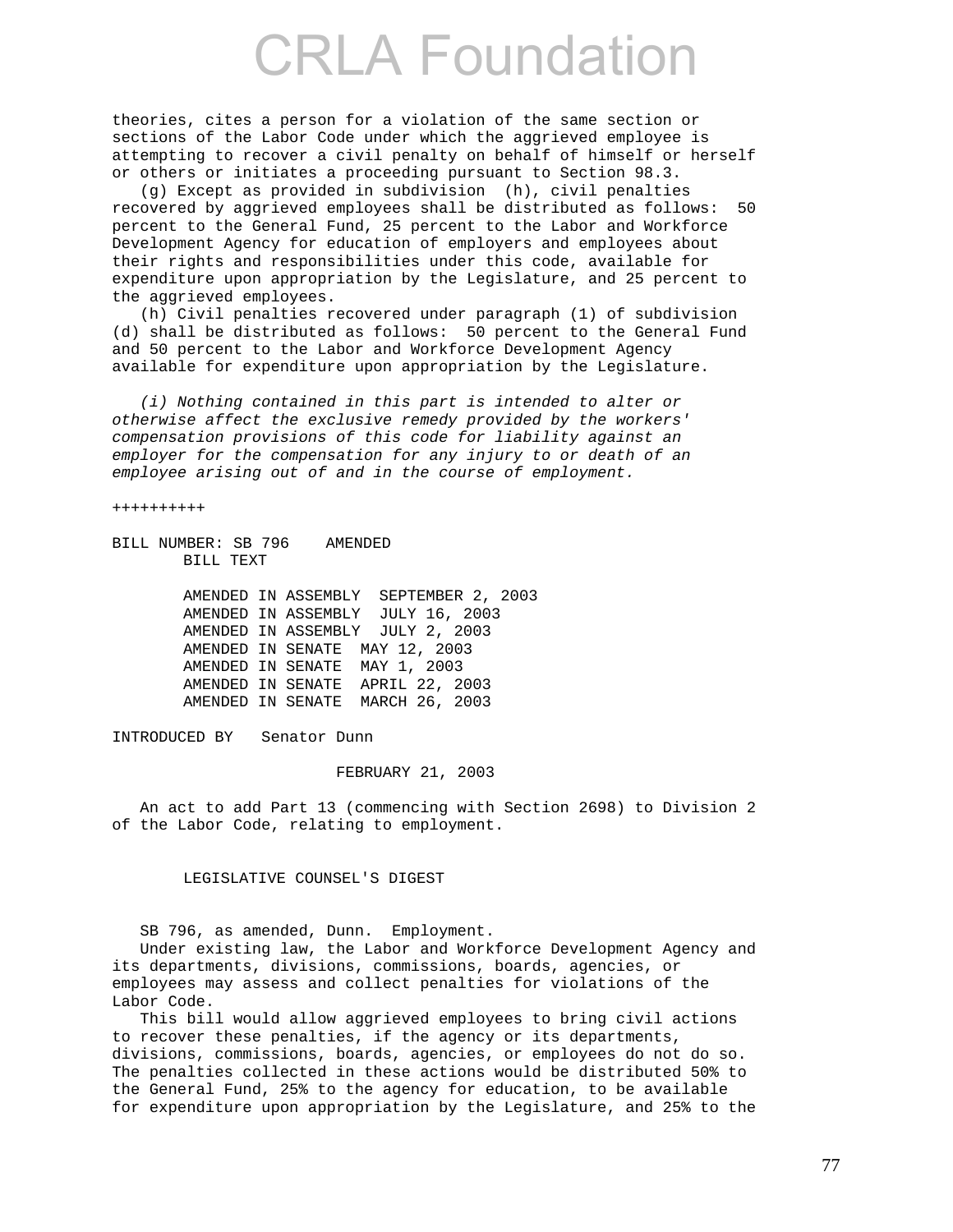theories, cites a person for a violation of the same section or sections of the Labor Code under which the aggrieved employee is attempting to recover a civil penalty on behalf of himself or herself or others or initiates a proceeding pursuant to Section 98.3.

(g) Except as provided in subdivision (h), civil penalties recovered by aggrieved employees shall be distributed as follows: 50 percent to the General Fund, 25 percent to the Labor and Workforce Development Agency for education of employers and employees about their rights and responsibilities under this code, available for expenditure upon appropriation by the Legislature, and 25 percent to the aggrieved employees.

(h) Civil penalties recovered under paragraph (1) of subdivision (d) shall be distributed as follows: 50 percent to the General Fund and 50 percent to the Labor and Workforce Development Agency available for expenditure upon appropriation by the Legislature.

*(i) Nothing contained in this part is intended to alter or otherwise affect the exclusive remedy provided by the workers' compensation provisions of this code for liability against an employer for the compensation for any injury to or death of an employee arising out of and in the course of employment.*

++++++++++

BILL NUMBER: SB 796 AMENDED
BILL TEXT

AMENDED IN ASSEMBLY SEPTEMBER 2, 2003
AMENDED IN ASSEMBLY JULY 16, 2003
AMENDED IN ASSEMBLY JULY 2, 2003
AMENDED IN SENATE MAY 12, 2003
AMENDED IN SENATE MAY 1, 2003
AMENDED IN SENATE APRIL 22, 2003
AMENDED IN SENATE MARCH 26, 2003

INTRODUCED BY Senator Dunn

FEBRUARY 21, 2003

An act to add Part 13 (commencing with Section 2698) to Division 2 of the Labor Code, relating to employment.

LEGISLATIVE COUNSEL'S DIGEST

SB 796, as amended, Dunn. Employment.

Under existing law, the Labor and Workforce Development Agency and its departments, divisions, commissions, boards, agencies, or employees may assess and collect penalties for violations of the Labor Code.

This bill would allow aggrieved employees to bring civil actions to recover these penalties, if the agency or its departments, divisions, commissions, boards, agencies, or employees do not do so. The penalties collected in these actions would be distributed 50% to the General Fund, 25% to the agency for education, to be available for expenditure upon appropriation by the Legislature, and 25% to the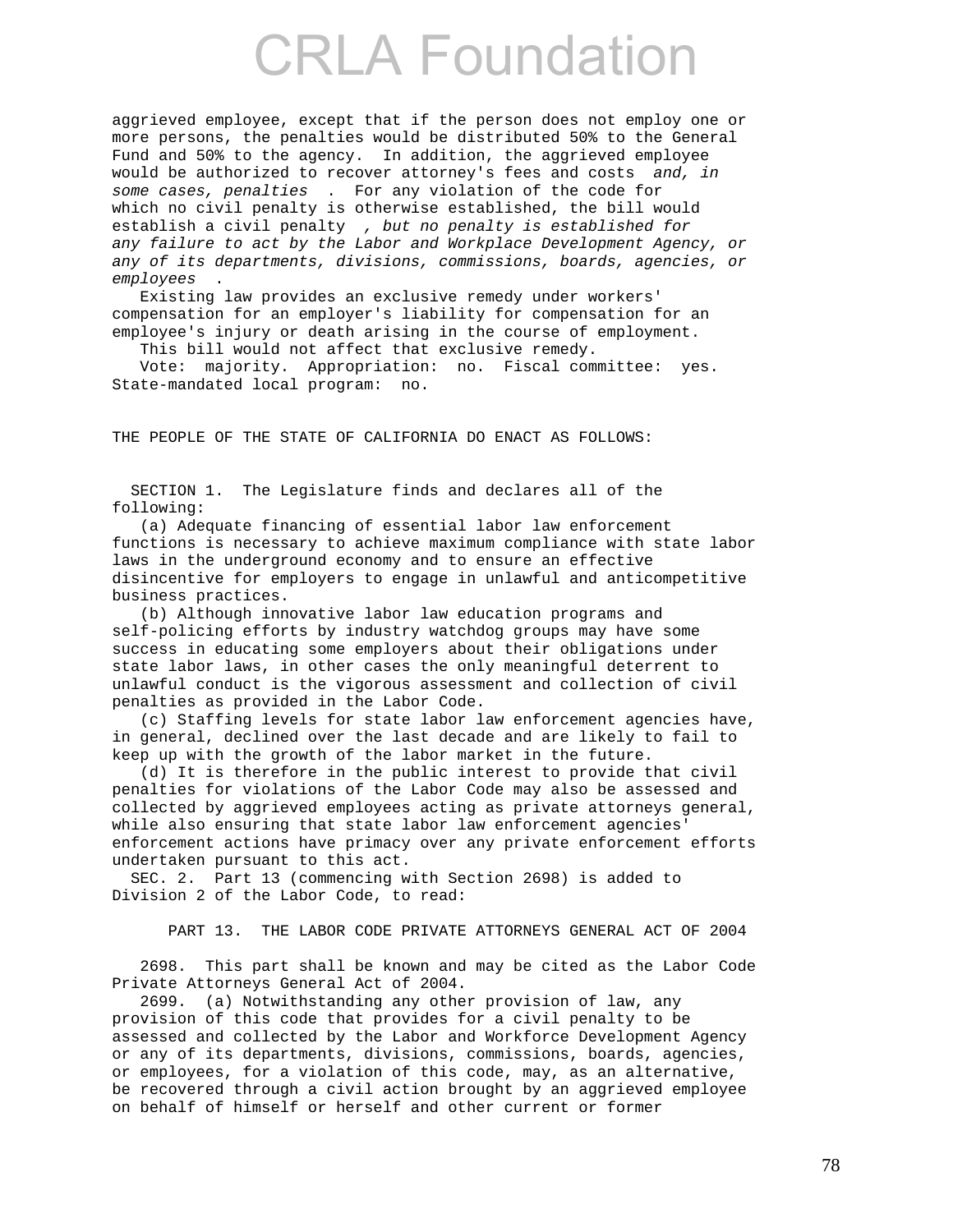aggrieved employee, except that if the person does not employ one or more persons, the penalties would be distributed 50% to the General Fund and 50% to the agency. In addition, the aggrieved employee would be authorized to recover attorney's fees and costs *and, in some cases, penalties* . For any violation of the code for which no civil penalty is otherwise established, the bill would establish a civil penalty *, but no penalty is established for any failure to act by the Labor and Workplace Development Agency, or any of its departments, divisions, commissions, boards, agencies, or employees* .

Existing law provides an exclusive remedy under workers' compensation for an employer's liability for compensation for an employee's injury or death arising in the course of employment.

This bill would not affect that exclusive remedy.

Vote: majority. Appropriation: no. Fiscal committee: yes. State-mandated local program: no.

THE PEOPLE OF THE STATE OF CALIFORNIA DO ENACT AS FOLLOWS:

SECTION 1. The Legislature finds and declares all of the following:

(a) Adequate financing of essential labor law enforcement functions is necessary to achieve maximum compliance with state labor laws in the underground economy and to ensure an effective disincentive for employers to engage in unlawful and anticompetitive business practices.

(b) Although innovative labor law education programs and self-policing efforts by industry watchdog groups may have some success in educating some employers about their obligations under state labor laws, in other cases the only meaningful deterrent to unlawful conduct is the vigorous assessment and collection of civil penalties as provided in the Labor Code.

(c) Staffing levels for state labor law enforcement agencies have, in general, declined over the last decade and are likely to fail to keep up with the growth of the labor market in the future.

(d) It is therefore in the public interest to provide that civil penalties for violations of the Labor Code may also be assessed and collected by aggrieved employees acting as private attorneys general, while also ensuring that state labor law enforcement agencies' enforcement actions have primacy over any private enforcement efforts undertaken pursuant to this act.

SEC. 2. Part 13 (commencing with Section 2698) is added to Division 2 of the Labor Code, to read:

PART 13. THE LABOR CODE PRIVATE ATTORNEYS GENERAL ACT OF 2004

2698. This part shall be known and may be cited as the Labor Code Private Attorneys General Act of 2004.

2699. (a) Notwithstanding any other provision of law, any provision of this code that provides for a civil penalty to be assessed and collected by the Labor and Workforce Development Agency or any of its departments, divisions, commissions, boards, agencies, or employees, for a violation of this code, may, as an alternative, be recovered through a civil action brought by an aggrieved employee on behalf of himself or herself and other current or former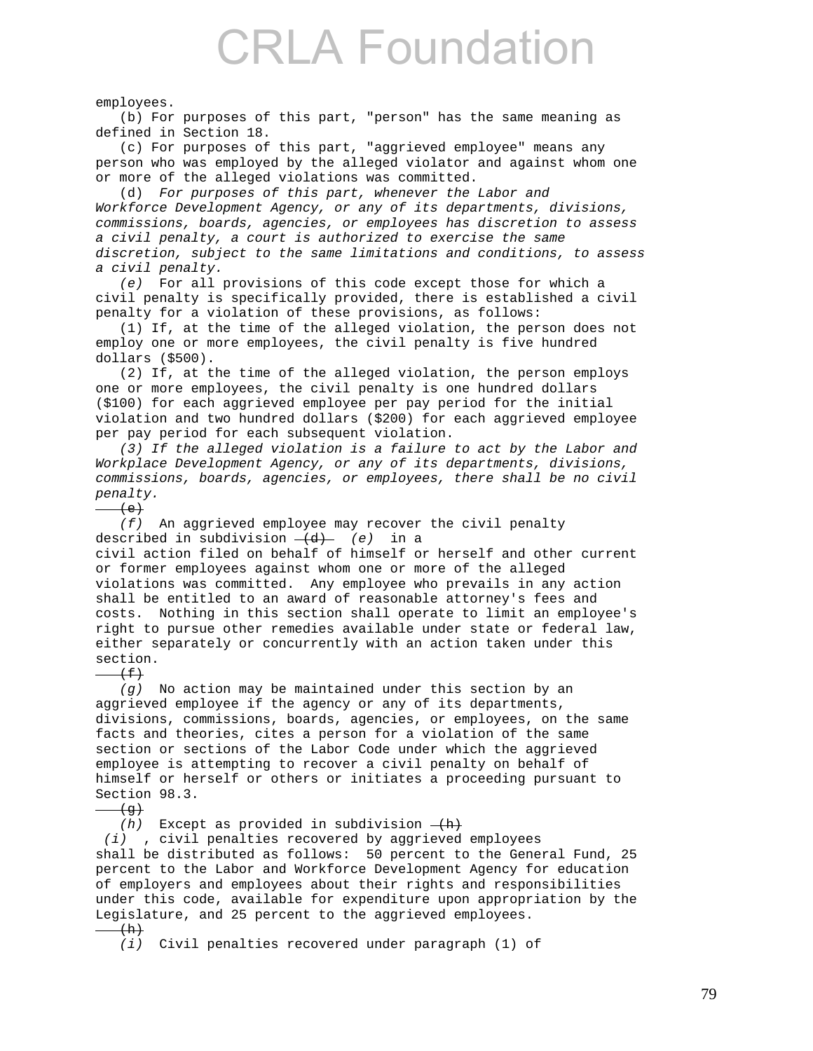employees.

(b) For purposes of this part, "person" has the same meaning as defined in Section 18.

(c) For purposes of this part, "aggrieved employee" means any person who was employed by the alleged violator and against whom one or more of the alleged violations was committed.

(d) *For purposes of this part, whenever the Labor and Workforce Development Agency, or any of its departments, divisions, commissions, boards, agencies, or employees has discretion to assess a civil penalty, a court is authorized to exercise the same discretion, subject to the same limitations and conditions, to assess a civil penalty.*

*(e)* For all provisions of this code except those for which a civil penalty is specifically provided, there is established a civil penalty for a violation of these provisions, as follows:

(1) If, at the time of the alleged violation, the person does not employ one or more employees, the civil penalty is five hundred dollars ($500).

(2) If, at the time of the alleged violation, the person employs one or more employees, the civil penalty is one hundred dollars ($100) for each aggrieved employee per pay period for the initial violation and two hundred dollars ($200) for each aggrieved employee per pay period for each subsequent violation.

*(3) If the alleged violation is a failure to act by the Labor and Workplace Development Agency, or any of its departments, divisions, commissions, boards, agencies, or employees, there shall be no civil penalty.*

~~(e)~~

*(f)* An aggrieved employee may recover the civil penalty described in subdivision ~~(d)~~ *(e)* in a civil action filed on behalf of himself or herself and other current or former employees against whom one or more of the alleged violations was committed. Any employee who prevails in any action shall be entitled to an award of reasonable attorney's fees and costs. Nothing in this section shall operate to limit an employee's right to pursue other remedies available under state or federal law, either separately or concurrently with an action taken under this section.

~~(f)~~

*(g)* No action may be maintained under this section by an aggrieved employee if the agency or any of its departments, divisions, commissions, boards, agencies, or employees, on the same facts and theories, cites a person for a violation of the same section or sections of the Labor Code under which the aggrieved employee is attempting to recover a civil penalty on behalf of himself or herself or others or initiates a proceeding pursuant to Section 98.3.

~~(g)~~

*(h)* Except as provided in subdivision ~~(h)~~ *(i)* , civil penalties recovered by aggrieved employees shall be distributed as follows: 50 percent to the General Fund, 25 percent to the Labor and Workforce Development Agency for education of employers and employees about their rights and responsibilities under this code, available for expenditure upon appropriation by the Legislature, and 25 percent to the aggrieved employees.

~~(h)~~

*(i)* Civil penalties recovered under paragraph (1) of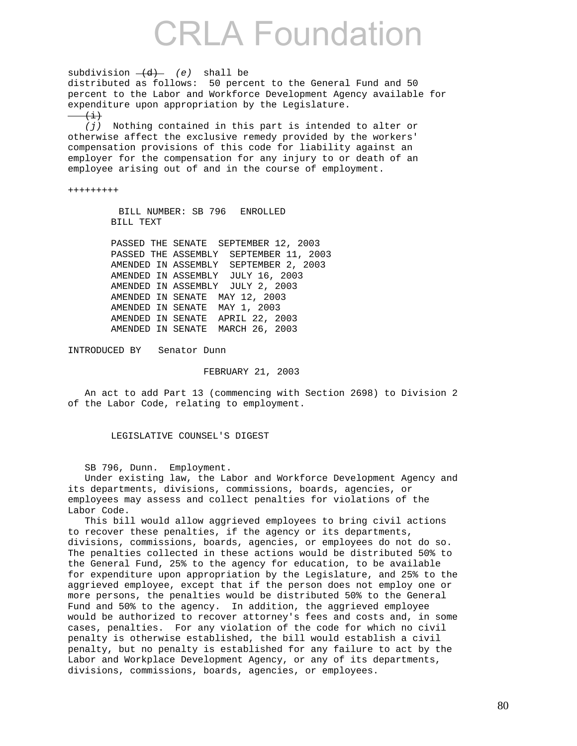subdivision ~~(d)~~ *(e)* shall be distributed as follows: 50 percent to the General Fund and 50 percent to the Labor and Workforce Development Agency available for expenditure upon appropriation by the Legislature.

~~(i)~~

*(j)* Nothing contained in this part is intended to alter or otherwise affect the exclusive remedy provided by the workers' compensation provisions of this code for liability against an employer for the compensation for any injury to or death of an employee arising out of and in the course of employment.

+++++++++

BILL NUMBER: SB 796 ENROLLED
BILL TEXT

PASSED THE SENATE SEPTEMBER 12, 2003
PASSED THE ASSEMBLY SEPTEMBER 11, 2003
AMENDED IN ASSEMBLY SEPTEMBER 2, 2003
AMENDED IN ASSEMBLY JULY 16, 2003
AMENDED IN ASSEMBLY JULY 2, 2003
AMENDED IN SENATE MAY 12, 2003
AMENDED IN SENATE MAY 1, 2003
AMENDED IN SENATE APRIL 22, 2003
AMENDED IN SENATE MARCH 26, 2003

INTRODUCED BY Senator Dunn

FEBRUARY 21, 2003

An act to add Part 13 (commencing with Section 2698) to Division 2 of the Labor Code, relating to employment.

LEGISLATIVE COUNSEL'S DIGEST

SB 796, Dunn. Employment.

Under existing law, the Labor and Workforce Development Agency and its departments, divisions, commissions, boards, agencies, or employees may assess and collect penalties for violations of the Labor Code.

This bill would allow aggrieved employees to bring civil actions to recover these penalties, if the agency or its departments, divisions, commissions, boards, agencies, or employees do not do so. The penalties collected in these actions would be distributed 50% to the General Fund, 25% to the agency for education, to be available for expenditure upon appropriation by the Legislature, and 25% to the aggrieved employee, except that if the person does not employ one or more persons, the penalties would be distributed 50% to the General Fund and 50% to the agency. In addition, the aggrieved employee would be authorized to recover attorney's fees and costs and, in some cases, penalties. For any violation of the code for which no civil penalty is otherwise established, the bill would establish a civil penalty, but no penalty is established for any failure to act by the Labor and Workplace Development Agency, or any of its departments, divisions, commissions, boards, agencies, or employees.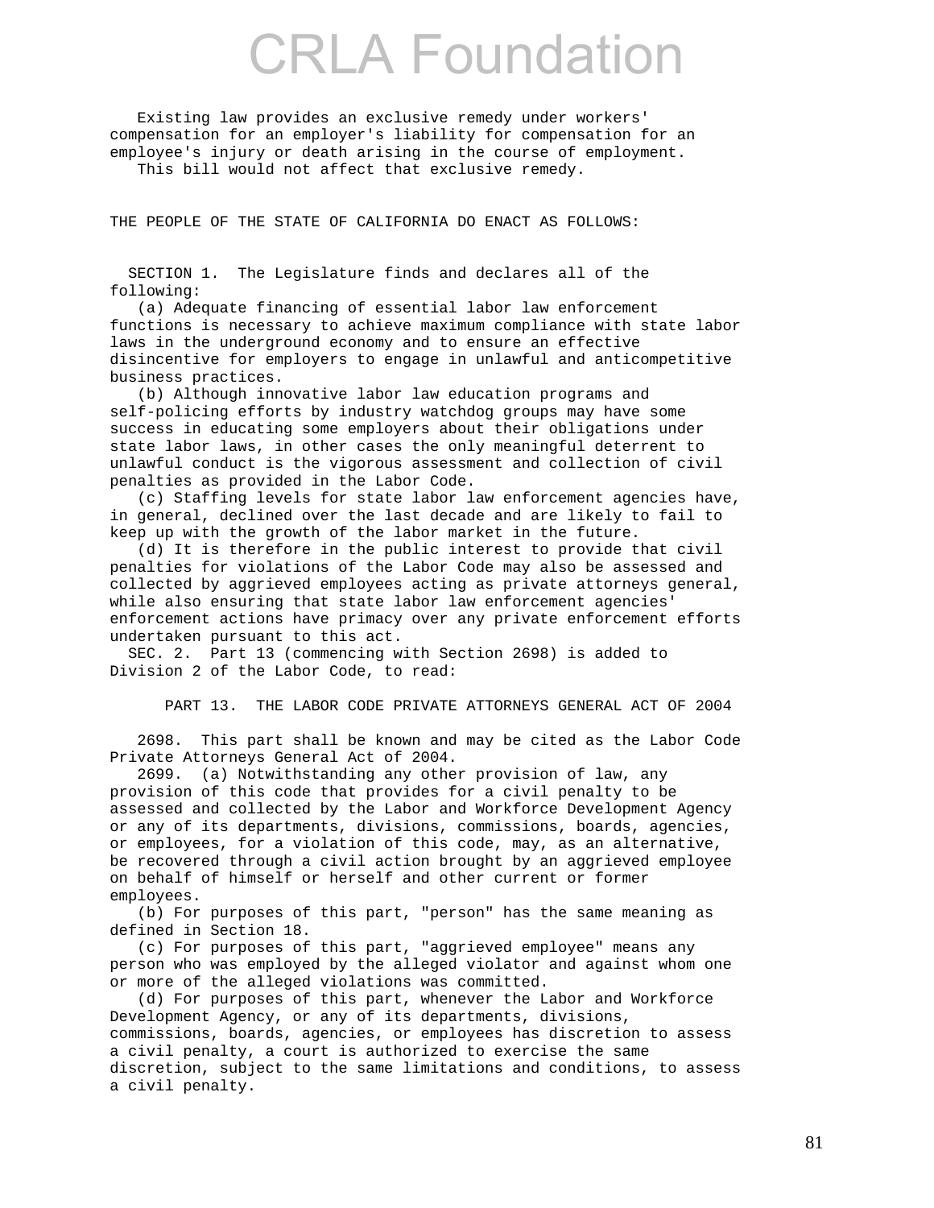Existing law provides an exclusive remedy under workers' compensation for an employer's liability for compensation for an employee's injury or death arising in the course of employment.

This bill would not affect that exclusive remedy.

THE PEOPLE OF THE STATE OF CALIFORNIA DO ENACT AS FOLLOWS:

SECTION 1. The Legislature finds and declares all of the following:

(a) Adequate financing of essential labor law enforcement functions is necessary to achieve maximum compliance with state labor laws in the underground economy and to ensure an effective disincentive for employers to engage in unlawful and anticompetitive business practices.

(b) Although innovative labor law education programs and self-policing efforts by industry watchdog groups may have some success in educating some employers about their obligations under state labor laws, in other cases the only meaningful deterrent to unlawful conduct is the vigorous assessment and collection of civil penalties as provided in the Labor Code.

(c) Staffing levels for state labor law enforcement agencies have, in general, declined over the last decade and are likely to fail to keep up with the growth of the labor market in the future.

(d) It is therefore in the public interest to provide that civil penalties for violations of the Labor Code may also be assessed and collected by aggrieved employees acting as private attorneys general, while also ensuring that state labor law enforcement agencies' enforcement actions have primacy over any private enforcement efforts undertaken pursuant to this act.

SEC. 2. Part 13 (commencing with Section 2698) is added to Division 2 of the Labor Code, to read:

PART 13. THE LABOR CODE PRIVATE ATTORNEYS GENERAL ACT OF 2004

2698. This part shall be known and may be cited as the Labor Code Private Attorneys General Act of 2004.

2699. (a) Notwithstanding any other provision of law, any provision of this code that provides for a civil penalty to be assessed and collected by the Labor and Workforce Development Agency or any of its departments, divisions, commissions, boards, agencies, or employees, for a violation of this code, may, as an alternative, be recovered through a civil action brought by an aggrieved employee on behalf of himself or herself and other current or former employees.

(b) For purposes of this part, "person" has the same meaning as defined in Section 18.

(c) For purposes of this part, "aggrieved employee" means any person who was employed by the alleged violator and against whom one or more of the alleged violations was committed.

(d) For purposes of this part, whenever the Labor and Workforce Development Agency, or any of its departments, divisions, commissions, boards, agencies, or employees has discretion to assess a civil penalty, a court is authorized to exercise the same discretion, subject to the same limitations and conditions, to assess a civil penalty.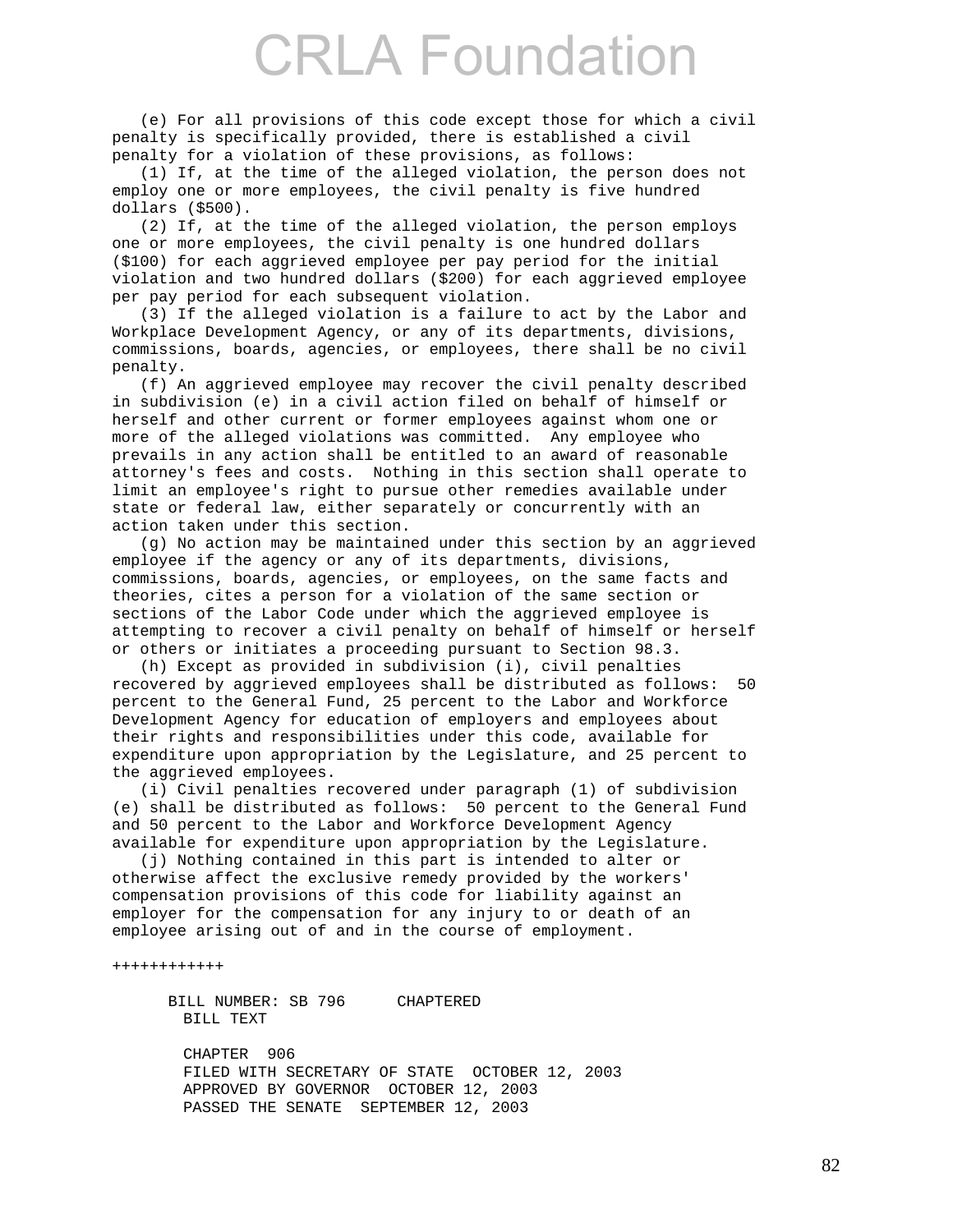(e) For all provisions of this code except those for which a civil penalty is specifically provided, there is established a civil penalty for a violation of these provisions, as follows:

(1) If, at the time of the alleged violation, the person does not employ one or more employees, the civil penalty is five hundred dollars ($500).

(2) If, at the time of the alleged violation, the person employs one or more employees, the civil penalty is one hundred dollars ($100) for each aggrieved employee per pay period for the initial violation and two hundred dollars ($200) for each aggrieved employee per pay period for each subsequent violation.

(3) If the alleged violation is a failure to act by the Labor and Workplace Development Agency, or any of its departments, divisions, commissions, boards, agencies, or employees, there shall be no civil penalty.

(f) An aggrieved employee may recover the civil penalty described in subdivision (e) in a civil action filed on behalf of himself or herself and other current or former employees against whom one or more of the alleged violations was committed. Any employee who prevails in any action shall be entitled to an award of reasonable attorney's fees and costs. Nothing in this section shall operate to limit an employee's right to pursue other remedies available under state or federal law, either separately or concurrently with an action taken under this section.

(g) No action may be maintained under this section by an aggrieved employee if the agency or any of its departments, divisions, commissions, boards, agencies, or employees, on the same facts and theories, cites a person for a violation of the same section or sections of the Labor Code under which the aggrieved employee is attempting to recover a civil penalty on behalf of himself or herself or others or initiates a proceeding pursuant to Section 98.3.

(h) Except as provided in subdivision (i), civil penalties recovered by aggrieved employees shall be distributed as follows: 50 percent to the General Fund, 25 percent to the Labor and Workforce Development Agency for education of employers and employees about their rights and responsibilities under this code, available for expenditure upon appropriation by the Legislature, and 25 percent to the aggrieved employees.

(i) Civil penalties recovered under paragraph (1) of subdivision (e) shall be distributed as follows: 50 percent to the General Fund and 50 percent to the Labor and Workforce Development Agency available for expenditure upon appropriation by the Legislature.

(j) Nothing contained in this part is intended to alter or otherwise affect the exclusive remedy provided by the workers' compensation provisions of this code for liability against an employer for the compensation for any injury to or death of an employee arising out of and in the course of employment.

++++++++++++

BILL NUMBER: SB 796 CHAPTERED
BILL TEXT

CHAPTER 906
FILED WITH SECRETARY OF STATE OCTOBER 12, 2003
APPROVED BY GOVERNOR OCTOBER 12, 2003
PASSED THE SENATE SEPTEMBER 12, 2003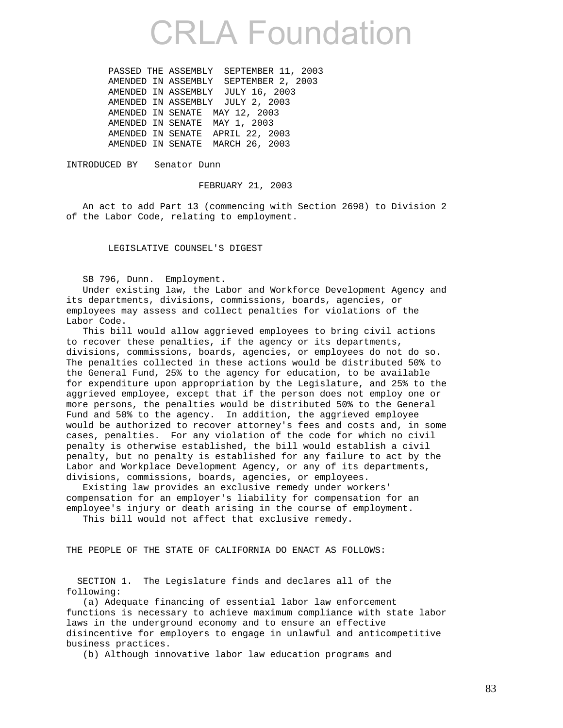# CRLA Foundation

PASSED THE ASSEMBLY SEPTEMBER 11, 2003
AMENDED IN ASSEMBLY SEPTEMBER 2, 2003
AMENDED IN ASSEMBLY JULY 16, 2003
AMENDED IN ASSEMBLY JULY 2, 2003
AMENDED IN SENATE MAY 12, 2003
AMENDED IN SENATE MAY 1, 2003
AMENDED IN SENATE APRIL 22, 2003
AMENDED IN SENATE MARCH 26, 2003

INTRODUCED BY Senator Dunn

FEBRUARY 21, 2003

An act to add Part 13 (commencing with Section 2698) to Division 2 of the Labor Code, relating to employment.

LEGISLATIVE COUNSEL'S DIGEST

SB 796, Dunn. Employment.

Under existing law, the Labor and Workforce Development Agency and its departments, divisions, commissions, boards, agencies, or employees may assess and collect penalties for violations of the Labor Code.

This bill would allow aggrieved employees to bring civil actions to recover these penalties, if the agency or its departments, divisions, commissions, boards, agencies, or employees do not do so. The penalties collected in these actions would be distributed 50% to the General Fund, 25% to the agency for education, to be available for expenditure upon appropriation by the Legislature, and 25% to the aggrieved employee, except that if the person does not employ one or more persons, the penalties would be distributed 50% to the General Fund and 50% to the agency. In addition, the aggrieved employee would be authorized to recover attorney's fees and costs and, in some cases, penalties. For any violation of the code for which no civil penalty is otherwise established, the bill would establish a civil penalty, but no penalty is established for any failure to act by the Labor and Workplace Development Agency, or any of its departments, divisions, commissions, boards, agencies, or employees.

Existing law provides an exclusive remedy under workers' compensation for an employer's liability for compensation for an employee's injury or death arising in the course of employment.

This bill would not affect that exclusive remedy.

THE PEOPLE OF THE STATE OF CALIFORNIA DO ENACT AS FOLLOWS:

SECTION 1. The Legislature finds and declares all of the following:

(a) Adequate financing of essential labor law enforcement functions is necessary to achieve maximum compliance with state labor laws in the underground economy and to ensure an effective disincentive for employers to engage in unlawful and anticompetitive business practices.

(b) Although innovative labor law education programs and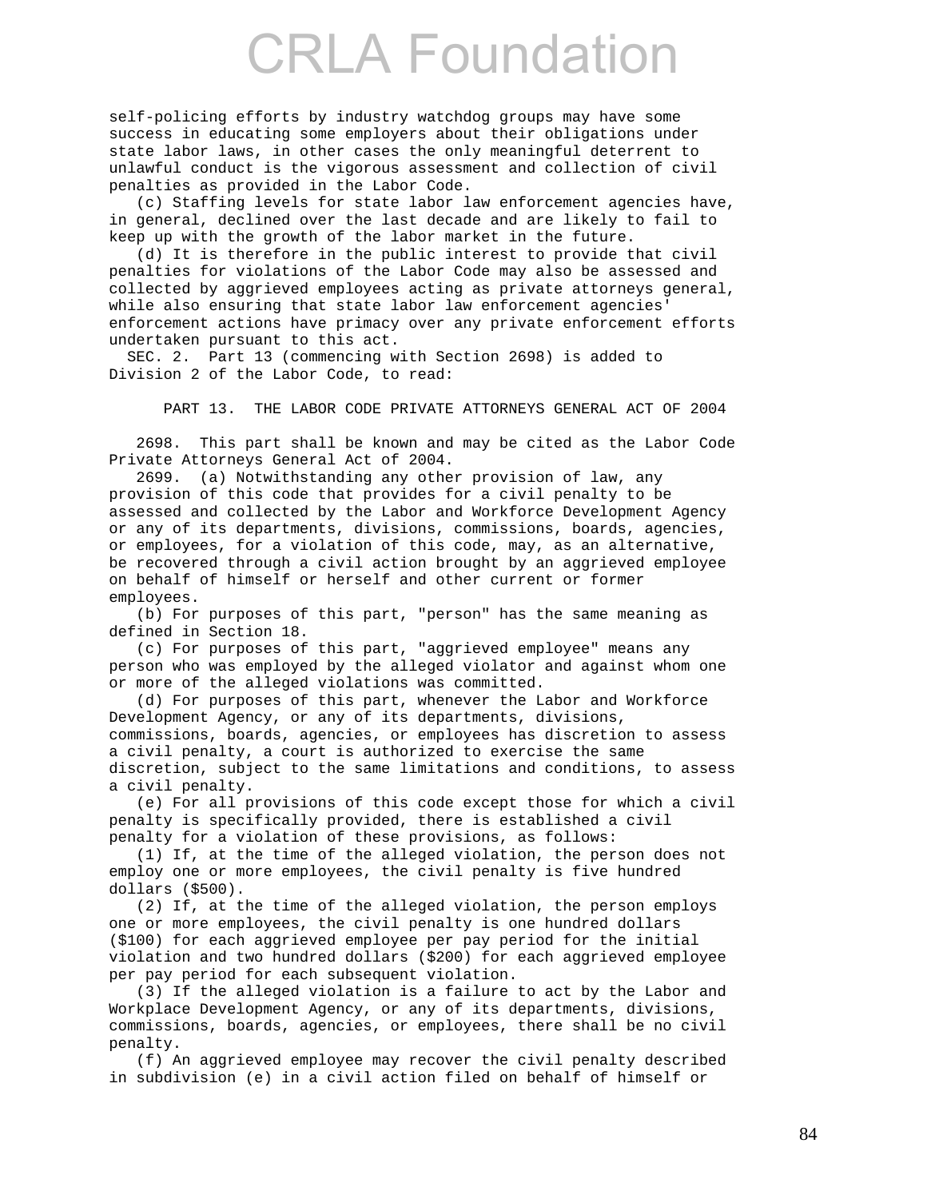self-policing efforts by industry watchdog groups may have some success in educating some employers about their obligations under state labor laws, in other cases the only meaningful deterrent to unlawful conduct is the vigorous assessment and collection of civil penalties as provided in the Labor Code.

(c) Staffing levels for state labor law enforcement agencies have, in general, declined over the last decade and are likely to fail to keep up with the growth of the labor market in the future.

(d) It is therefore in the public interest to provide that civil penalties for violations of the Labor Code may also be assessed and collected by aggrieved employees acting as private attorneys general, while also ensuring that state labor law enforcement agencies' enforcement actions have primacy over any private enforcement efforts undertaken pursuant to this act.

SEC. 2. Part 13 (commencing with Section 2698) is added to Division 2 of the Labor Code, to read:

PART 13. THE LABOR CODE PRIVATE ATTORNEYS GENERAL ACT OF 2004

2698. This part shall be known and may be cited as the Labor Code Private Attorneys General Act of 2004.

2699. (a) Notwithstanding any other provision of law, any provision of this code that provides for a civil penalty to be assessed and collected by the Labor and Workforce Development Agency or any of its departments, divisions, commissions, boards, agencies, or employees, for a violation of this code, may, as an alternative, be recovered through a civil action brought by an aggrieved employee on behalf of himself or herself and other current or former employees.

(b) For purposes of this part, "person" has the same meaning as defined in Section 18.

(c) For purposes of this part, "aggrieved employee" means any person who was employed by the alleged violator and against whom one or more of the alleged violations was committed.

(d) For purposes of this part, whenever the Labor and Workforce Development Agency, or any of its departments, divisions, commissions, boards, agencies, or employees has discretion to assess a civil penalty, a court is authorized to exercise the same discretion, subject to the same limitations and conditions, to assess a civil penalty.

(e) For all provisions of this code except those for which a civil penalty is specifically provided, there is established a civil penalty for a violation of these provisions, as follows:

(1) If, at the time of the alleged violation, the person does not employ one or more employees, the civil penalty is five hundred dollars ($500).

(2) If, at the time of the alleged violation, the person employs one or more employees, the civil penalty is one hundred dollars ($100) for each aggrieved employee per pay period for the initial violation and two hundred dollars ($200) for each aggrieved employee per pay period for each subsequent violation.

(3) If the alleged violation is a failure to act by the Labor and Workplace Development Agency, or any of its departments, divisions, commissions, boards, agencies, or employees, there shall be no civil penalty.

(f) An aggrieved employee may recover the civil penalty described in subdivision (e) in a civil action filed on behalf of himself or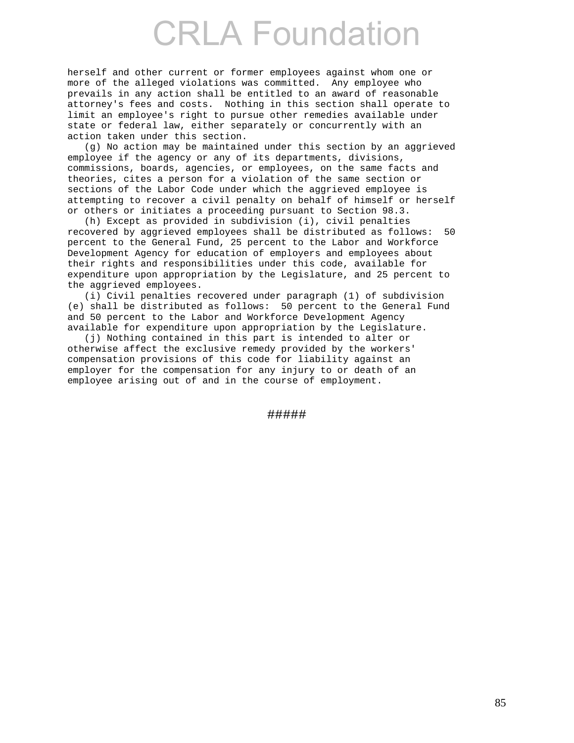herself and other current or former employees against whom one or more of the alleged violations was committed. Any employee who prevails in any action shall be entitled to an award of reasonable attorney's fees and costs. Nothing in this section shall operate to limit an employee's right to pursue other remedies available under state or federal law, either separately or concurrently with an action taken under this section.

(g) No action may be maintained under this section by an aggrieved employee if the agency or any of its departments, divisions, commissions, boards, agencies, or employees, on the same facts and theories, cites a person for a violation of the same section or sections of the Labor Code under which the aggrieved employee is attempting to recover a civil penalty on behalf of himself or herself or others or initiates a proceeding pursuant to Section 98.3.

(h) Except as provided in subdivision (i), civil penalties recovered by aggrieved employees shall be distributed as follows: 50 percent to the General Fund, 25 percent to the Labor and Workforce Development Agency for education of employers and employees about their rights and responsibilities under this code, available for expenditure upon appropriation by the Legislature, and 25 percent to the aggrieved employees.

(i) Civil penalties recovered under paragraph (1) of subdivision (e) shall be distributed as follows: 50 percent to the General Fund and 50 percent to the Labor and Workforce Development Agency available for expenditure upon appropriation by the Legislature.

(j) Nothing contained in this part is intended to alter or otherwise affect the exclusive remedy provided by the workers' compensation provisions of this code for liability against an employer for the compensation for any injury to or death of an employee arising out of and in the course of employment.

#####